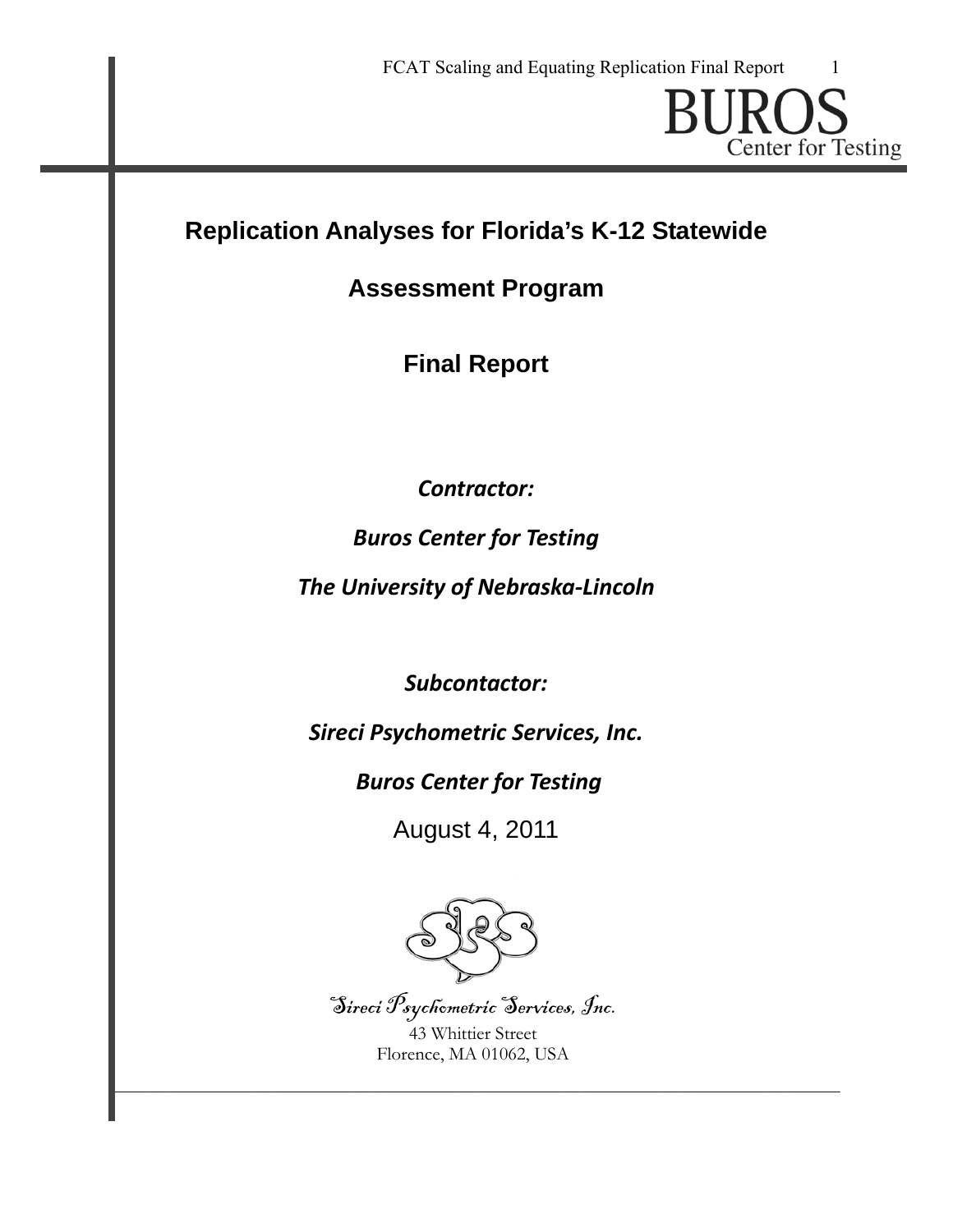# Replication Analyses for Florida's K-12 Statewide Assessment Program

## Final Report

***Contractor:***

***Buros Center for Testing***

***The University of Nebraska-Lincoln***

***Subcontactor:***

***Sireci Psychometric Services, Inc.***

***Buros Center for Testing***

August 4, 2011

*Sireci Psychometric Services, Inc.*

43 Whittier Street
Florence, MA 01062, USA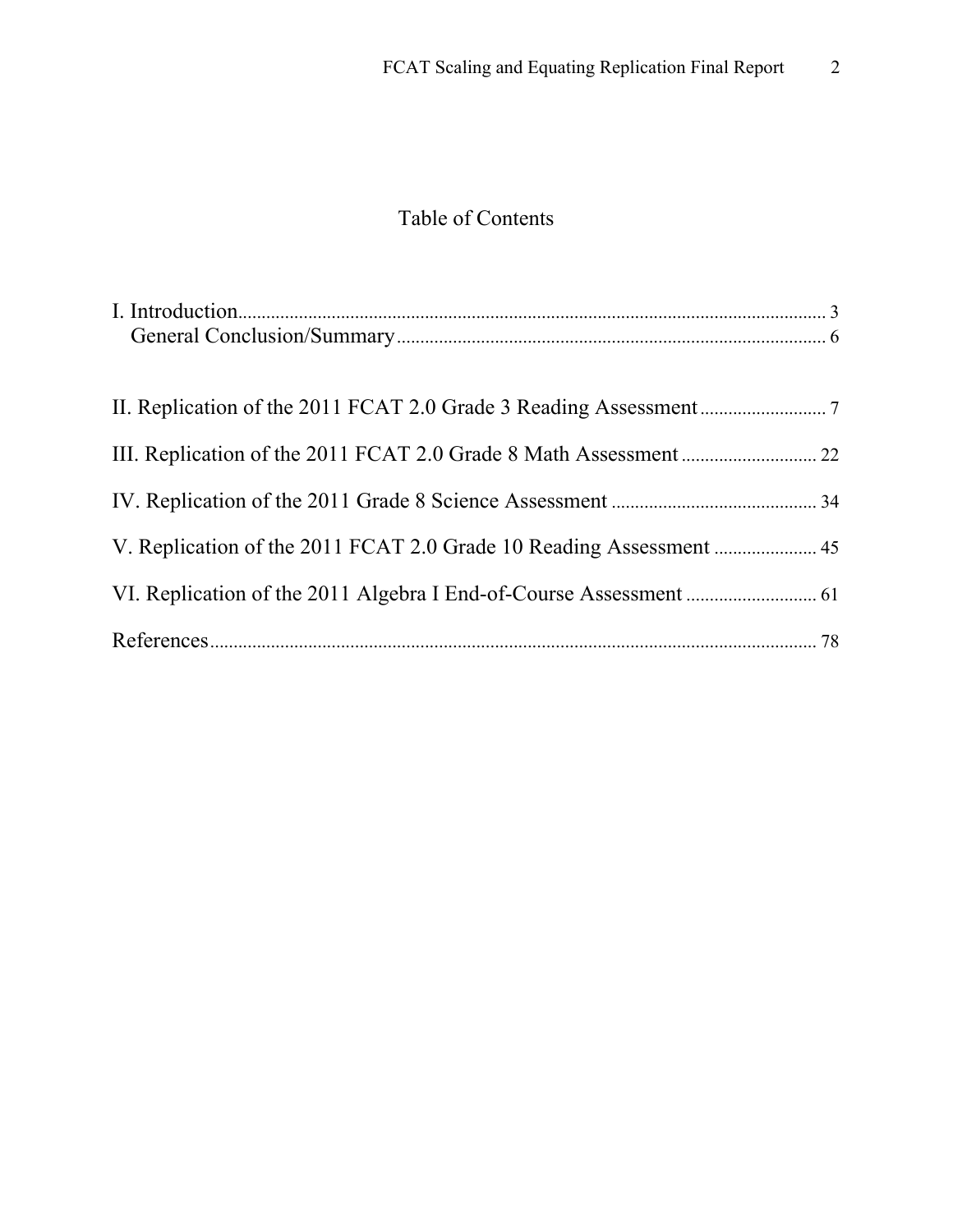# Table of Contents

I. Introduction ........................................................................................................ 3
   General Conclusion/Summary ........................................................................... 6

II. Replication of the 2011 FCAT 2.0 Grade 3 Reading Assessment .......................... 7

III. Replication of the 2011 FCAT 2.0 Grade 8 Math Assessment ............................ 22

IV. Replication of the 2011 Grade 8 Science Assessment ........................................ 34

V. Replication of the 2011 FCAT 2.0 Grade 10 Reading Assessment ...................... 45

VI. Replication of the 2011 Algebra I End-of-Course Assessment ............................ 61

References ............................................................................................................. 78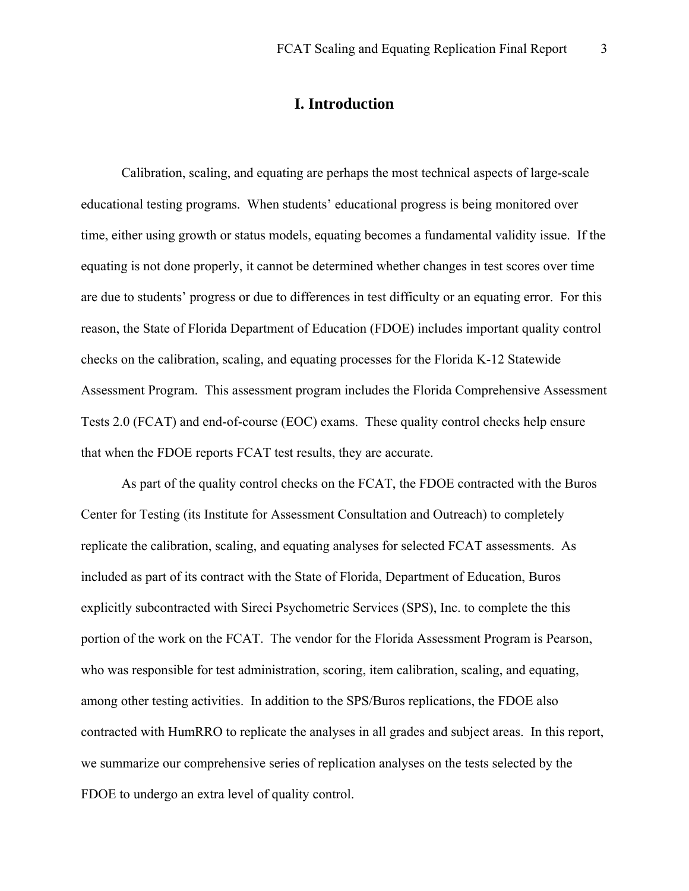# I. Introduction

Calibration, scaling, and equating are perhaps the most technical aspects of large-scale educational testing programs. When students' educational progress is being monitored over time, either using growth or status models, equating becomes a fundamental validity issue. If the equating is not done properly, it cannot be determined whether changes in test scores over time are due to students' progress or due to differences in test difficulty or an equating error. For this reason, the State of Florida Department of Education (FDOE) includes important quality control checks on the calibration, scaling, and equating processes for the Florida K-12 Statewide Assessment Program. This assessment program includes the Florida Comprehensive Assessment Tests 2.0 (FCAT) and end-of-course (EOC) exams. These quality control checks help ensure that when the FDOE reports FCAT test results, they are accurate.

As part of the quality control checks on the FCAT, the FDOE contracted with the Buros Center for Testing (its Institute for Assessment Consultation and Outreach) to completely replicate the calibration, scaling, and equating analyses for selected FCAT assessments. As included as part of its contract with the State of Florida, Department of Education, Buros explicitly subcontracted with Sireci Psychometric Services (SPS), Inc. to complete the this portion of the work on the FCAT. The vendor for the Florida Assessment Program is Pearson, who was responsible for test administration, scoring, item calibration, scaling, and equating, among other testing activities. In addition to the SPS/Buros replications, the FDOE also contracted with HumRRO to replicate the analyses in all grades and subject areas. In this report, we summarize our comprehensive series of replication analyses on the tests selected by the FDOE to undergo an extra level of quality control.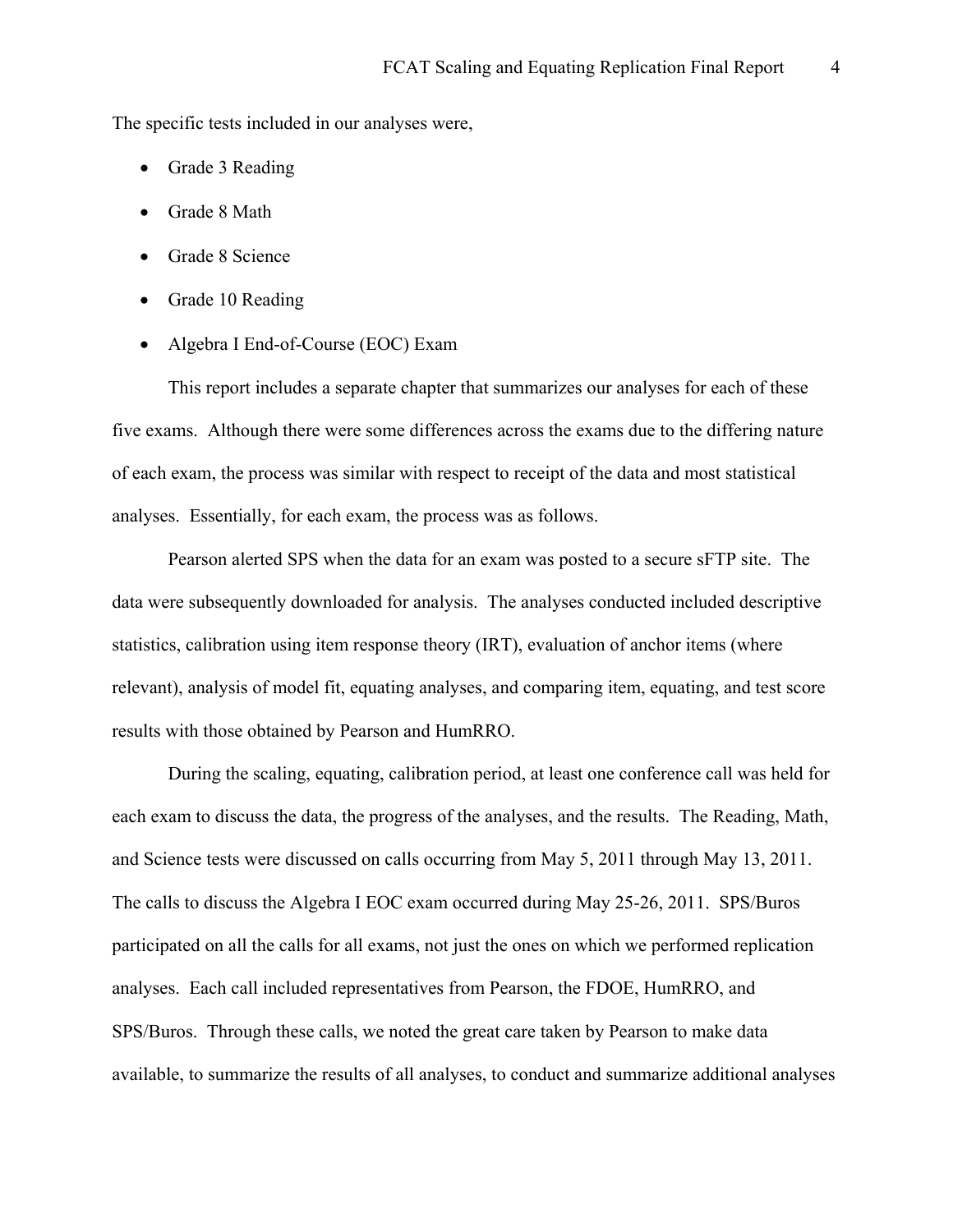The specific tests included in our analyses were,

- Grade 3 Reading
- Grade 8 Math
- Grade 8 Science
- Grade 10 Reading
- Algebra I End-of-Course (EOC) Exam

This report includes a separate chapter that summarizes our analyses for each of these five exams. Although there were some differences across the exams due to the differing nature of each exam, the process was similar with respect to receipt of the data and most statistical analyses. Essentially, for each exam, the process was as follows.

Pearson alerted SPS when the data for an exam was posted to a secure sFTP site. The data were subsequently downloaded for analysis. The analyses conducted included descriptive statistics, calibration using item response theory (IRT), evaluation of anchor items (where relevant), analysis of model fit, equating analyses, and comparing item, equating, and test score results with those obtained by Pearson and HumRRO.

During the scaling, equating, calibration period, at least one conference call was held for each exam to discuss the data, the progress of the analyses, and the results. The Reading, Math, and Science tests were discussed on calls occurring from May 5, 2011 through May 13, 2011. The calls to discuss the Algebra I EOC exam occurred during May 25-26, 2011. SPS/Buros participated on all the calls for all exams, not just the ones on which we performed replication analyses. Each call included representatives from Pearson, the FDOE, HumRRO, and SPS/Buros. Through these calls, we noted the great care taken by Pearson to make data available, to summarize the results of all analyses, to conduct and summarize additional analyses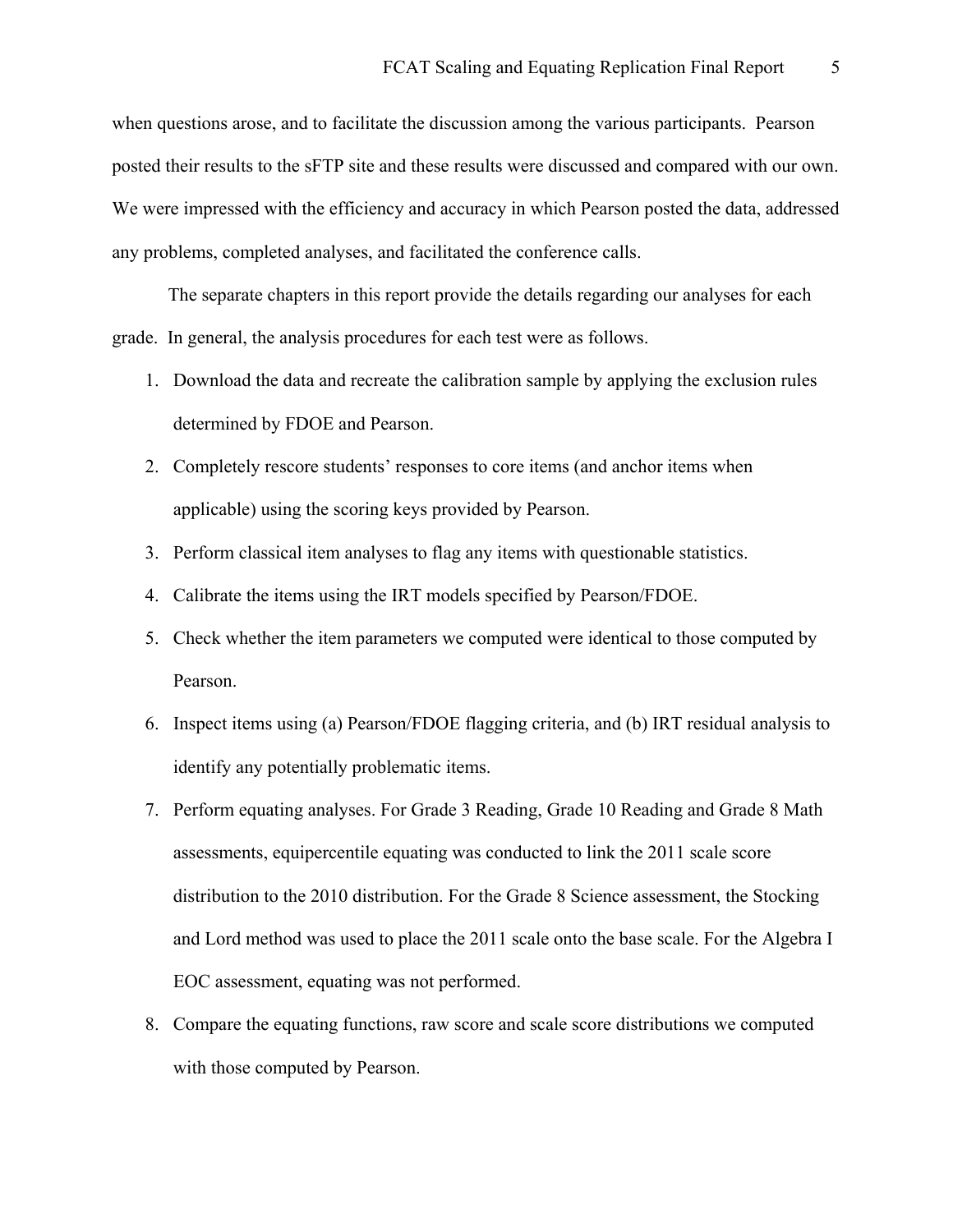when questions arose, and to facilitate the discussion among the various participants. Pearson posted their results to the sFTP site and these results were discussed and compared with our own. We were impressed with the efficiency and accuracy in which Pearson posted the data, addressed any problems, completed analyses, and facilitated the conference calls.

The separate chapters in this report provide the details regarding our analyses for each grade. In general, the analysis procedures for each test were as follows.

1. Download the data and recreate the calibration sample by applying the exclusion rules determined by FDOE and Pearson.
2. Completely rescore students' responses to core items (and anchor items when applicable) using the scoring keys provided by Pearson.
3. Perform classical item analyses to flag any items with questionable statistics.
4. Calibrate the items using the IRT models specified by Pearson/FDOE.
5. Check whether the item parameters we computed were identical to those computed by Pearson.
6. Inspect items using (a) Pearson/FDOE flagging criteria, and (b) IRT residual analysis to identify any potentially problematic items.
7. Perform equating analyses. For Grade 3 Reading, Grade 10 Reading and Grade 8 Math assessments, equipercentile equating was conducted to link the 2011 scale score distribution to the 2010 distribution. For the Grade 8 Science assessment, the Stocking and Lord method was used to place the 2011 scale onto the base scale. For the Algebra I EOC assessment, equating was not performed.
8. Compare the equating functions, raw score and scale score distributions we computed with those computed by Pearson.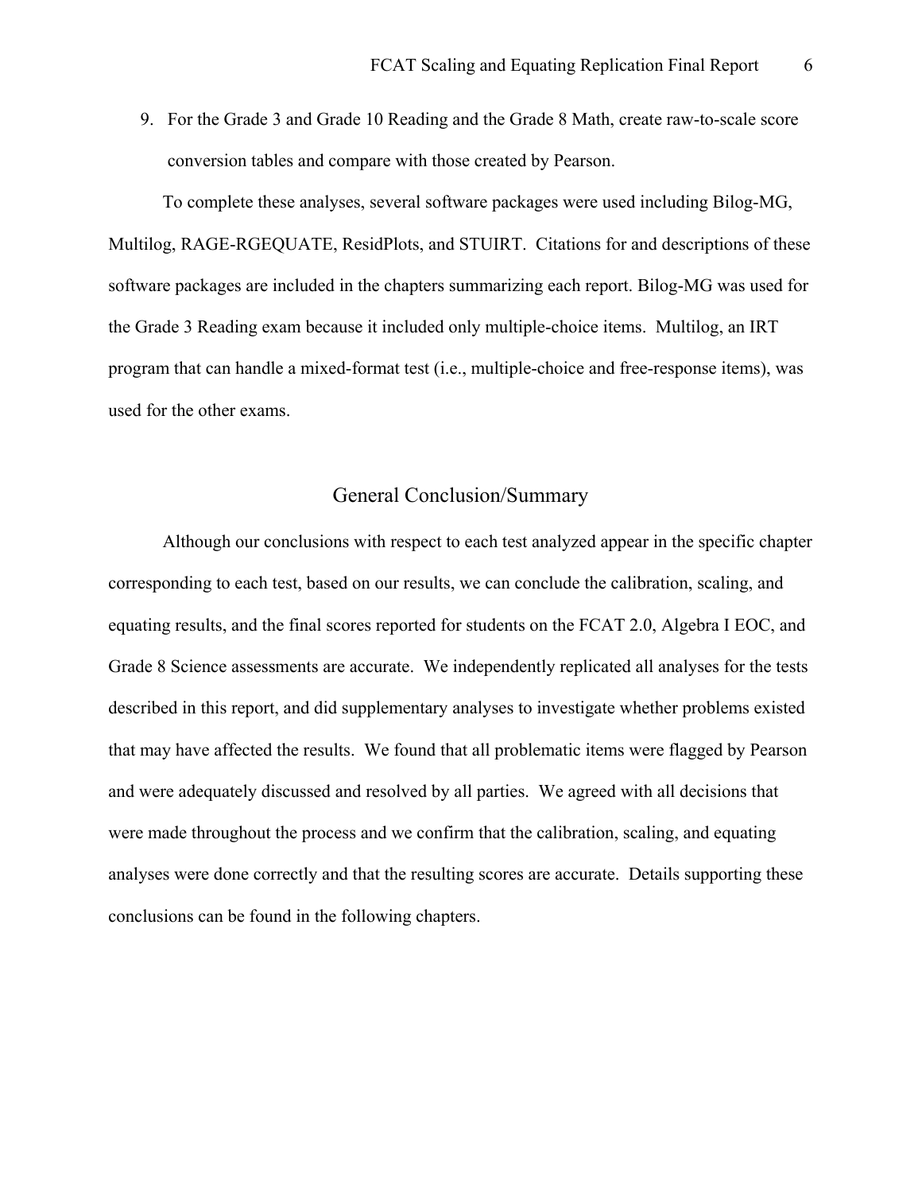9. For the Grade 3 and Grade 10 Reading and the Grade 8 Math, create raw-to-scale score conversion tables and compare with those created by Pearson.

To complete these analyses, several software packages were used including Bilog-MG, Multilog, RAGE-RGEQUATE, ResidPlots, and STUIRT. Citations for and descriptions of these software packages are included in the chapters summarizing each report. Bilog-MG was used for the Grade 3 Reading exam because it included only multiple-choice items. Multilog, an IRT program that can handle a mixed-format test (i.e., multiple-choice and free-response items), was used for the other exams.

## General Conclusion/Summary

Although our conclusions with respect to each test analyzed appear in the specific chapter corresponding to each test, based on our results, we can conclude the calibration, scaling, and equating results, and the final scores reported for students on the FCAT 2.0, Algebra I EOC, and Grade 8 Science assessments are accurate. We independently replicated all analyses for the tests described in this report, and did supplementary analyses to investigate whether problems existed that may have affected the results. We found that all problematic items were flagged by Pearson and were adequately discussed and resolved by all parties. We agreed with all decisions that were made throughout the process and we confirm that the calibration, scaling, and equating analyses were done correctly and that the resulting scores are accurate. Details supporting these conclusions can be found in the following chapters.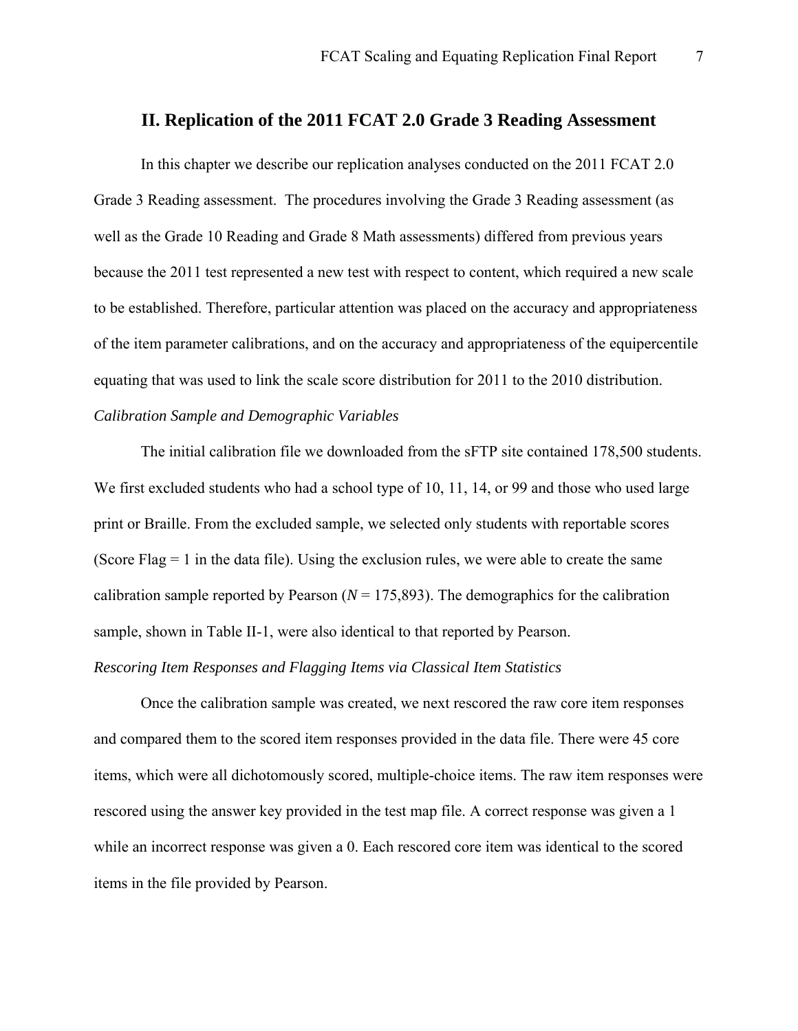## II. Replication of the 2011 FCAT 2.0 Grade 3 Reading Assessment

In this chapter we describe our replication analyses conducted on the 2011 FCAT 2.0 Grade 3 Reading assessment. The procedures involving the Grade 3 Reading assessment (as well as the Grade 10 Reading and Grade 8 Math assessments) differed from previous years because the 2011 test represented a new test with respect to content, which required a new scale to be established. Therefore, particular attention was placed on the accuracy and appropriateness of the item parameter calibrations, and on the accuracy and appropriateness of the equipercentile equating that was used to link the scale score distribution for 2011 to the 2010 distribution.

*Calibration Sample and Demographic Variables*

The initial calibration file we downloaded from the sFTP site contained 178,500 students. We first excluded students who had a school type of 10, 11, 14, or 99 and those who used large print or Braille. From the excluded sample, we selected only students with reportable scores (Score Flag = 1 in the data file). Using the exclusion rules, we were able to create the same calibration sample reported by Pearson (*N* = 175,893). The demographics for the calibration sample, shown in Table II-1, were also identical to that reported by Pearson.

*Rescoring Item Responses and Flagging Items via Classical Item Statistics*

Once the calibration sample was created, we next rescored the raw core item responses and compared them to the scored item responses provided in the data file. There were 45 core items, which were all dichotomously scored, multiple-choice items. The raw item responses were rescored using the answer key provided in the test map file. A correct response was given a 1 while an incorrect response was given a 0. Each rescored core item was identical to the scored items in the file provided by Pearson.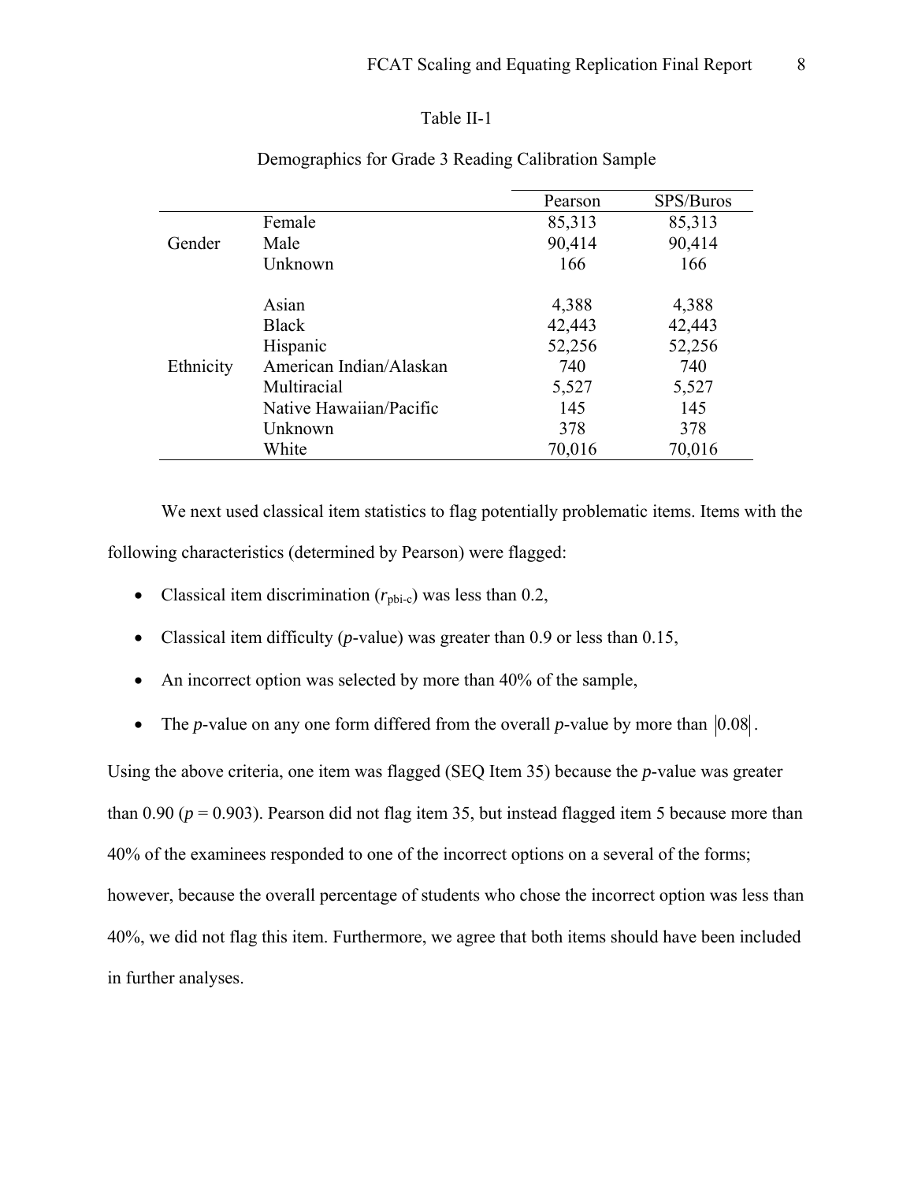Table II-1

Demographics for Grade 3 Reading Calibration Sample

| | | Pearson | SPS/Buros |
|---|---|---|---|
| Gender | Female | 85,313 | 85,313 |
| | Male | 90,414 | 90,414 |
| | Unknown | 166 | 166 |
| Ethnicity | Asian | 4,388 | 4,388 |
| | Black | 42,443 | 42,443 |
| | Hispanic | 52,256 | 52,256 |
| | American Indian/Alaskan | 740 | 740 |
| | Multiracial | 5,527 | 5,527 |
| | Native Hawaiian/Pacific | 145 | 145 |
| | Unknown | 378 | 378 |
| | White | 70,016 | 70,016 |

We next used classical item statistics to flag potentially problematic items. Items with the following characteristics (determined by Pearson) were flagged:

- Classical item discrimination ($r_{pbi\text{-}c}$) was less than 0.2,
- Classical item difficulty (*p*-value) was greater than 0.9 or less than 0.15,
- An incorrect option was selected by more than 40% of the sample,
- The *p*-value on any one form differed from the overall *p*-value by more than $|0.08|$.

Using the above criteria, one item was flagged (SEQ Item 35) because the *p*-value was greater than 0.90 ($p = 0.903$). Pearson did not flag item 35, but instead flagged item 5 because more than 40% of the examinees responded to one of the incorrect options on a several of the forms; however, because the overall percentage of students who chose the incorrect option was less than 40%, we did not flag this item. Furthermore, we agree that both items should have been included in further analyses.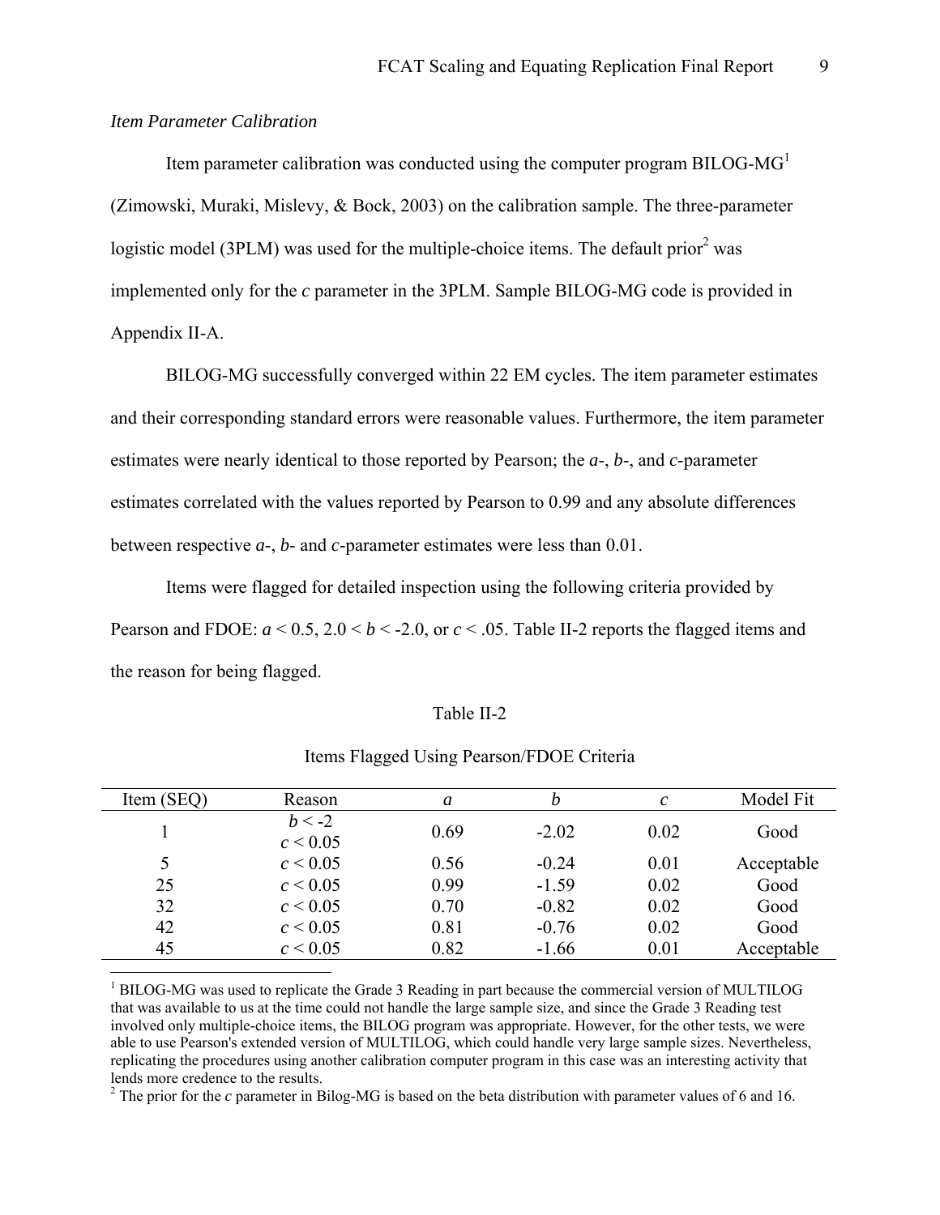*Item Parameter Calibration*

Item parameter calibration was conducted using the computer program BILOG-MG[1] (Zimowski, Muraki, Mislevy, & Bock, 2003) on the calibration sample. The three-parameter logistic model (3PLM) was used for the multiple-choice items. The default prior[2] was implemented only for the $c$ parameter in the 3PLM. Sample BILOG-MG code is provided in Appendix II-A.

BILOG-MG successfully converged within 22 EM cycles. The item parameter estimates and their corresponding standard errors were reasonable values. Furthermore, the item parameter estimates were nearly identical to those reported by Pearson; the $a$-, $b$-, and $c$-parameter estimates correlated with the values reported by Pearson to 0.99 and any absolute differences between respective $a$-, $b$- and $c$-parameter estimates were less than 0.01.

Items were flagged for detailed inspection using the following criteria provided by Pearson and FDOE: $a < 0.5$, $2.0 < b < -2.0$, or $c < .05$. Table II-2 reports the flagged items and the reason for being flagged.

Table II-2

Items Flagged Using Pearson/FDOE Criteria

| Item (SEQ) | Reason | $a$ | $b$ | $c$ | Model Fit |
|---|---|---|---|---|---|
| 1 | $b < -2$<br>$c < 0.05$ | 0.69 | -2.02 | 0.02 | Good |
| 5 | $c < 0.05$ | 0.56 | -0.24 | 0.01 | Acceptable |
| 25 | $c < 0.05$ | 0.99 | -1.59 | 0.02 | Good |
| 32 | $c < 0.05$ | 0.70 | -0.82 | 0.02 | Good |
| 42 | $c < 0.05$ | 0.81 | -0.76 | 0.02 | Good |
| 45 | $c < 0.05$ | 0.82 | -1.66 | 0.01 | Acceptable |

[1] BILOG-MG was used to replicate the Grade 3 Reading in part because the commercial version of MULTILOG that was available to us at the time could not handle the large sample size, and since the Grade 3 Reading test involved only multiple-choice items, the BILOG program was appropriate. However, for the other tests, we were able to use Pearson's extended version of MULTILOG, which could handle very large sample sizes. Nevertheless, replicating the procedures using another calibration computer program in this case was an interesting activity that lends more credence to the results.

[2] The prior for the $c$ parameter in Bilog-MG is based on the beta distribution with parameter values of 6 and 16.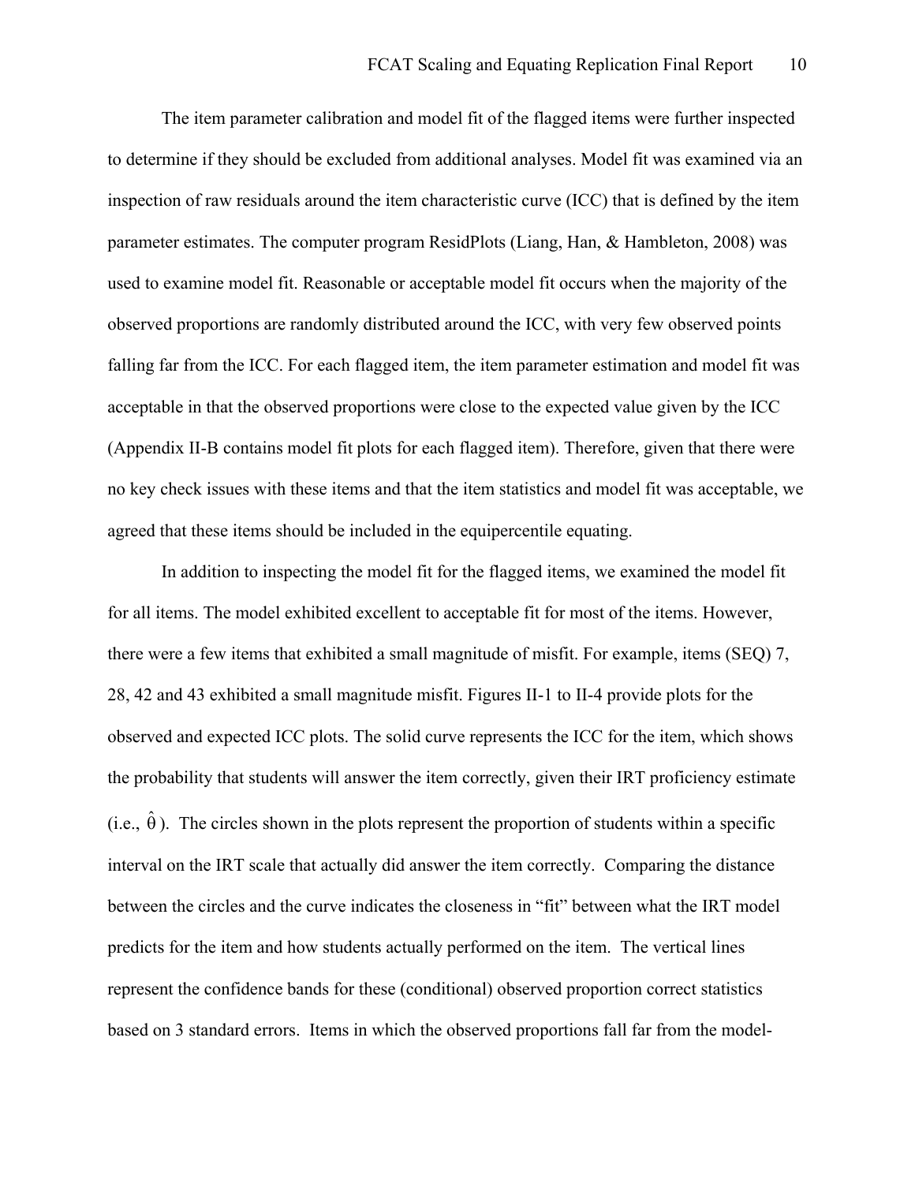The item parameter calibration and model fit of the flagged items were further inspected to determine if they should be excluded from additional analyses. Model fit was examined via an inspection of raw residuals around the item characteristic curve (ICC) that is defined by the item parameter estimates. The computer program ResidPlots (Liang, Han, & Hambleton, 2008) was used to examine model fit. Reasonable or acceptable model fit occurs when the majority of the observed proportions are randomly distributed around the ICC, with very few observed points falling far from the ICC. For each flagged item, the item parameter estimation and model fit was acceptable in that the observed proportions were close to the expected value given by the ICC (Appendix II-B contains model fit plots for each flagged item). Therefore, given that there were no key check issues with these items and that the item statistics and model fit was acceptable, we agreed that these items should be included in the equipercentile equating.

In addition to inspecting the model fit for the flagged items, we examined the model fit for all items. The model exhibited excellent to acceptable fit for most of the items. However, there were a few items that exhibited a small magnitude of misfit. For example, items (SEQ) 7, 28, 42 and 43 exhibited a small magnitude misfit. Figures II-1 to II-4 provide plots for the observed and expected ICC plots. The solid curve represents the ICC for the item, which shows the probability that students will answer the item correctly, given their IRT proficiency estimate (i.e., $\hat{\theta}$). The circles shown in the plots represent the proportion of students within a specific interval on the IRT scale that actually did answer the item correctly. Comparing the distance between the circles and the curve indicates the closeness in "fit" between what the IRT model predicts for the item and how students actually performed on the item. The vertical lines represent the confidence bands for these (conditional) observed proportion correct statistics based on 3 standard errors. Items in which the observed proportions fall far from the model-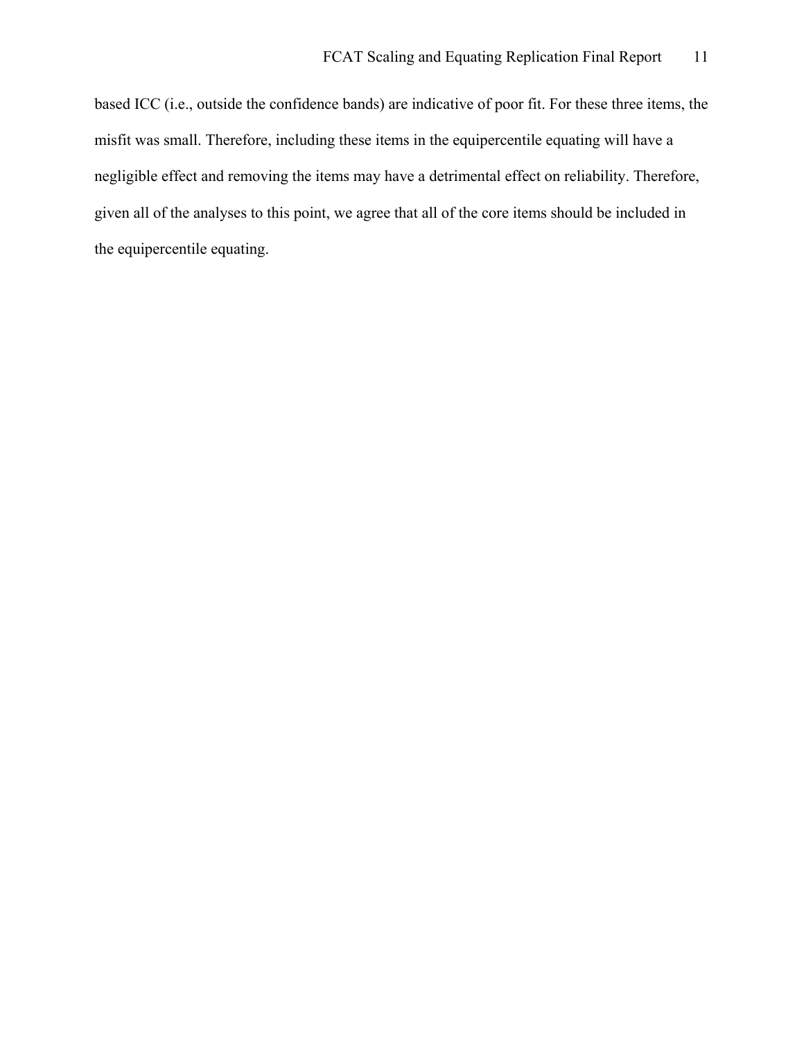based ICC (i.e., outside the confidence bands) are indicative of poor fit. For these three items, the misfit was small. Therefore, including these items in the equipercentile equating will have a negligible effect and removing the items may have a detrimental effect on reliability. Therefore, given all of the analyses to this point, we agree that all of the core items should be included in the equipercentile equating.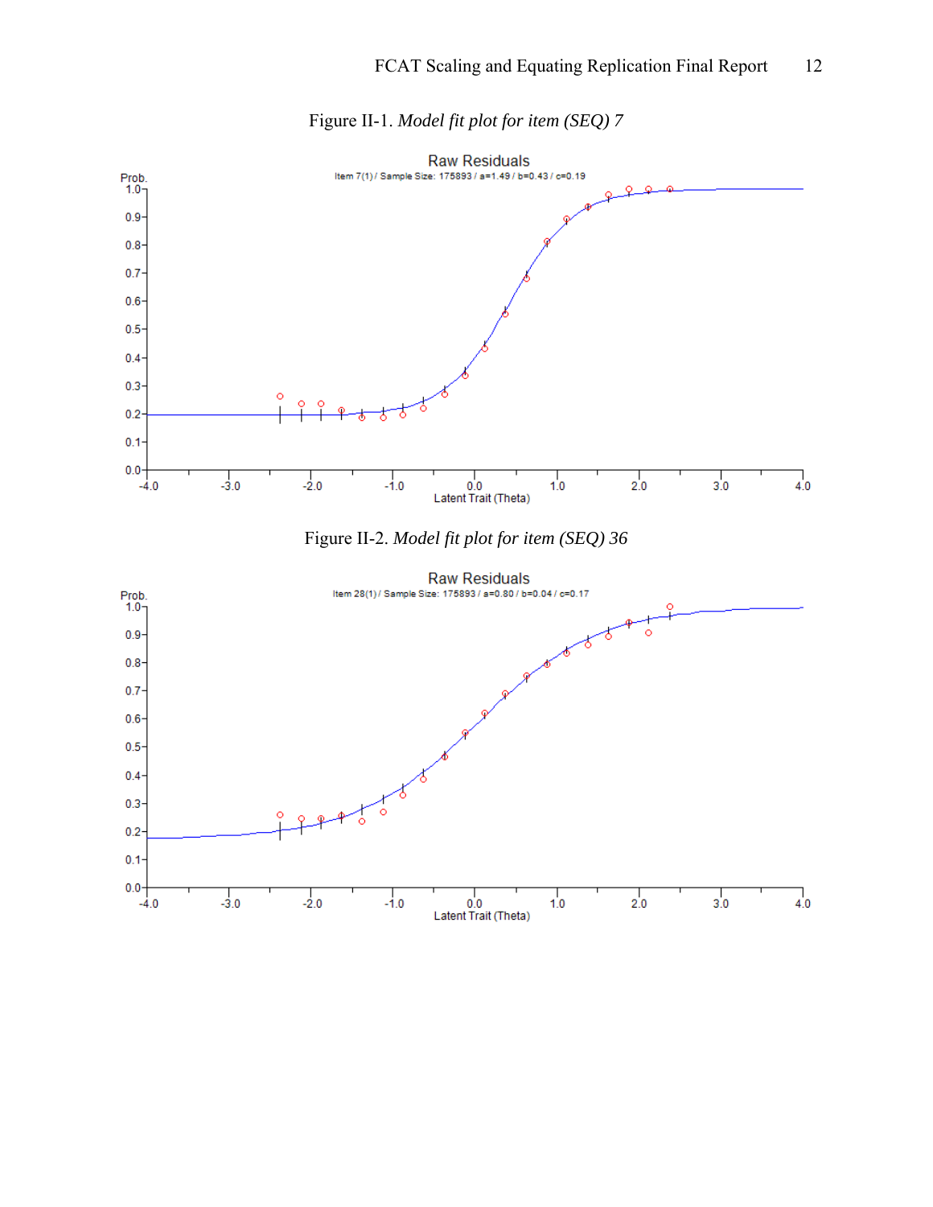Figure II-1. *Model fit plot for item (SEQ) 7*

Figure II-2. *Model fit plot for item (SEQ) 36*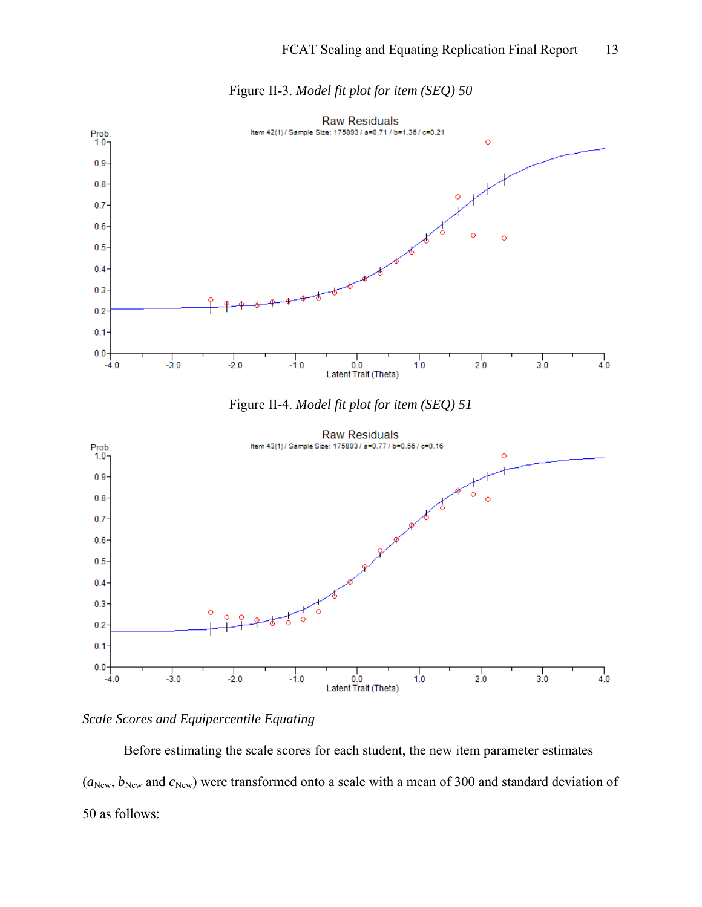Figure II-3. *Model fit plot for item (SEQ) 50*

Figure II-4. *Model fit plot for item (SEQ) 51*

*Scale Scores and Equipercentile Equating*

Before estimating the scale scores for each student, the new item parameter estimates ($a_{\text{New}}$, $b_{\text{New}}$ and $c_{\text{New}}$) were transformed onto a scale with a mean of 300 and standard deviation of 50 as follows: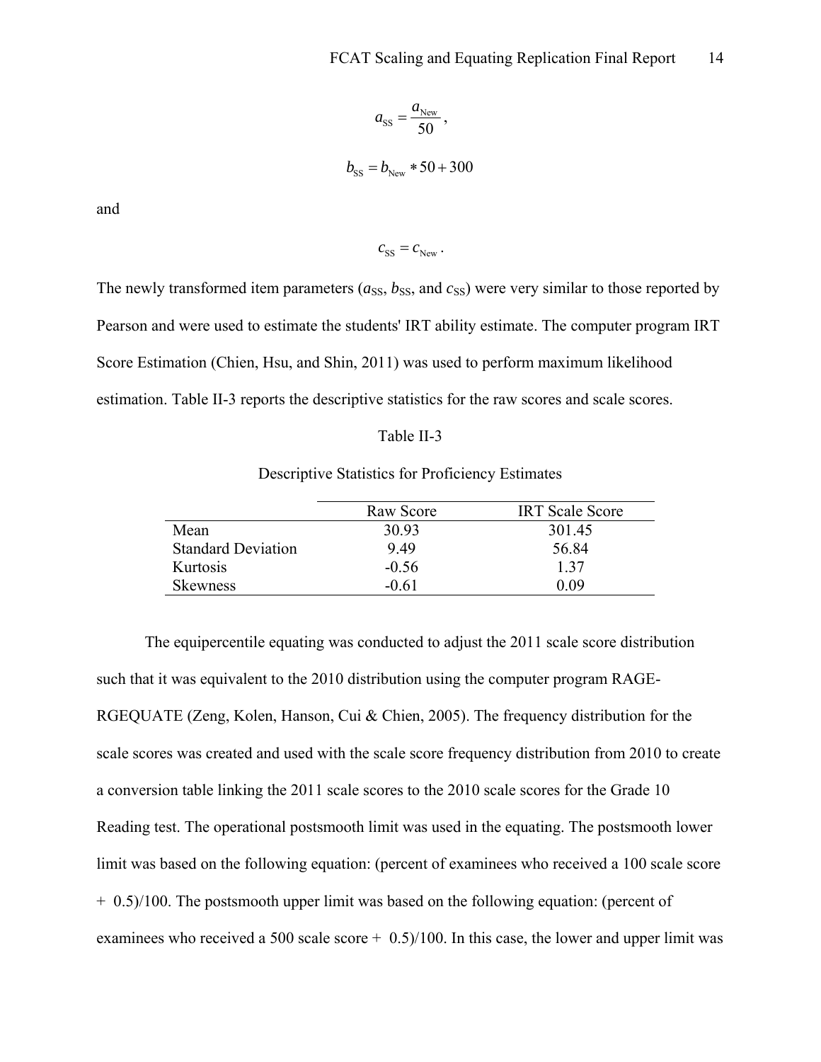$$a_{\text{SS}} = \frac{a_{\text{New}}}{50},$$

$$b_{\text{SS}} = b_{\text{New}} * 50 + 300$$

and

$$c_{\text{SS}} = c_{\text{New}}.$$

The newly transformed item parameters ($a_{\text{SS}}$, $b_{\text{SS}}$, and $c_{\text{SS}}$) were very similar to those reported by Pearson and were used to estimate the students' IRT ability estimate. The computer program IRT Score Estimation (Chien, Hsu, and Shin, 2011) was used to perform maximum likelihood estimation. Table II-3 reports the descriptive statistics for the raw scores and scale scores.

Table II-3

Descriptive Statistics for Proficiency Estimates

| | Raw Score | IRT Scale Score |
|---|---|---|
| Mean | 30.93 | 301.45 |
| Standard Deviation | 9.49 | 56.84 |
| Kurtosis | -0.56 | 1.37 |
| Skewness | -0.61 | 0.09 |

The equipercentile equating was conducted to adjust the 2011 scale score distribution such that it was equivalent to the 2010 distribution using the computer program RAGE-RGEQUATE (Zeng, Kolen, Hanson, Cui & Chien, 2005). The frequency distribution for the scale scores was created and used with the scale score frequency distribution from 2010 to create a conversion table linking the 2011 scale scores to the 2010 scale scores for the Grade 10 Reading test. The operational postsmooth limit was used in the equating. The postsmooth lower limit was based on the following equation: (percent of examinees who received a 100 scale score + 0.5)/100. The postsmooth upper limit was based on the following equation: (percent of examinees who received a 500 scale score + 0.5)/100. In this case, the lower and upper limit was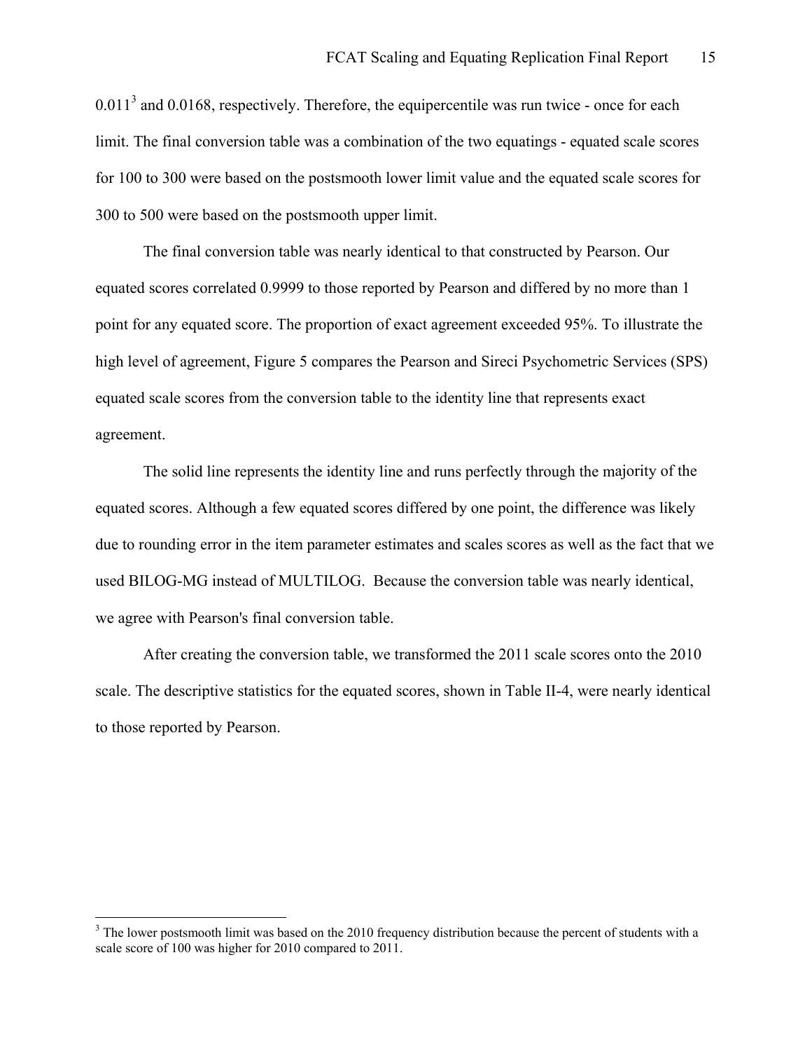0.011[3] and 0.0168, respectively. Therefore, the equipercentile was run twice - once for each limit. The final conversion table was a combination of the two equatings - equated scale scores for 100 to 300 were based on the postsmooth lower limit value and the equated scale scores for 300 to 500 were based on the postsmooth upper limit.

The final conversion table was nearly identical to that constructed by Pearson. Our equated scores correlated 0.9999 to those reported by Pearson and differed by no more than 1 point for any equated score. The proportion of exact agreement exceeded 95%. To illustrate the high level of agreement, Figure 5 compares the Pearson and Sireci Psychometric Services (SPS) equated scale scores from the conversion table to the identity line that represents exact agreement.

The solid line represents the identity line and runs perfectly through the majority of the equated scores. Although a few equated scores differed by one point, the difference was likely due to rounding error in the item parameter estimates and scales scores as well as the fact that we used BILOG-MG instead of MULTILOG. Because the conversion table was nearly identical, we agree with Pearson's final conversion table.

After creating the conversion table, we transformed the 2011 scale scores onto the 2010 scale. The descriptive statistics for the equated scores, shown in Table II-4, were nearly identical to those reported by Pearson.

---

[3] The lower postsmooth limit was based on the 2010 frequency distribution because the percent of students with a scale score of 100 was higher for 2010 compared to 2011.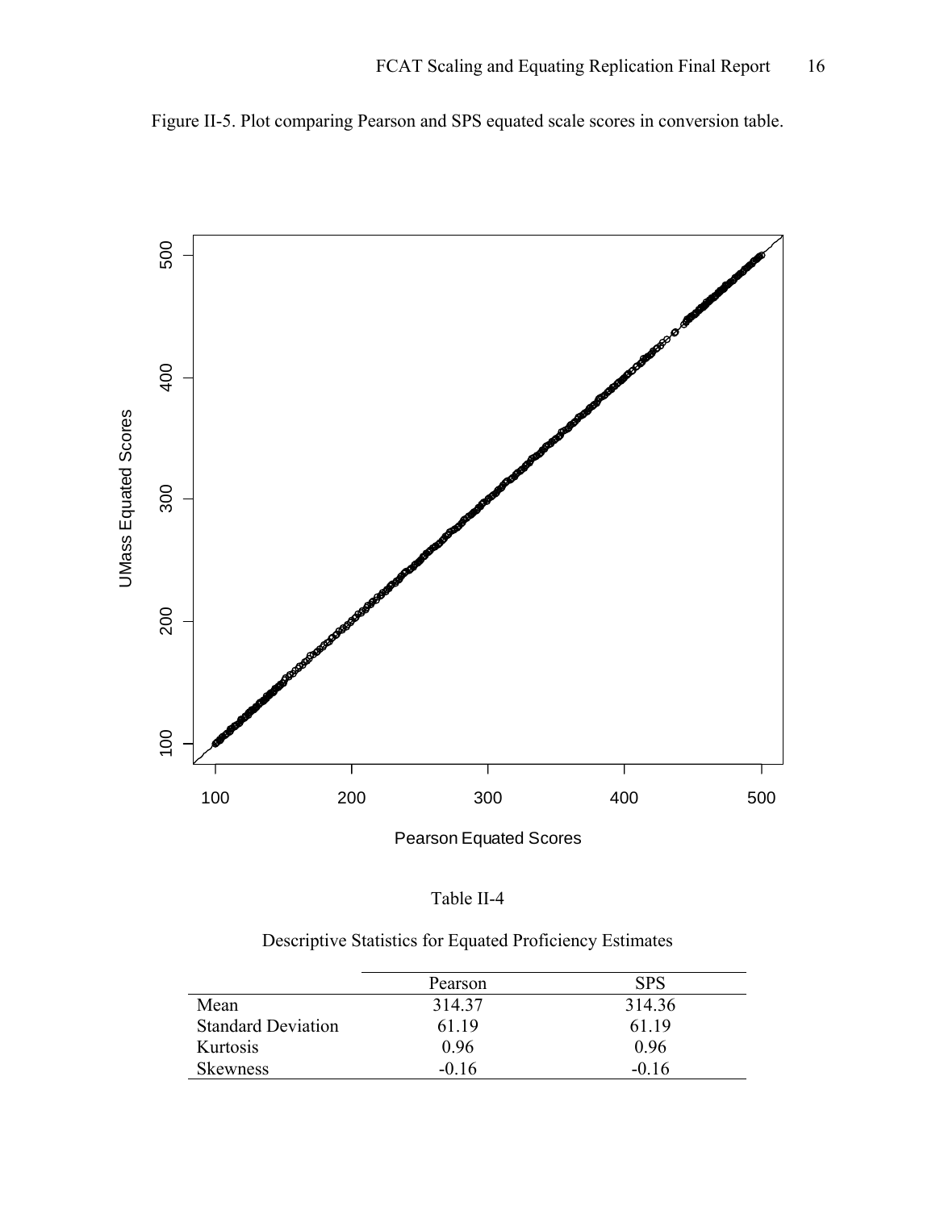Figure II-5. Plot comparing Pearson and SPS equated scale scores in conversion table.

Table II-4

Descriptive Statistics for Equated Proficiency Estimates

| | Pearson | SPS |
|---|---|---|
| Mean | 314.37 | 314.36 |
| Standard Deviation | 61.19 | 61.19 |
| Kurtosis | 0.96 | 0.96 |
| Skewness | -0.16 | -0.16 |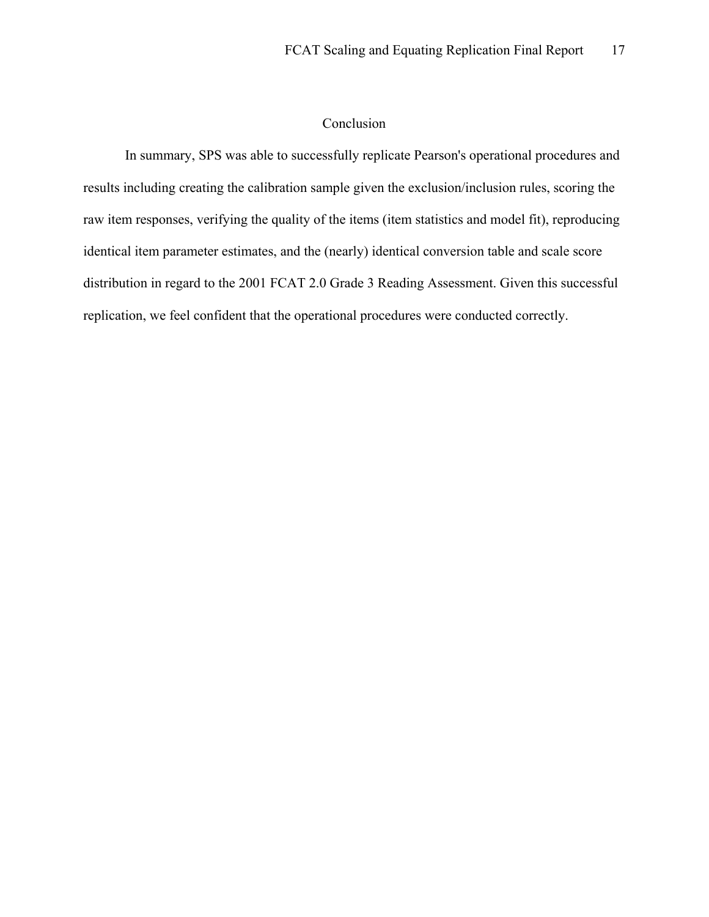# Conclusion

In summary, SPS was able to successfully replicate Pearson's operational procedures and results including creating the calibration sample given the exclusion/inclusion rules, scoring the raw item responses, verifying the quality of the items (item statistics and model fit), reproducing identical item parameter estimates, and the (nearly) identical conversion table and scale score distribution in regard to the 2001 FCAT 2.0 Grade 3 Reading Assessment. Given this successful replication, we feel confident that the operational procedures were conducted correctly.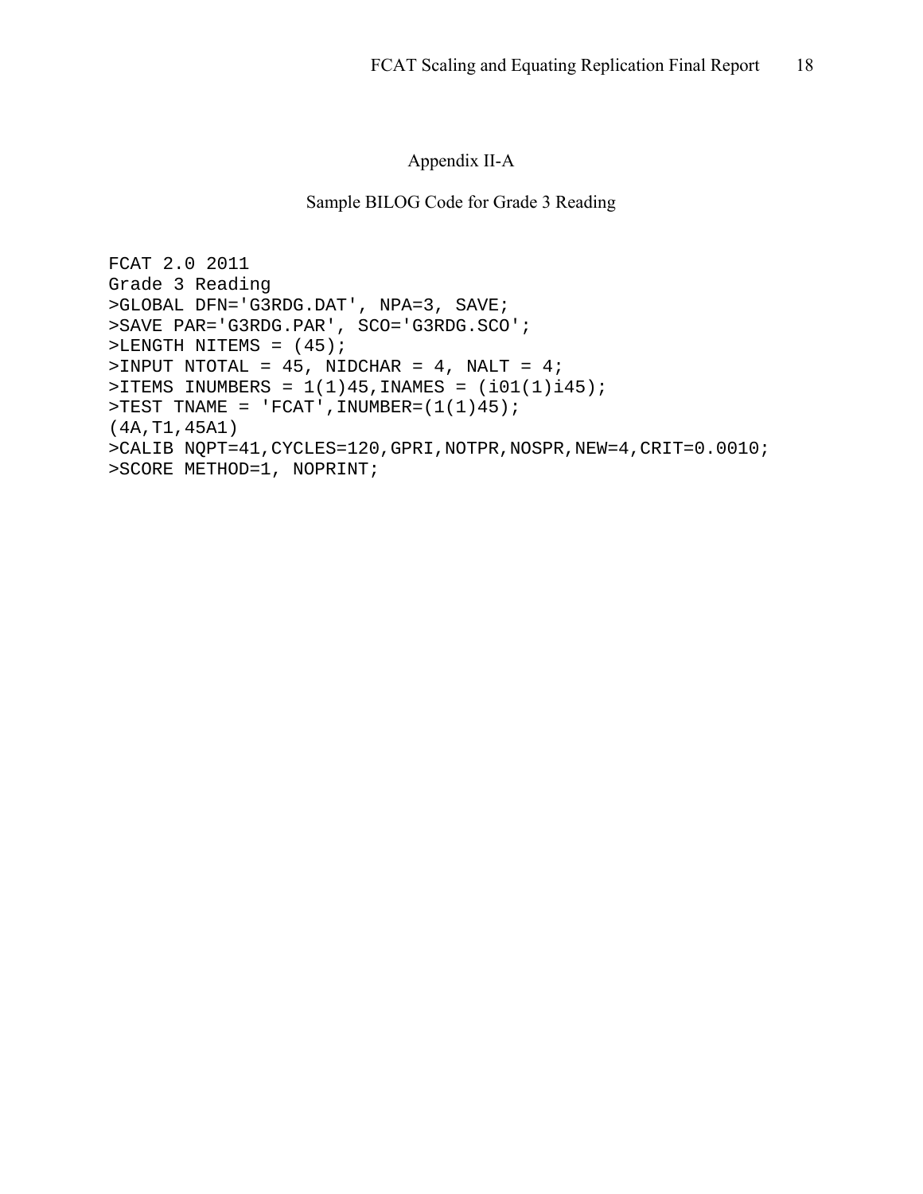# Appendix II-A

## Sample BILOG Code for Grade 3 Reading

```
FCAT 2.0 2011
Grade 3 Reading
>GLOBAL DFN='G3RDG.DAT', NPA=3, SAVE;
>SAVE PAR='G3RDG.PAR', SCO='G3RDG.SCO';
>LENGTH NITEMS = (45);
>INPUT NTOTAL = 45, NIDCHAR = 4, NALT = 4;
>ITEMS INUMBERS = 1(1)45,INAMES = (i01(1)i45);
>TEST TNAME = 'FCAT',INUMBER=(1(1)45);
(4A,T1,45A1)
>CALIB NQPT=41,CYCLES=120,GPRI,NOTPR,NOSPR,NEW=4,CRIT=0.0010;
>SCORE METHOD=1, NOPRINT;
```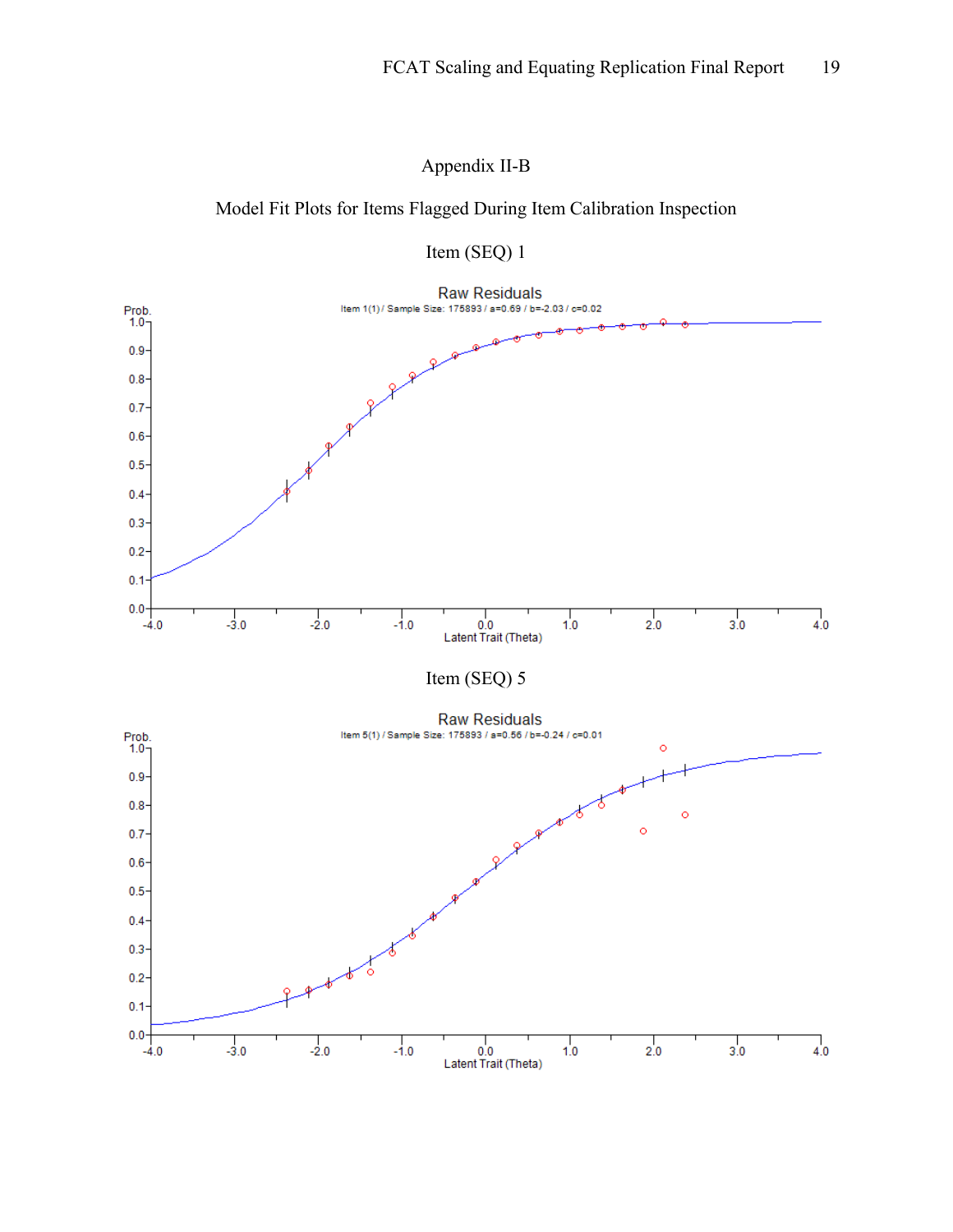# Appendix II-B

## Model Fit Plots for Items Flagged During Item Calibration Inspection

### Item (SEQ) 1

Raw Residuals

Item 1(1) / Sample Size: 175893 / a=0.69 / b=-2.03 / c=0.02

### Item (SEQ) 5

Raw Residuals

Item 5(1) / Sample Size: 175893 / a=0.56 / b=-0.24 / c=0.01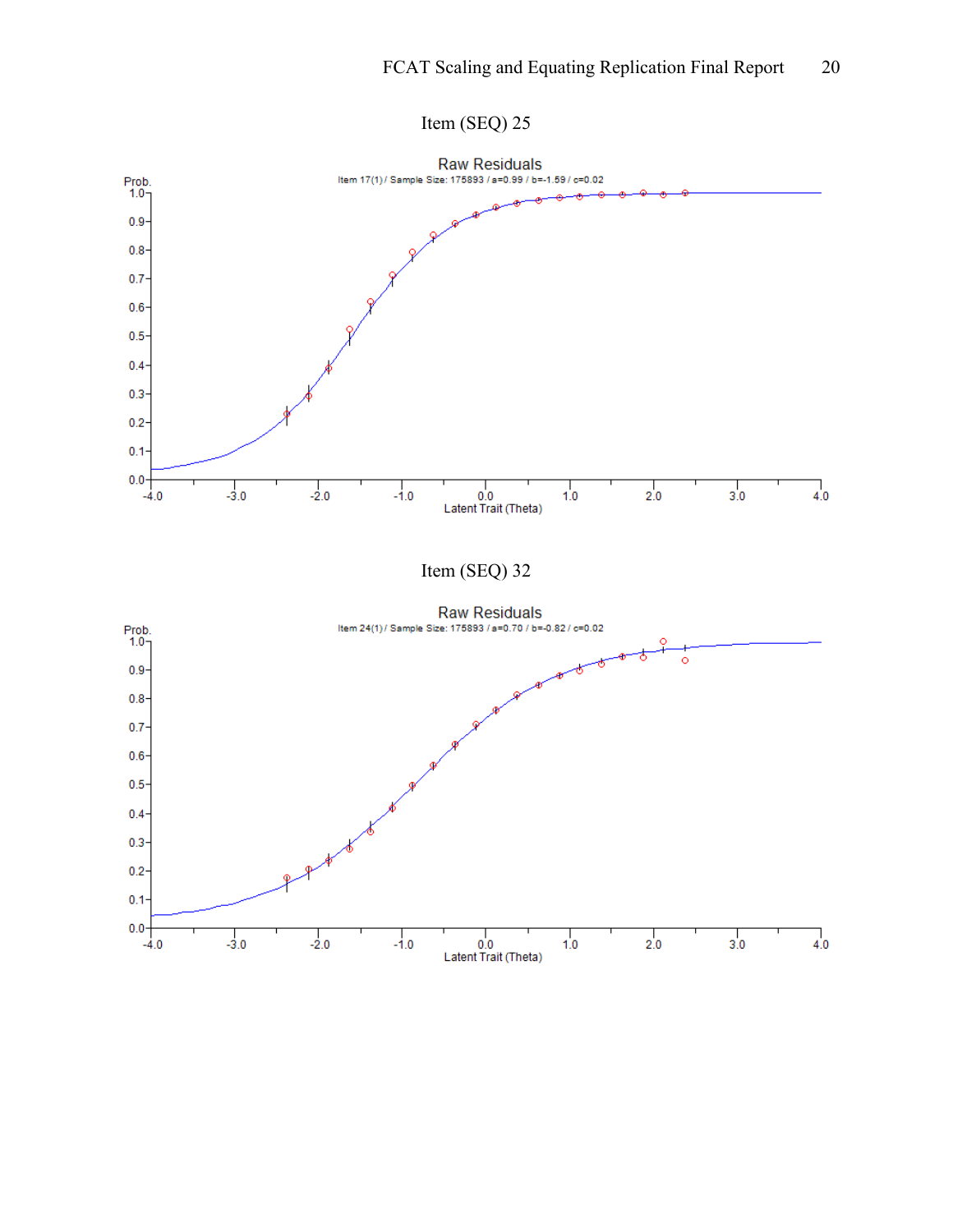Item (SEQ) 25

Raw Residuals

Item 17(1) / Sample Size: 175893 / a=0.99 / b=-1.59 / c=0.02

Item (SEQ) 32

Raw Residuals

Item 24(1) / Sample Size: 175893 / a=0.70 / b=-0.82 / c=0.02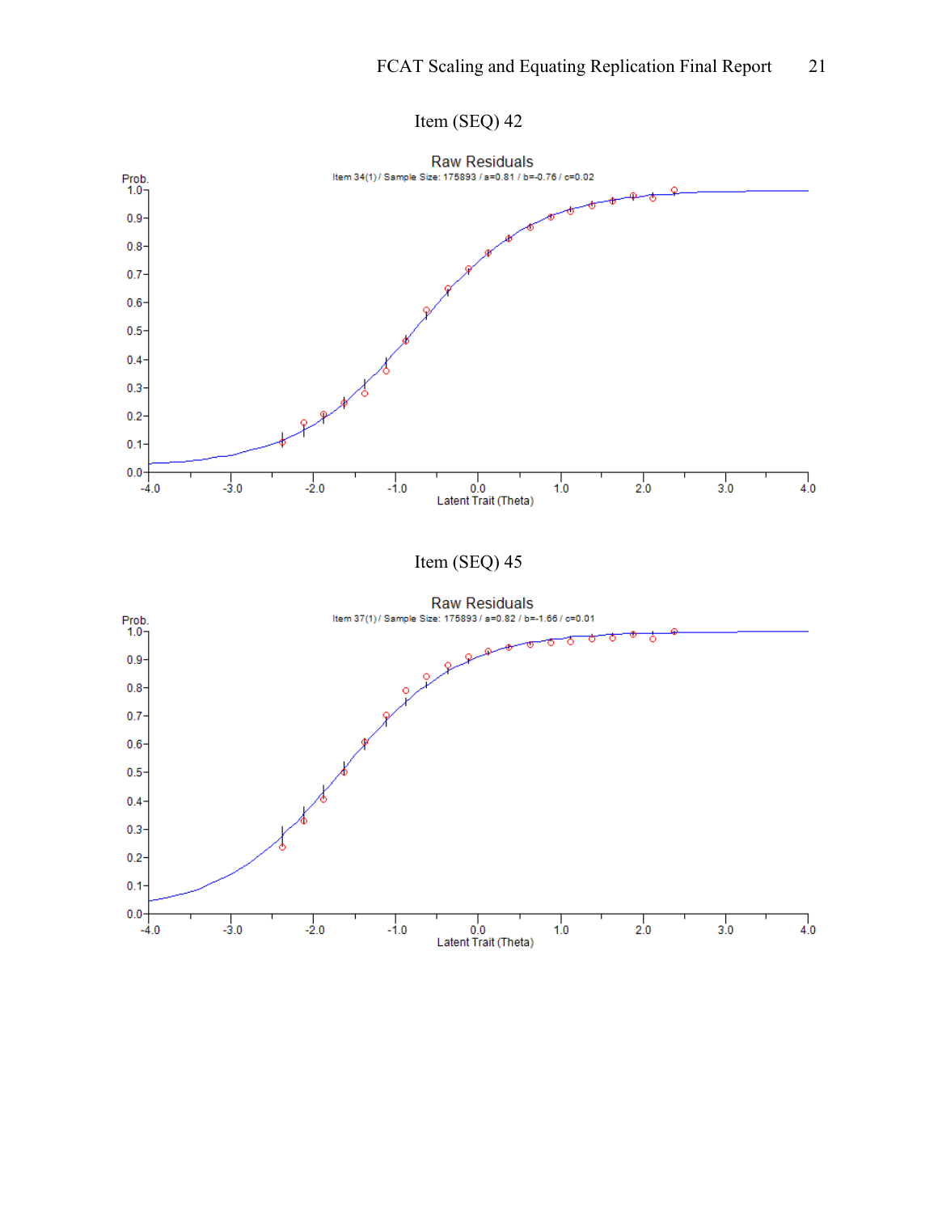Item (SEQ) 42

Raw Residuals

Item 34(1) / Sample Size: 175893 / a=0.81 / b=-0.76 / c=0.02

Item (SEQ) 45

Raw Residuals

Item 37(1) / Sample Size: 175893 / a=0.82 / b=-1.66 / c=0.01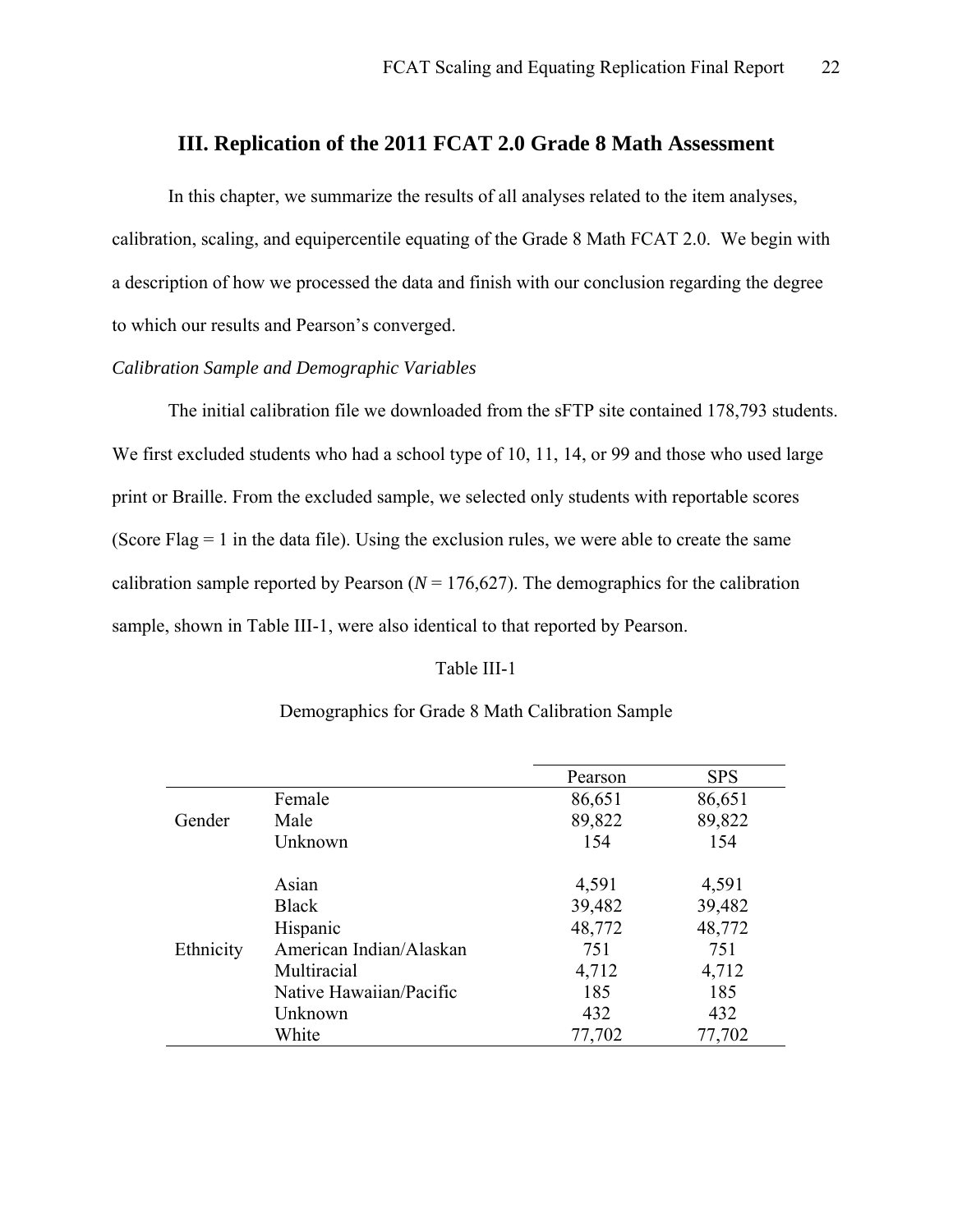## III. Replication of the 2011 FCAT 2.0 Grade 8 Math Assessment

In this chapter, we summarize the results of all analyses related to the item analyses, calibration, scaling, and equipercentile equating of the Grade 8 Math FCAT 2.0. We begin with a description of how we processed the data and finish with our conclusion regarding the degree to which our results and Pearson's converged.

*Calibration Sample and Demographic Variables*

The initial calibration file we downloaded from the sFTP site contained 178,793 students. We first excluded students who had a school type of 10, 11, 14, or 99 and those who used large print or Braille. From the excluded sample, we selected only students with reportable scores (Score Flag = 1 in the data file). Using the exclusion rules, we were able to create the same calibration sample reported by Pearson (*N* = 176,627). The demographics for the calibration sample, shown in Table III-1, were also identical to that reported by Pearson.

Table III-1

Demographics for Grade 8 Math Calibration Sample

| | | Pearson | SPS |
|---|---|---|---|
| Gender | Female | 86,651 | 86,651 |
| | Male | 89,822 | 89,822 |
| | Unknown | 154 | 154 |
| Ethnicity | Asian | 4,591 | 4,591 |
| | Black | 39,482 | 39,482 |
| | Hispanic | 48,772 | 48,772 |
| | American Indian/Alaskan | 751 | 751 |
| | Multiracial | 4,712 | 4,712 |
| | Native Hawaiian/Pacific | 185 | 185 |
| | Unknown | 432 | 432 |
| | White | 77,702 | 77,702 |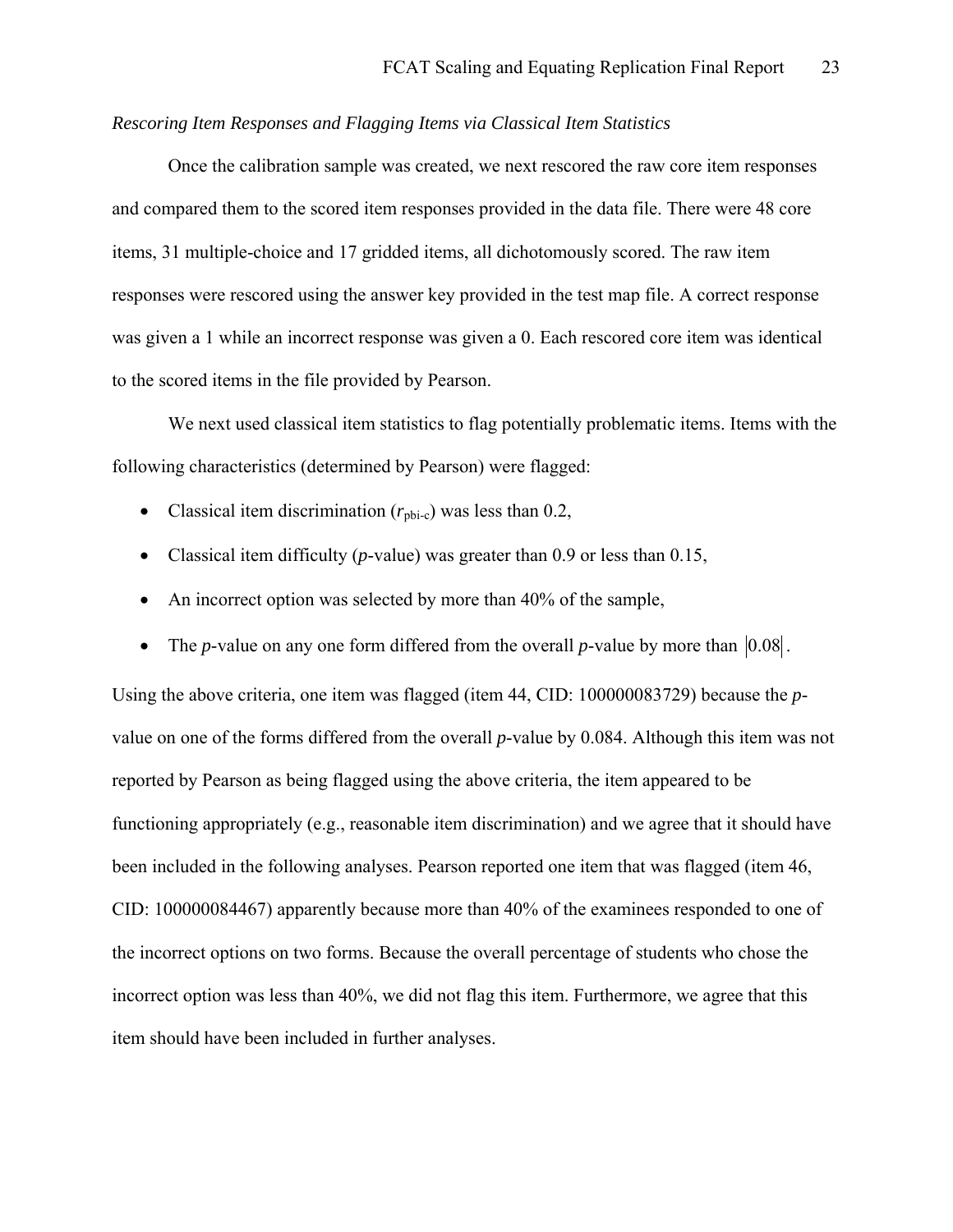*Rescoring Item Responses and Flagging Items via Classical Item Statistics*

Once the calibration sample was created, we next rescored the raw core item responses and compared them to the scored item responses provided in the data file. There were 48 core items, 31 multiple-choice and 17 gridded items, all dichotomously scored. The raw item responses were rescored using the answer key provided in the test map file. A correct response was given a 1 while an incorrect response was given a 0. Each rescored core item was identical to the scored items in the file provided by Pearson.

We next used classical item statistics to flag potentially problematic items. Items with the following characteristics (determined by Pearson) were flagged:

- Classical item discrimination ($r_{\text{pbi-c}}$) was less than 0.2,
- Classical item difficulty (*p*-value) was greater than 0.9 or less than 0.15,
- An incorrect option was selected by more than 40% of the sample,
- The *p*-value on any one form differed from the overall *p*-value by more than $|0.08|$.

Using the above criteria, one item was flagged (item 44, CID: 100000083729) because the *p*-value on one of the forms differed from the overall *p*-value by 0.084. Although this item was not reported by Pearson as being flagged using the above criteria, the item appeared to be functioning appropriately (e.g., reasonable item discrimination) and we agree that it should have been included in the following analyses. Pearson reported one item that was flagged (item 46, CID: 100000084467) apparently because more than 40% of the examinees responded to one of the incorrect options on two forms. Because the overall percentage of students who chose the incorrect option was less than 40%, we did not flag this item. Furthermore, we agree that this item should have been included in further analyses.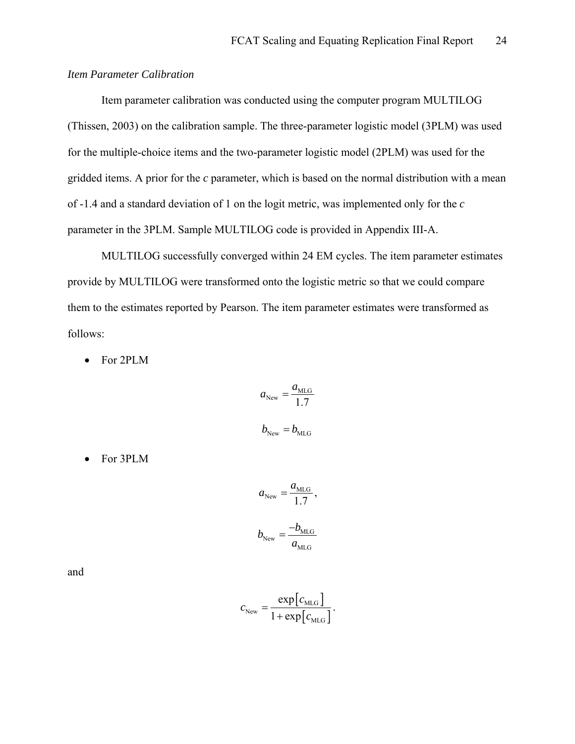*Item Parameter Calibration*

Item parameter calibration was conducted using the computer program MULTILOG (Thissen, 2003) on the calibration sample. The three-parameter logistic model (3PLM) was used for the multiple-choice items and the two-parameter logistic model (2PLM) was used for the gridded items. A prior for the *c* parameter, which is based on the normal distribution with a mean of -1.4 and a standard deviation of 1 on the logit metric, was implemented only for the *c* parameter in the 3PLM. Sample MULTILOG code is provided in Appendix III-A.

MULTILOG successfully converged within 24 EM cycles. The item parameter estimates provide by MULTILOG were transformed onto the logistic metric so that we could compare them to the estimates reported by Pearson. The item parameter estimates were transformed as follows:

- For 2PLM

$$a_{\text{New}} = \frac{a_{\text{MLG}}}{1.7}$$

$$b_{\text{New}} = b_{\text{MLG}}$$

- For 3PLM

$$a_{\text{New}} = \frac{a_{\text{MLG}}}{1.7},$$

$$b_{\text{New}} = \frac{-b_{\text{MLG}}}{a_{\text{MLG}}}$$

and

$$c_{\text{New}} = \frac{\exp\left[c_{\text{MLG}}\right]}{1 + \exp\left[c_{\text{MLG}}\right]}.$$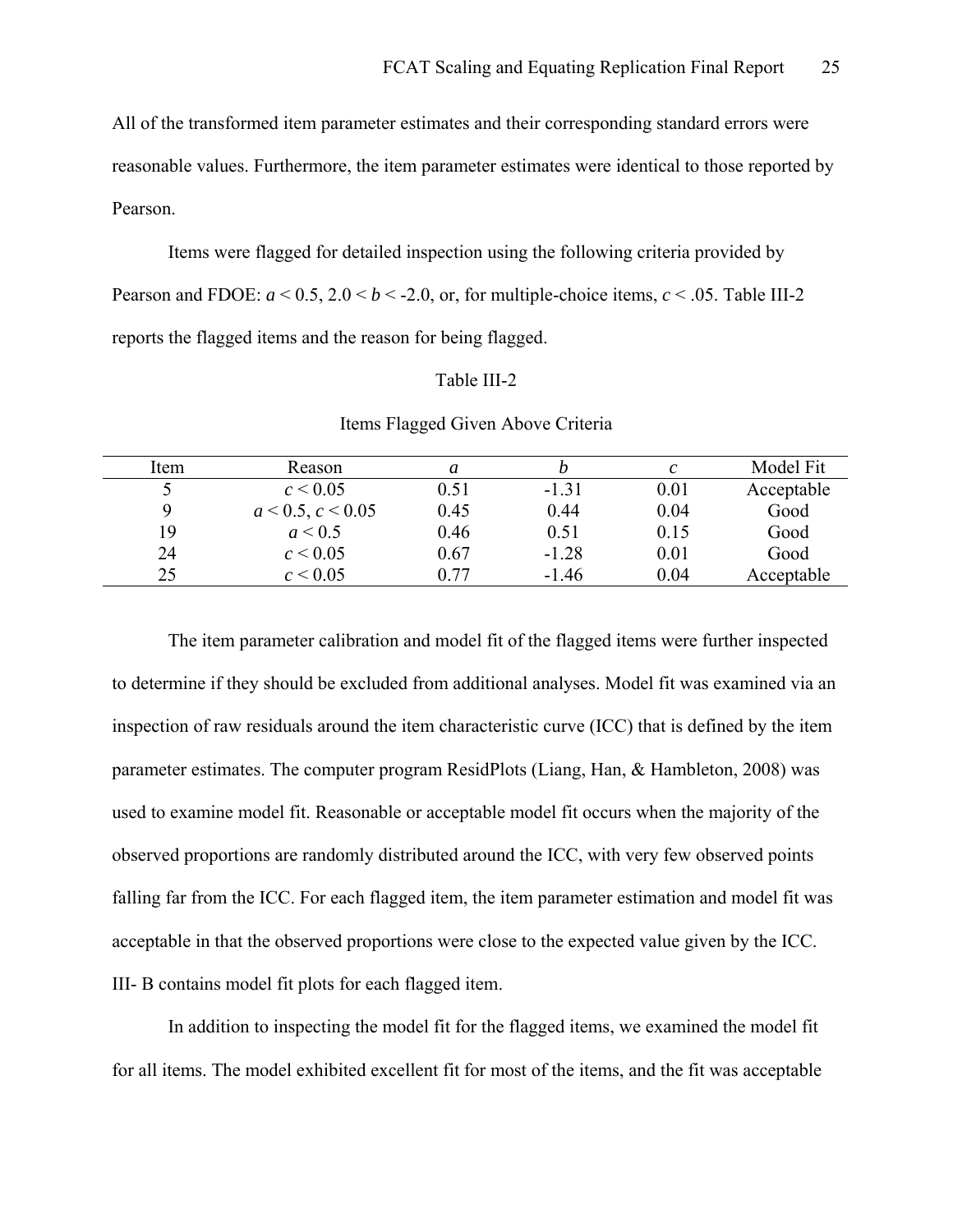All of the transformed item parameter estimates and their corresponding standard errors were reasonable values. Furthermore, the item parameter estimates were identical to those reported by Pearson.

Items were flagged for detailed inspection using the following criteria provided by Pearson and FDOE: $a < 0.5$, $2.0 < b < -2.0$, or, for multiple-choice items, $c < .05$. Table III-2 reports the flagged items and the reason for being flagged.

Table III-2

Items Flagged Given Above Criteria

| Item | Reason | *a* | *b* | *c* | Model Fit |
|---|---|---|---|---|---|
| 5 | $c < 0.05$ | 0.51 | -1.31 | 0.01 | Acceptable |
| 9 | $a < 0.5$, $c < 0.05$ | 0.45 | 0.44 | 0.04 | Good |
| 19 | $a < 0.5$ | 0.46 | 0.51 | 0.15 | Good |
| 24 | $c < 0.05$ | 0.67 | -1.28 | 0.01 | Good |
| 25 | $c < 0.05$ | 0.77 | -1.46 | 0.04 | Acceptable |

The item parameter calibration and model fit of the flagged items were further inspected to determine if they should be excluded from additional analyses. Model fit was examined via an inspection of raw residuals around the item characteristic curve (ICC) that is defined by the item parameter estimates. The computer program ResidPlots (Liang, Han, & Hambleton, 2008) was used to examine model fit. Reasonable or acceptable model fit occurs when the majority of the observed proportions are randomly distributed around the ICC, with very few observed points falling far from the ICC. For each flagged item, the item parameter estimation and model fit was acceptable in that the observed proportions were close to the expected value given by the ICC. III- B contains model fit plots for each flagged item.

In addition to inspecting the model fit for the flagged items, we examined the model fit for all items. The model exhibited excellent fit for most of the items, and the fit was acceptable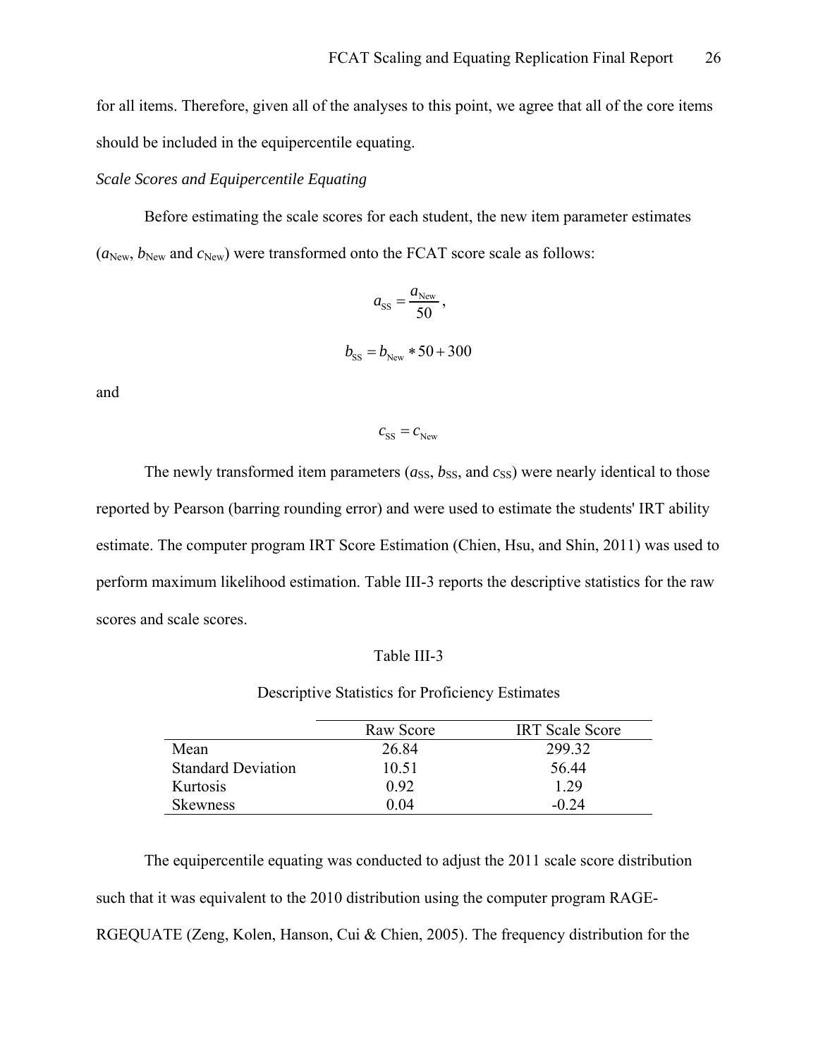for all items. Therefore, given all of the analyses to this point, we agree that all of the core items should be included in the equipercentile equating.

*Scale Scores and Equipercentile Equating*

Before estimating the scale scores for each student, the new item parameter estimates ($a_{\text{New}}$, $b_{\text{New}}$ and $c_{\text{New}}$) were transformed onto the FCAT score scale as follows:

$$a_{\text{SS}} = \frac{a_{\text{New}}}{50},$$

$$b_{\text{SS}} = b_{\text{New}} * 50 + 300$$

and

$$c_{\text{SS}} = c_{\text{New}}$$

The newly transformed item parameters ($a_{\text{SS}}$, $b_{\text{SS}}$, and $c_{\text{SS}}$) were nearly identical to those reported by Pearson (barring rounding error) and were used to estimate the students' IRT ability estimate. The computer program IRT Score Estimation (Chien, Hsu, and Shin, 2011) was used to perform maximum likelihood estimation. Table III-3 reports the descriptive statistics for the raw scores and scale scores.

Table III-3

Descriptive Statistics for Proficiency Estimates

| | Raw Score | IRT Scale Score |
|---|---|---|
| Mean | 26.84 | 299.32 |
| Standard Deviation | 10.51 | 56.44 |
| Kurtosis | 0.92 | 1.29 |
| Skewness | 0.04 | -0.24 |

The equipercentile equating was conducted to adjust the 2011 scale score distribution such that it was equivalent to the 2010 distribution using the computer program RAGE-RGEQUATE (Zeng, Kolen, Hanson, Cui & Chien, 2005). The frequency distribution for the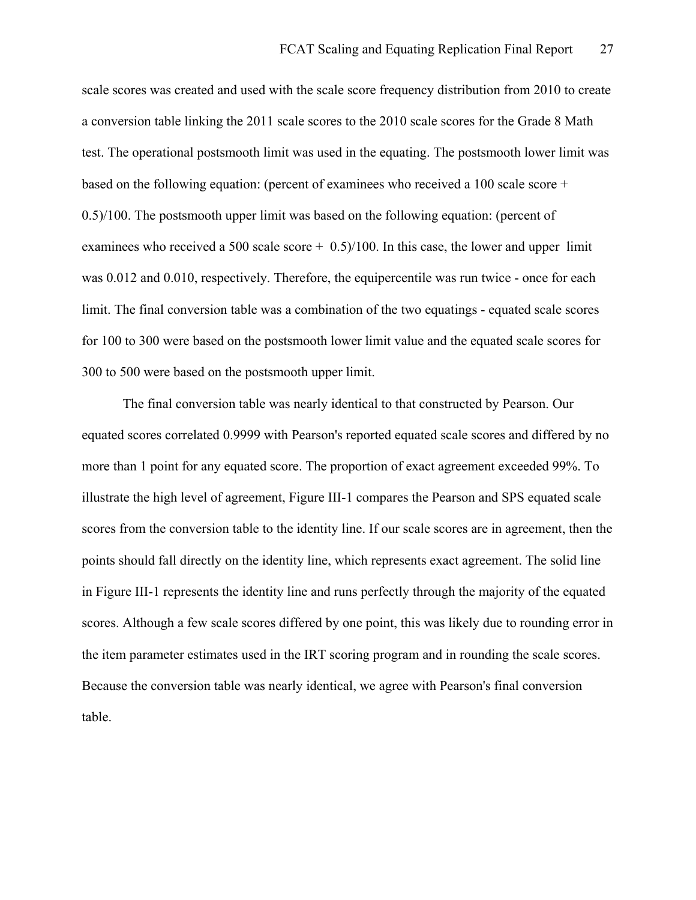scale scores was created and used with the scale score frequency distribution from 2010 to create a conversion table linking the 2011 scale scores to the 2010 scale scores for the Grade 8 Math test. The operational postsmooth limit was used in the equating. The postsmooth lower limit was based on the following equation: (percent of examinees who received a 100 scale score + 0.5)/100. The postsmooth upper limit was based on the following equation: (percent of examinees who received a 500 scale score + 0.5)/100. In this case, the lower and upper limit was 0.012 and 0.010, respectively. Therefore, the equipercentile was run twice - once for each limit. The final conversion table was a combination of the two equatings - equated scale scores for 100 to 300 were based on the postsmooth lower limit value and the equated scale scores for 300 to 500 were based on the postsmooth upper limit.

The final conversion table was nearly identical to that constructed by Pearson. Our equated scores correlated 0.9999 with Pearson's reported equated scale scores and differed by no more than 1 point for any equated score. The proportion of exact agreement exceeded 99%. To illustrate the high level of agreement, Figure III-1 compares the Pearson and SPS equated scale scores from the conversion table to the identity line. If our scale scores are in agreement, then the points should fall directly on the identity line, which represents exact agreement. The solid line in Figure III-1 represents the identity line and runs perfectly through the majority of the equated scores. Although a few scale scores differed by one point, this was likely due to rounding error in the item parameter estimates used in the IRT scoring program and in rounding the scale scores. Because the conversion table was nearly identical, we agree with Pearson's final conversion table.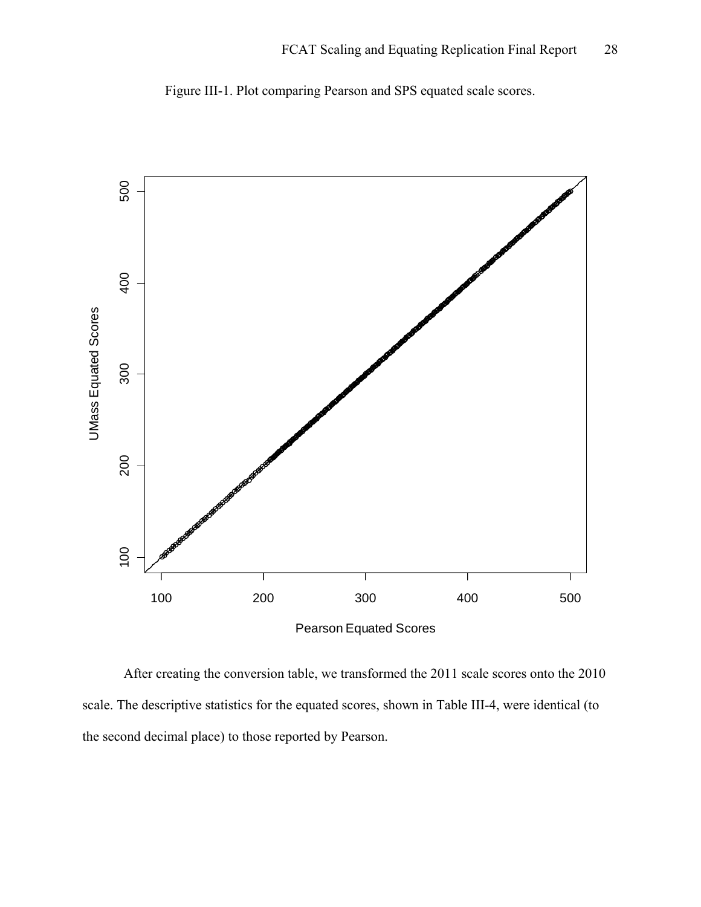Figure III-1. Plot comparing Pearson and SPS equated scale scores.

After creating the conversion table, we transformed the 2011 scale scores onto the 2010 scale. The descriptive statistics for the equated scores, shown in Table III-4, were identical (to the second decimal place) to those reported by Pearson.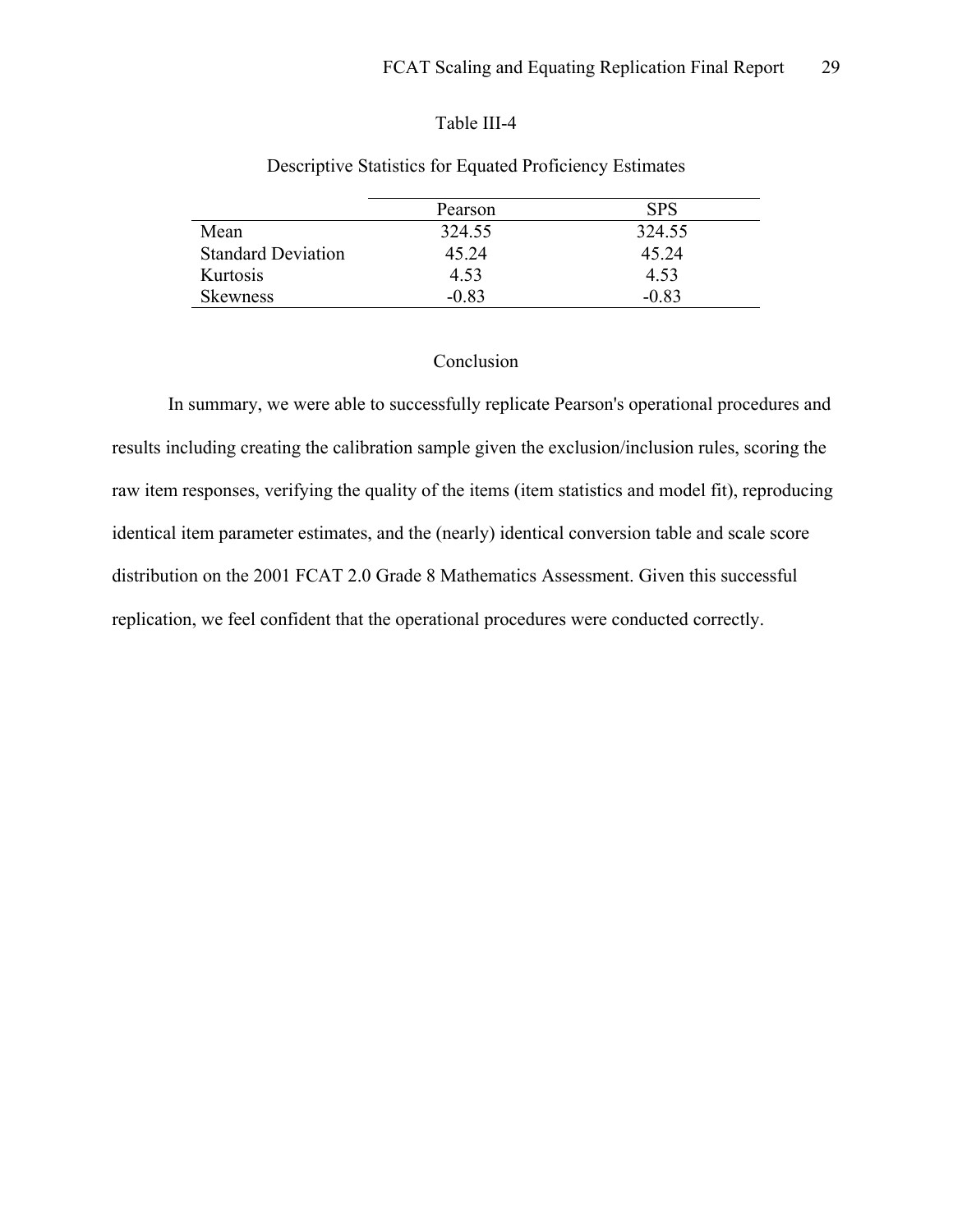Table III-4

Descriptive Statistics for Equated Proficiency Estimates

| | Pearson | SPS |
|---|---|---|
| Mean | 324.55 | 324.55 |
| Standard Deviation | 45.24 | 45.24 |
| Kurtosis | 4.53 | 4.53 |
| Skewness | -0.83 | -0.83 |

## Conclusion

In summary, we were able to successfully replicate Pearson's operational procedures and results including creating the calibration sample given the exclusion/inclusion rules, scoring the raw item responses, verifying the quality of the items (item statistics and model fit), reproducing identical item parameter estimates, and the (nearly) identical conversion table and scale score distribution on the 2001 FCAT 2.0 Grade 8 Mathematics Assessment. Given this successful replication, we feel confident that the operational procedures were conducted correctly.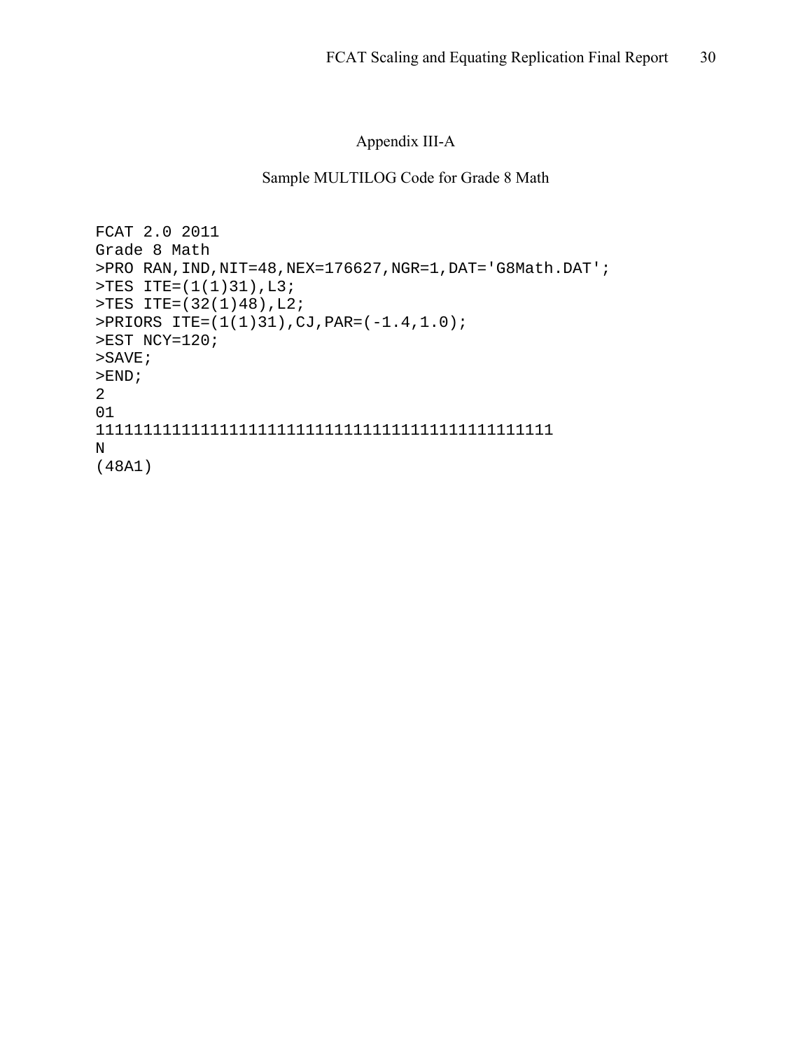# Appendix III-A

## Sample MULTILOG Code for Grade 8 Math

```
FCAT 2.0 2011
Grade 8 Math
>PRO RAN,IND,NIT=48,NEX=176627,NGR=1,DAT='G8Math.DAT';
>TES ITE=(1(1)31),L3;
>TES ITE=(32(1)48),L2;
>PRIORS ITE=(1(1)31),CJ,PAR=(-1.4,1.0);
>EST NCY=120;
>SAVE;
>END;
2
01
111111111111111111111111111111111111111111111111
N
(48A1)
```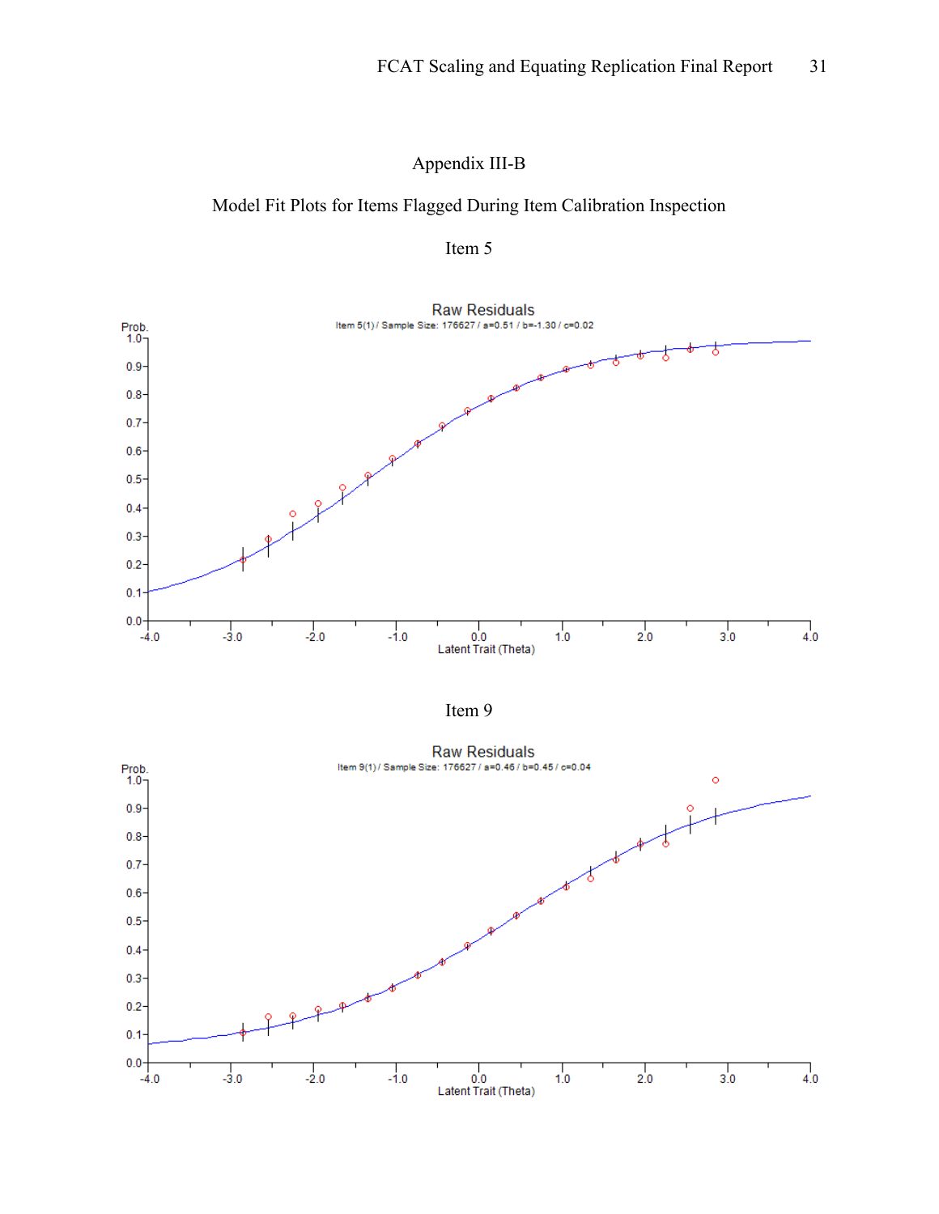# Appendix III-B

## Model Fit Plots for Items Flagged During Item Calibration Inspection

### Item 5

Raw Residuals

Item 5(1) / Sample Size: 176627 / a=0.51 / b=-1.30 / c=0.02

### Item 9

Raw Residuals

Item 9(1) / Sample Size: 176627 / a=0.46 / b=0.45 / c=0.04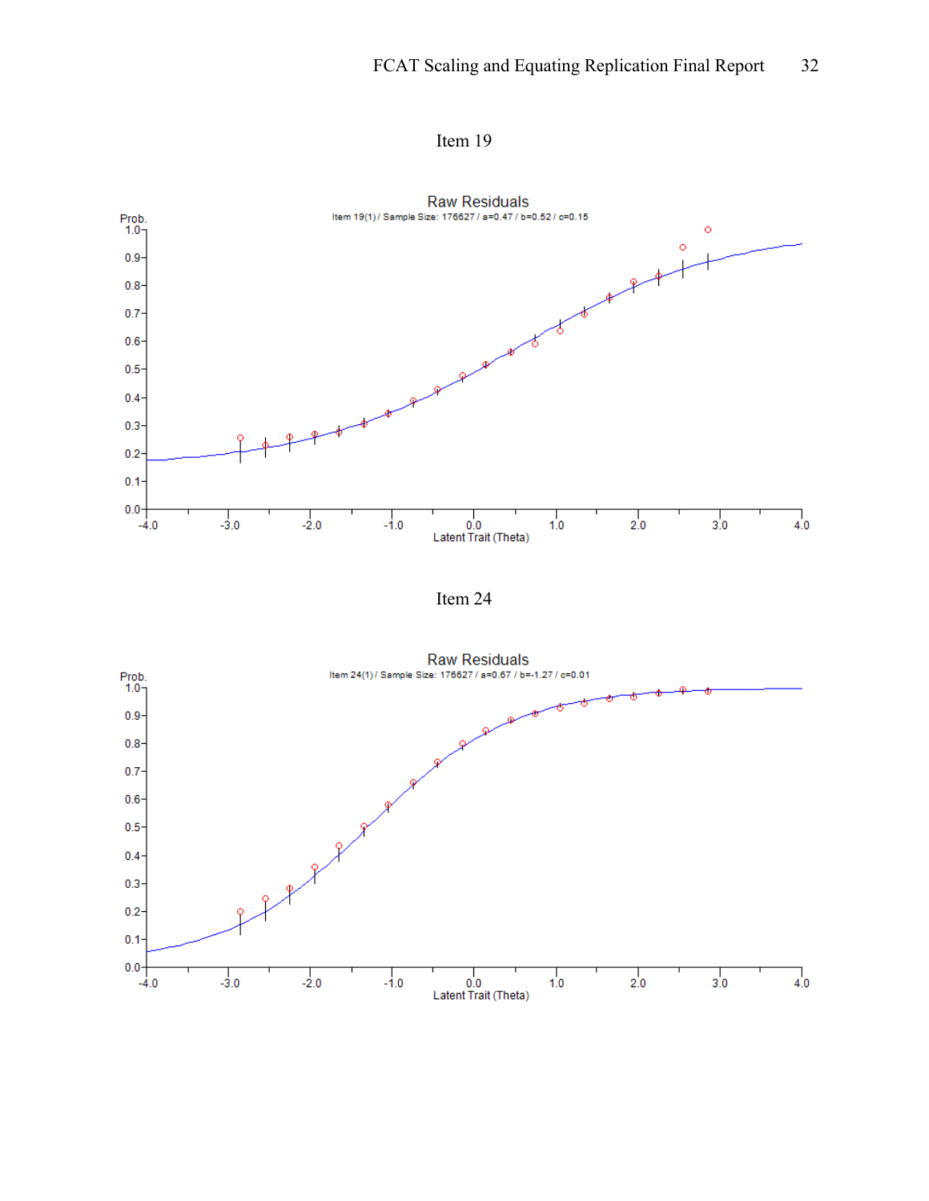Item 19

Raw Residuals

Item 19(1) / Sample Size: 176627 / a=0.47 / b=0.52 / c=0.15

Item 24

Raw Residuals

Item 24(1) / Sample Size: 176627 / a=0.67 / b=-1.27 / c=0.01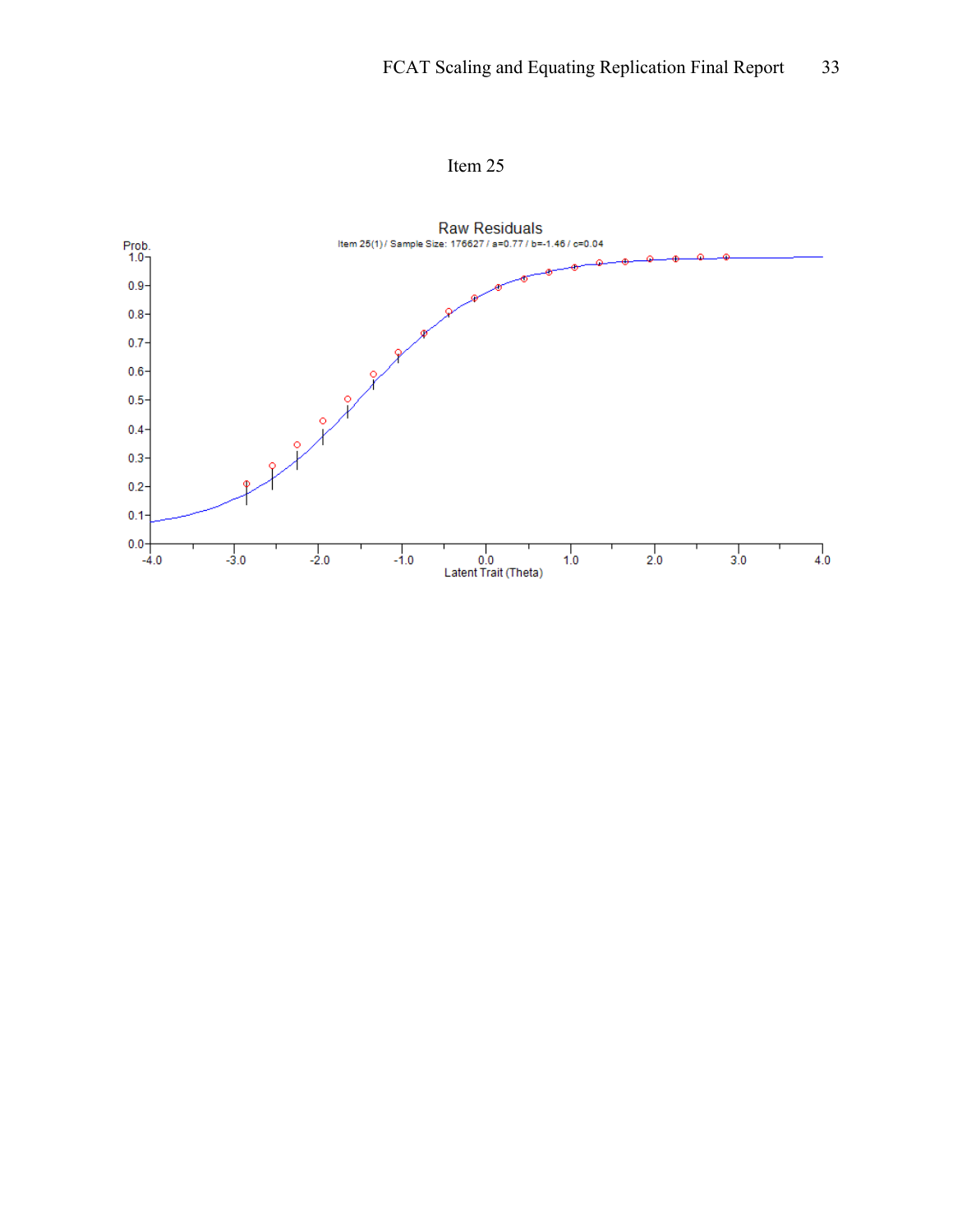Item 25

Raw Residuals

Item 25(1) / Sample Size: 176627 / a=0.77 / b=-1.46 / c=0.04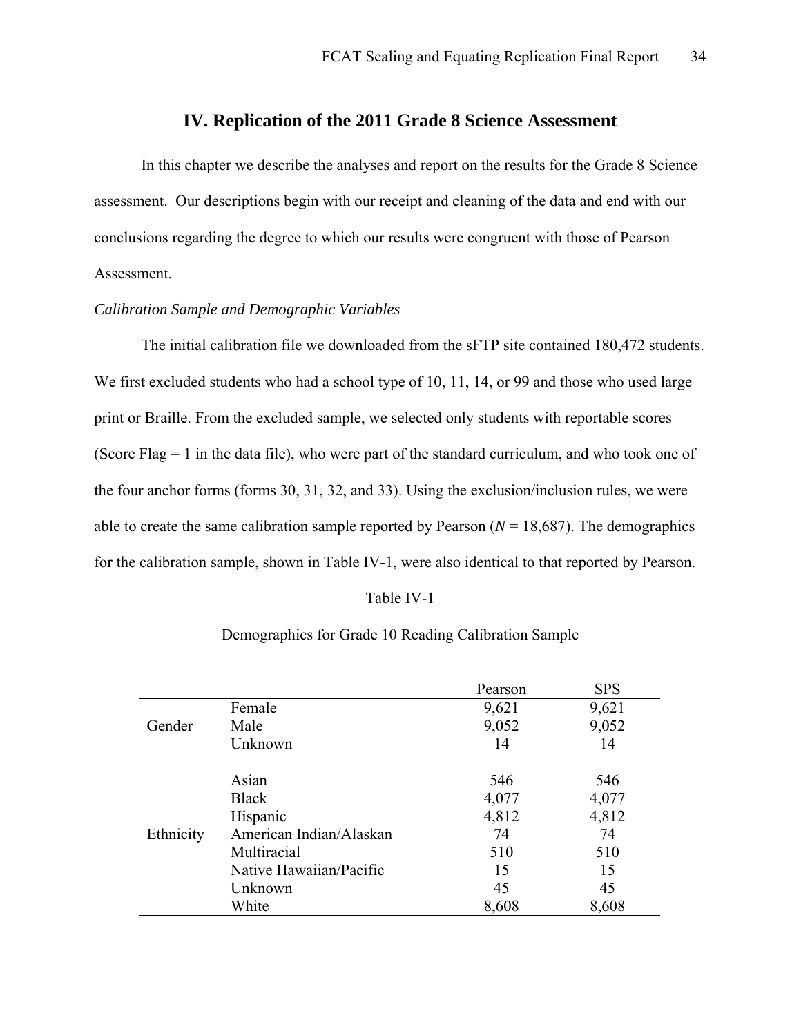## IV. Replication of the 2011 Grade 8 Science Assessment

In this chapter we describe the analyses and report on the results for the Grade 8 Science assessment. Our descriptions begin with our receipt and cleaning of the data and end with our conclusions regarding the degree to which our results were congruent with those of Pearson Assessment.

*Calibration Sample and Demographic Variables*

The initial calibration file we downloaded from the sFTP site contained 180,472 students. We first excluded students who had a school type of 10, 11, 14, or 99 and those who used large print or Braille. From the excluded sample, we selected only students with reportable scores (Score Flag = 1 in the data file), who were part of the standard curriculum, and who took one of the four anchor forms (forms 30, 31, 32, and 33). Using the exclusion/inclusion rules, we were able to create the same calibration sample reported by Pearson (*N* = 18,687). The demographics for the calibration sample, shown in Table IV-1, were also identical to that reported by Pearson.

Table IV-1

Demographics for Grade 10 Reading Calibration Sample

| | | Pearson | SPS |
|---|---|---|---|
| Gender | Female | 9,621 | 9,621 |
| | Male | 9,052 | 9,052 |
| | Unknown | 14 | 14 |
| Ethnicity | Asian | 546 | 546 |
| | Black | 4,077 | 4,077 |
| | Hispanic | 4,812 | 4,812 |
| | American Indian/Alaskan | 74 | 74 |
| | Multiracial | 510 | 510 |
| | Native Hawaiian/Pacific | 15 | 15 |
| | Unknown | 45 | 45 |
| | White | 8,608 | 8,608 |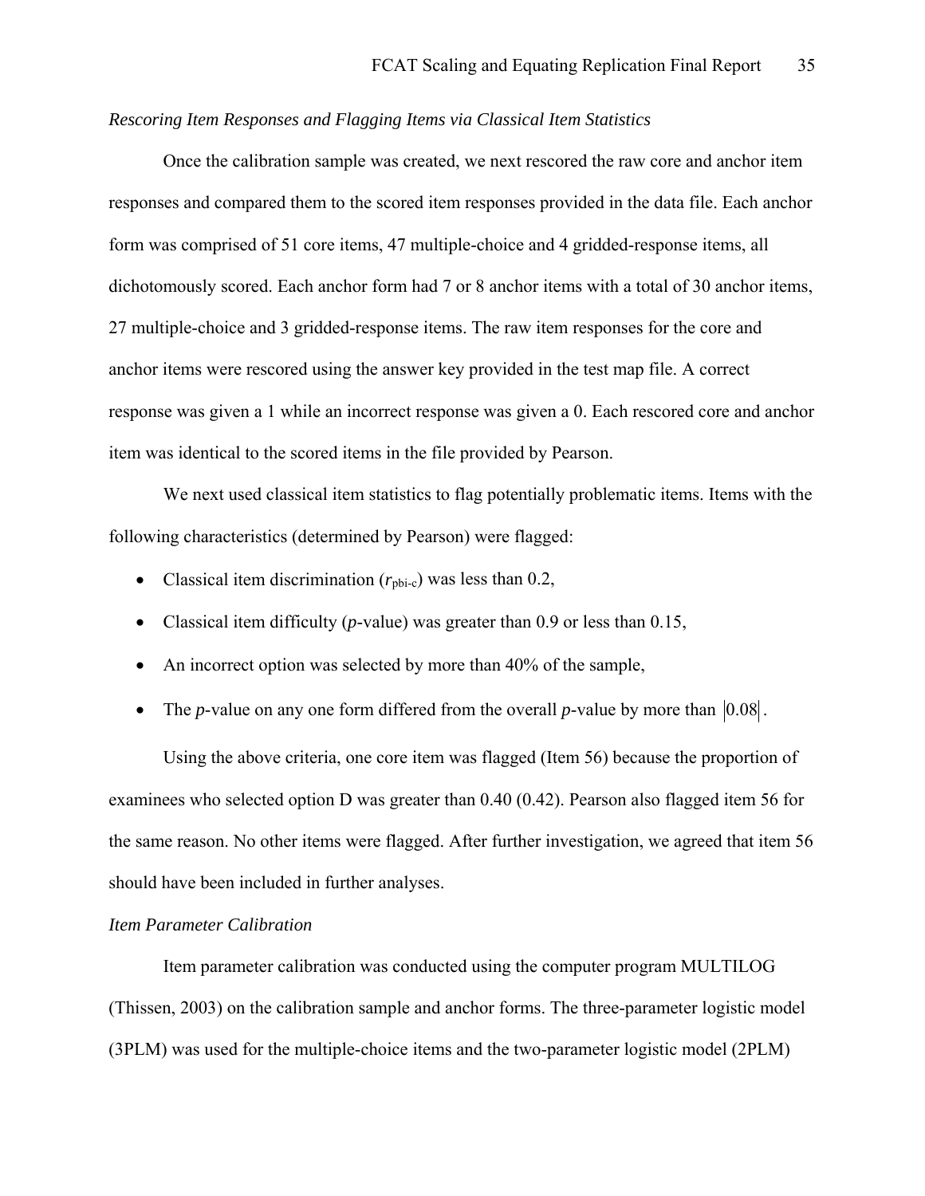*Rescoring Item Responses and Flagging Items via Classical Item Statistics*

Once the calibration sample was created, we next rescored the raw core and anchor item responses and compared them to the scored item responses provided in the data file. Each anchor form was comprised of 51 core items, 47 multiple-choice and 4 gridded-response items, all dichotomously scored. Each anchor form had 7 or 8 anchor items with a total of 30 anchor items, 27 multiple-choice and 3 gridded-response items. The raw item responses for the core and anchor items were rescored using the answer key provided in the test map file. A correct response was given a 1 while an incorrect response was given a 0. Each rescored core and anchor item was identical to the scored items in the file provided by Pearson.

We next used classical item statistics to flag potentially problematic items. Items with the following characteristics (determined by Pearson) were flagged:

- Classical item discrimination ($r_{\text{pbi-c}}$) was less than 0.2,
- Classical item difficulty (*p*-value) was greater than 0.9 or less than 0.15,
- An incorrect option was selected by more than 40% of the sample,
- The *p*-value on any one form differed from the overall *p*-value by more than $|0.08|$.

Using the above criteria, one core item was flagged (Item 56) because the proportion of examinees who selected option D was greater than 0.40 (0.42). Pearson also flagged item 56 for the same reason. No other items were flagged. After further investigation, we agreed that item 56 should have been included in further analyses.

*Item Parameter Calibration*

Item parameter calibration was conducted using the computer program MULTILOG (Thissen, 2003) on the calibration sample and anchor forms. The three-parameter logistic model (3PLM) was used for the multiple-choice items and the two-parameter logistic model (2PLM)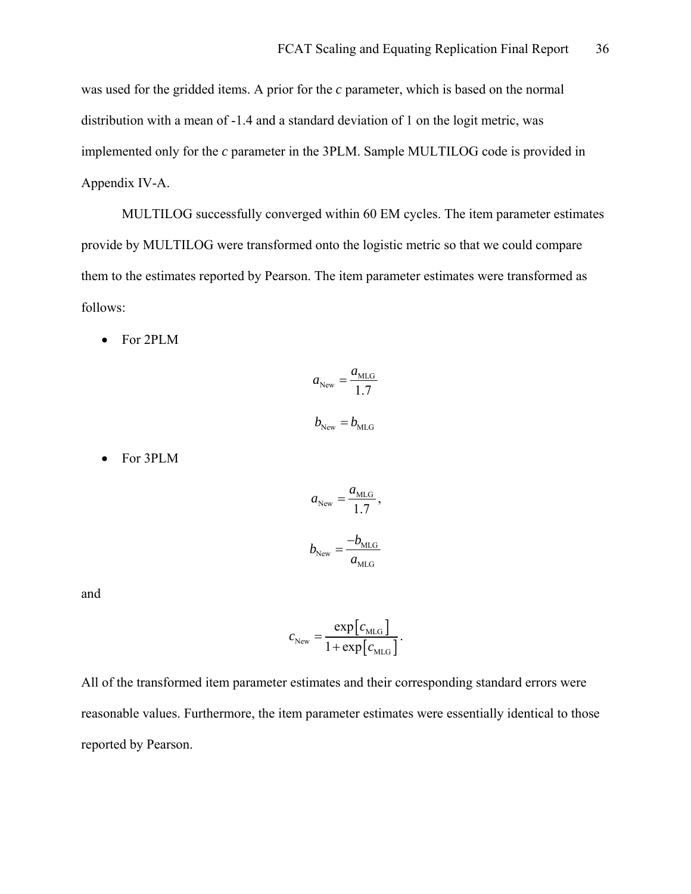was used for the gridded items. A prior for the *c* parameter, which is based on the normal distribution with a mean of -1.4 and a standard deviation of 1 on the logit metric, was implemented only for the *c* parameter in the 3PLM. Sample MULTILOG code is provided in Appendix IV-A.

MULTILOG successfully converged within 60 EM cycles. The item parameter estimates provide by MULTILOG were transformed onto the logistic metric so that we could compare them to the estimates reported by Pearson. The item parameter estimates were transformed as follows:

- For 2PLM

$$a_{\text{New}} = \frac{a_{\text{MLG}}}{1.7}$$

$$b_{\text{New}} = b_{\text{MLG}}$$

- For 3PLM

$$a_{\text{New}} = \frac{a_{\text{MLG}}}{1.7},$$

$$b_{\text{New}} = \frac{-b_{\text{MLG}}}{a_{\text{MLG}}}$$

and

$$c_{\text{New}} = \frac{\exp\left[c_{\text{MLG}}\right]}{1+\exp\left[c_{\text{MLG}}\right]}.$$

All of the transformed item parameter estimates and their corresponding standard errors were reasonable values. Furthermore, the item parameter estimates were essentially identical to those reported by Pearson.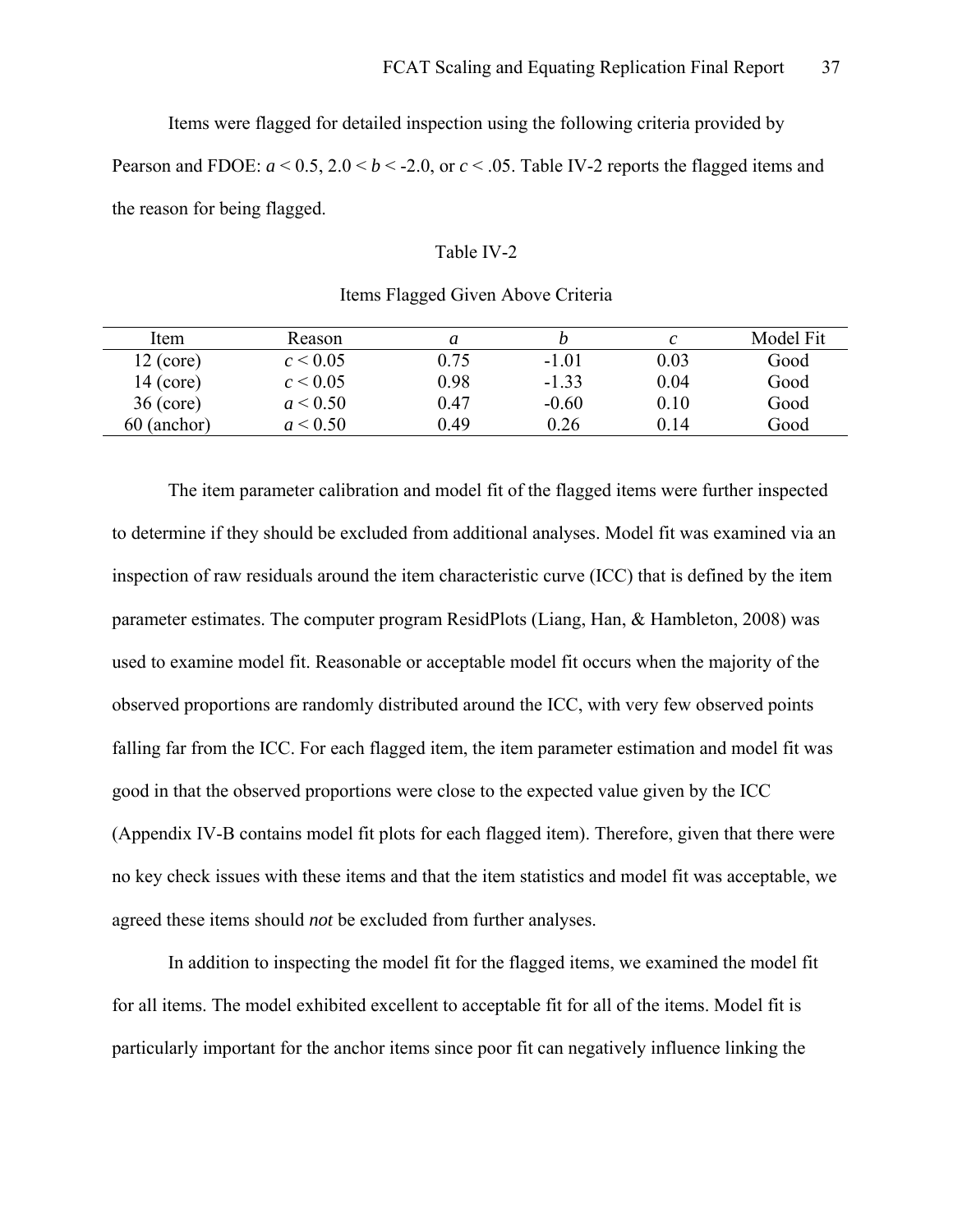Items were flagged for detailed inspection using the following criteria provided by Pearson and FDOE: $a < 0.5$, $2.0 < b < -2.0$, or $c < .05$. Table IV-2 reports the flagged items and the reason for being flagged.

Table IV-2

Items Flagged Given Above Criteria

| Item | Reason | *a* | *b* | *c* | Model Fit |
|---|---|---|---|---|---|
| 12 (core) | $c < 0.05$ | 0.75 | -1.01 | 0.03 | Good |
| 14 (core) | $c < 0.05$ | 0.98 | -1.33 | 0.04 | Good |
| 36 (core) | $a < 0.50$ | 0.47 | -0.60 | 0.10 | Good |
| 60 (anchor) | $a < 0.50$ | 0.49 | 0.26 | 0.14 | Good |

The item parameter calibration and model fit of the flagged items were further inspected to determine if they should be excluded from additional analyses. Model fit was examined via an inspection of raw residuals around the item characteristic curve (ICC) that is defined by the item parameter estimates. The computer program ResidPlots (Liang, Han, & Hambleton, 2008) was used to examine model fit. Reasonable or acceptable model fit occurs when the majority of the observed proportions are randomly distributed around the ICC, with very few observed points falling far from the ICC. For each flagged item, the item parameter estimation and model fit was good in that the observed proportions were close to the expected value given by the ICC (Appendix IV-B contains model fit plots for each flagged item). Therefore, given that there were no key check issues with these items and that the item statistics and model fit was acceptable, we agreed these items should *not* be excluded from further analyses.

In addition to inspecting the model fit for the flagged items, we examined the model fit for all items. The model exhibited excellent to acceptable fit for all of the items. Model fit is particularly important for the anchor items since poor fit can negatively influence linking the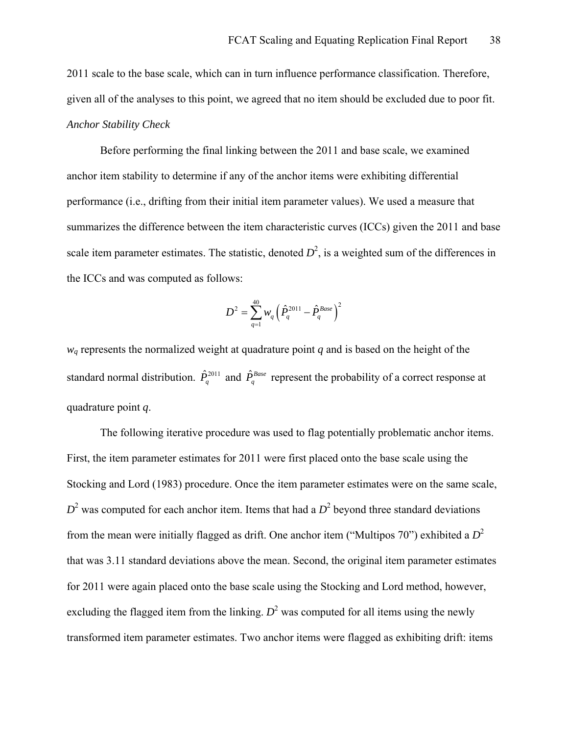2011 scale to the base scale, which can in turn influence performance classification. Therefore, given all of the analyses to this point, we agreed that no item should be excluded due to poor fit.

*Anchor Stability Check*

Before performing the final linking between the 2011 and base scale, we examined anchor item stability to determine if any of the anchor items were exhibiting differential performance (i.e., drifting from their initial item parameter values). We used a measure that summarizes the difference between the item characteristic curves (ICCs) given the 2011 and base scale item parameter estimates. The statistic, denoted $D^2$, is a weighted sum of the differences in the ICCs and was computed as follows:

$$D^2 = \sum_{q=1}^{40} w_q \left( \hat{P}_q^{2011} - \hat{P}_q^{Base} \right)^2$$

$w_q$ represents the normalized weight at quadrature point $q$ and is based on the height of the standard normal distribution. $\hat{P}_q^{2011}$ and $\hat{P}_q^{Base}$ represent the probability of a correct response at quadrature point $q$.

The following iterative procedure was used to flag potentially problematic anchor items. First, the item parameter estimates for 2011 were first placed onto the base scale using the Stocking and Lord (1983) procedure. Once the item parameter estimates were on the same scale, $D^2$ was computed for each anchor item. Items that had a $D^2$ beyond three standard deviations from the mean were initially flagged as drift. One anchor item ("Multipos 70") exhibited a $D^2$ that was 3.11 standard deviations above the mean. Second, the original item parameter estimates for 2011 were again placed onto the base scale using the Stocking and Lord method, however, excluding the flagged item from the linking. $D^2$ was computed for all items using the newly transformed item parameter estimates. Two anchor items were flagged as exhibiting drift: items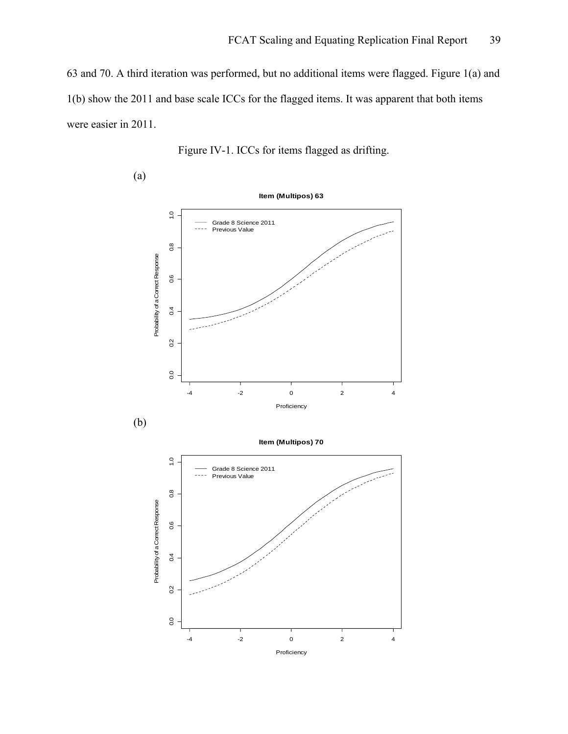63 and 70. A third iteration was performed, but no additional items were flagged. Figure 1(a) and 1(b) show the 2011 and base scale ICCs for the flagged items. It was apparent that both items were easier in 2011.

Figure IV-1. ICCs for items flagged as drifting.

(a)

(b)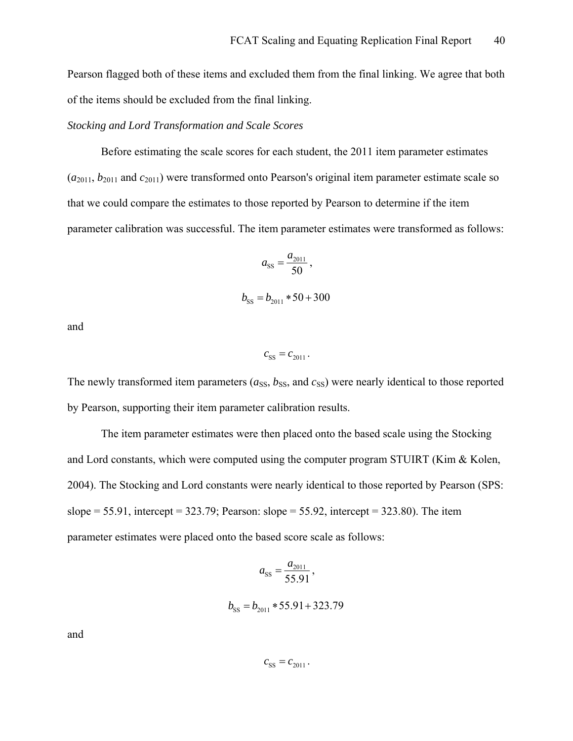Pearson flagged both of these items and excluded them from the final linking. We agree that both of the items should be excluded from the final linking.

*Stocking and Lord Transformation and Scale Scores*

Before estimating the scale scores for each student, the 2011 item parameter estimates ($a_{2011}$, $b_{2011}$ and $c_{2011}$) were transformed onto Pearson's original item parameter estimate scale so that we could compare the estimates to those reported by Pearson to determine if the item parameter calibration was successful. The item parameter estimates were transformed as follows:

$$a_{\text{SS}} = \frac{a_{2011}}{50},$$

$$b_{\text{SS}} = b_{2011} * 50 + 300$$

and

$$c_{\text{SS}} = c_{2011}.$$

The newly transformed item parameters ($a_{\text{SS}}$, $b_{\text{SS}}$, and $c_{\text{SS}}$) were nearly identical to those reported by Pearson, supporting their item parameter calibration results.

The item parameter estimates were then placed onto the based scale using the Stocking and Lord constants, which were computed using the computer program STUIRT (Kim & Kolen, 2004). The Stocking and Lord constants were nearly identical to those reported by Pearson (SPS: slope = 55.91, intercept = 323.79; Pearson: slope = 55.92, intercept = 323.80). The item parameter estimates were placed onto the based score scale as follows:

$$a_{\text{SS}} = \frac{a_{2011}}{55.91},$$

$$b_{\text{SS}} = b_{2011} * 55.91 + 323.79$$

and

$$c_{\text{SS}} = c_{2011}.$$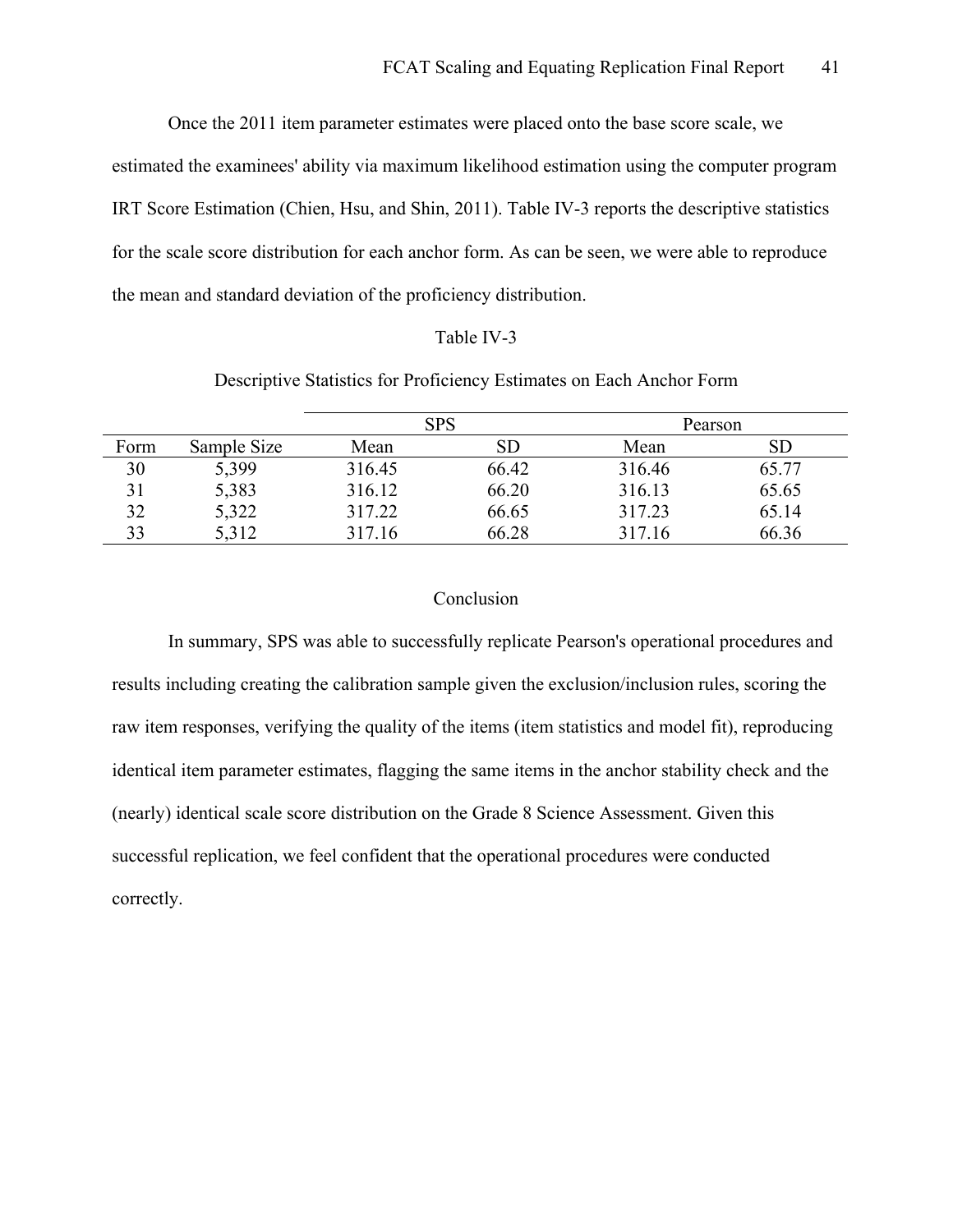Once the 2011 item parameter estimates were placed onto the base score scale, we estimated the examinees' ability via maximum likelihood estimation using the computer program IRT Score Estimation (Chien, Hsu, and Shin, 2011). Table IV-3 reports the descriptive statistics for the scale score distribution for each anchor form. As can be seen, we were able to reproduce the mean and standard deviation of the proficiency distribution.

Table IV-3

Descriptive Statistics for Proficiency Estimates on Each Anchor Form

| | | SPS | | Pearson | |
|---|---|---|---|---|---|
| Form | Sample Size | Mean | SD | Mean | SD |
| 30 | 5,399 | 316.45 | 66.42 | 316.46 | 65.77 |
| 31 | 5,383 | 316.12 | 66.20 | 316.13 | 65.65 |
| 32 | 5,322 | 317.22 | 66.65 | 317.23 | 65.14 |
| 33 | 5,312 | 317.16 | 66.28 | 317.16 | 66.36 |

## Conclusion

In summary, SPS was able to successfully replicate Pearson's operational procedures and results including creating the calibration sample given the exclusion/inclusion rules, scoring the raw item responses, verifying the quality of the items (item statistics and model fit), reproducing identical item parameter estimates, flagging the same items in the anchor stability check and the (nearly) identical scale score distribution on the Grade 8 Science Assessment. Given this successful replication, we feel confident that the operational procedures were conducted correctly.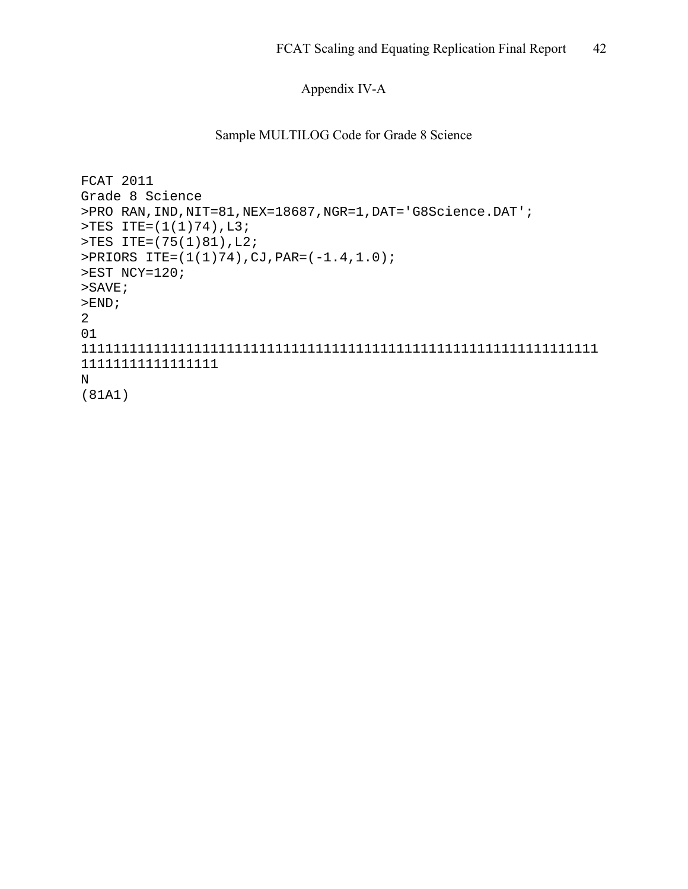# Appendix IV-A

## Sample MULTILOG Code for Grade 8 Science

```
FCAT 2011
Grade 8 Science
>PRO RAN,IND,NIT=81,NEX=18687,NGR=1,DAT='G8Science.DAT';
>TES ITE=(1(1)74),L3;
>TES ITE=(75(1)81),L2;
>PRIORS ITE=(1(1)74),CJ,PAR=(-1.4,1.0);
>EST NCY=120;
>SAVE;
>END;
2
01
1111111111111111111111111111111111111111111111111111111111111111
11111111111111111
N
(81A1)
```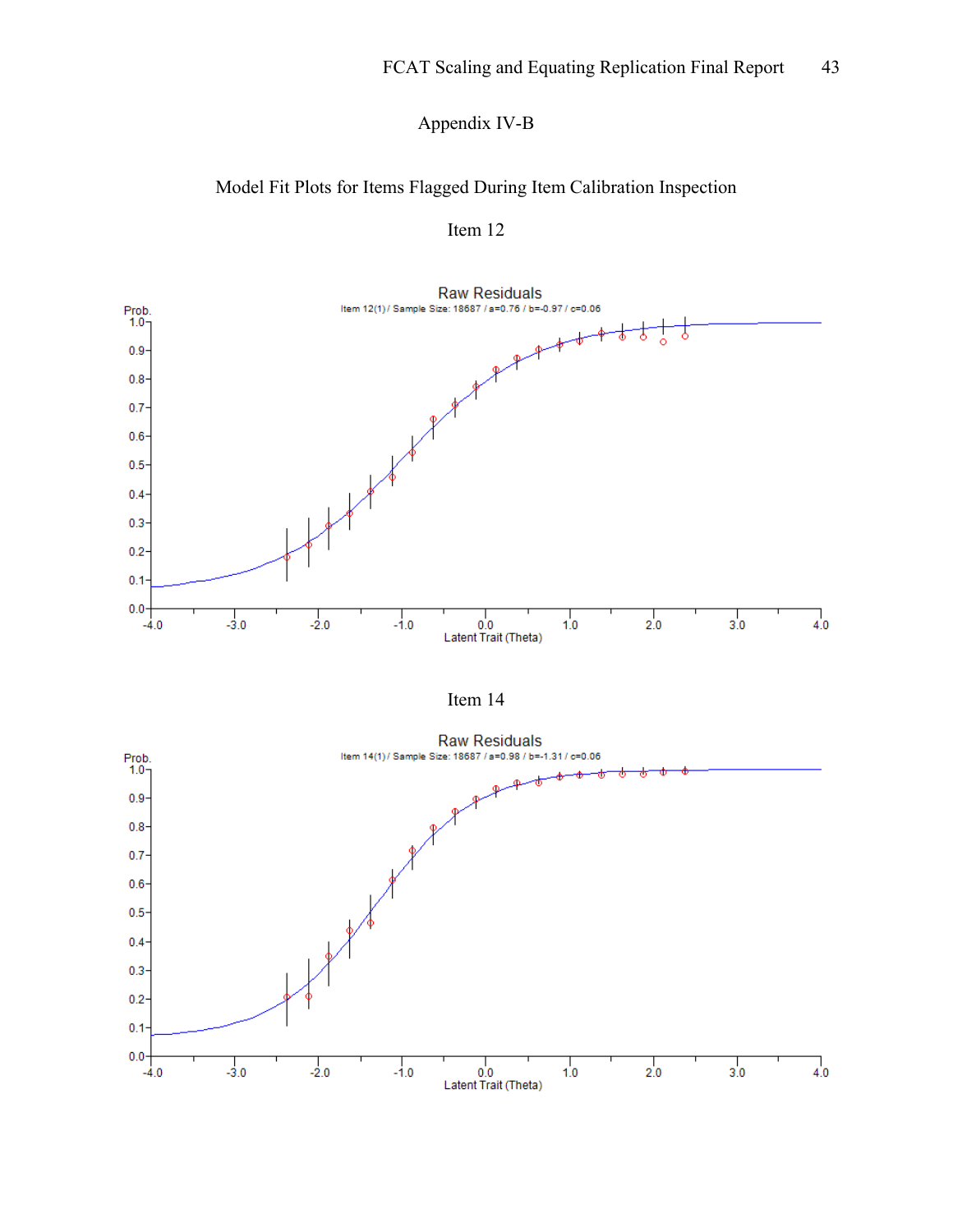# Appendix IV-B

## Model Fit Plots for Items Flagged During Item Calibration Inspection

### Item 12

### Item 14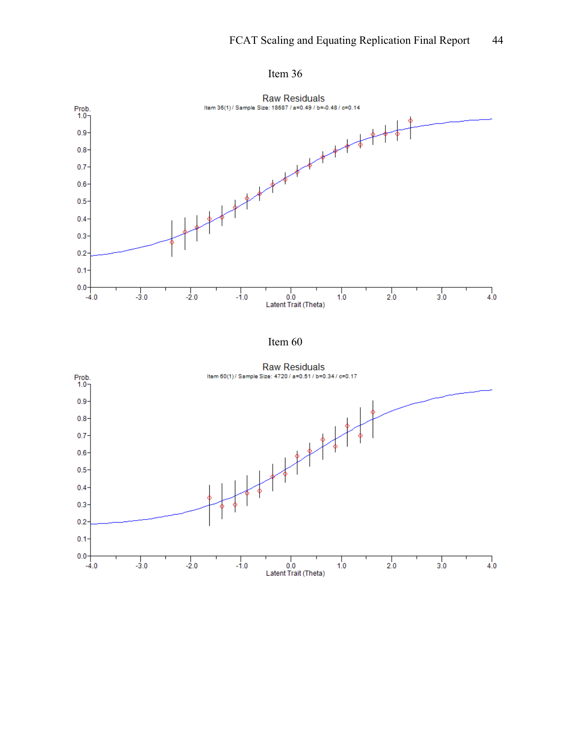Item 36

Raw Residuals

Item 36(1) / Sample Size: 18687 / a=0.49 / b=-0.48 / c=0.14

Item 60

Raw Residuals

Item 60(1) / Sample Size: 4720 / a=0.51 / b=0.34 / c=0.17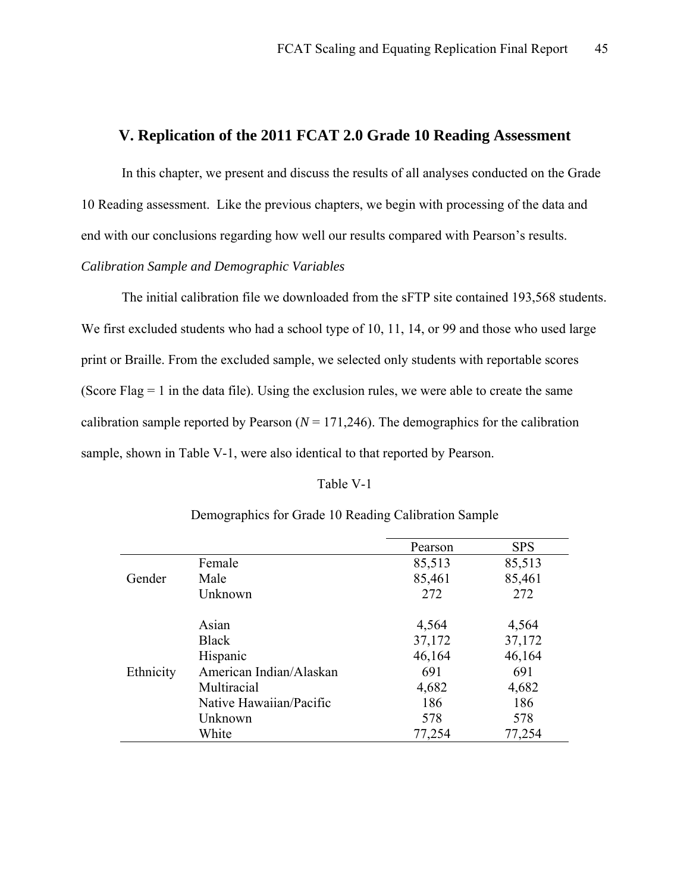## V. Replication of the 2011 FCAT 2.0 Grade 10 Reading Assessment

In this chapter, we present and discuss the results of all analyses conducted on the Grade 10 Reading assessment. Like the previous chapters, we begin with processing of the data and end with our conclusions regarding how well our results compared with Pearson's results.

*Calibration Sample and Demographic Variables*

The initial calibration file we downloaded from the sFTP site contained 193,568 students. We first excluded students who had a school type of 10, 11, 14, or 99 and those who used large print or Braille. From the excluded sample, we selected only students with reportable scores (Score Flag = 1 in the data file). Using the exclusion rules, we were able to create the same calibration sample reported by Pearson ($N$ = 171,246). The demographics for the calibration sample, shown in Table V-1, were also identical to that reported by Pearson.

Table V-1

Demographics for Grade 10 Reading Calibration Sample

| | | Pearson | SPS |
|---|---|---|---|
| Gender | Female | 85,513 | 85,513 |
| | Male | 85,461 | 85,461 |
| | Unknown | 272 | 272 |
| Ethnicity | Asian | 4,564 | 4,564 |
| | Black | 37,172 | 37,172 |
| | Hispanic | 46,164 | 46,164 |
| | American Indian/Alaskan | 691 | 691 |
| | Multiracial | 4,682 | 4,682 |
| | Native Hawaiian/Pacific | 186 | 186 |
| | Unknown | 578 | 578 |
| | White | 77,254 | 77,254 |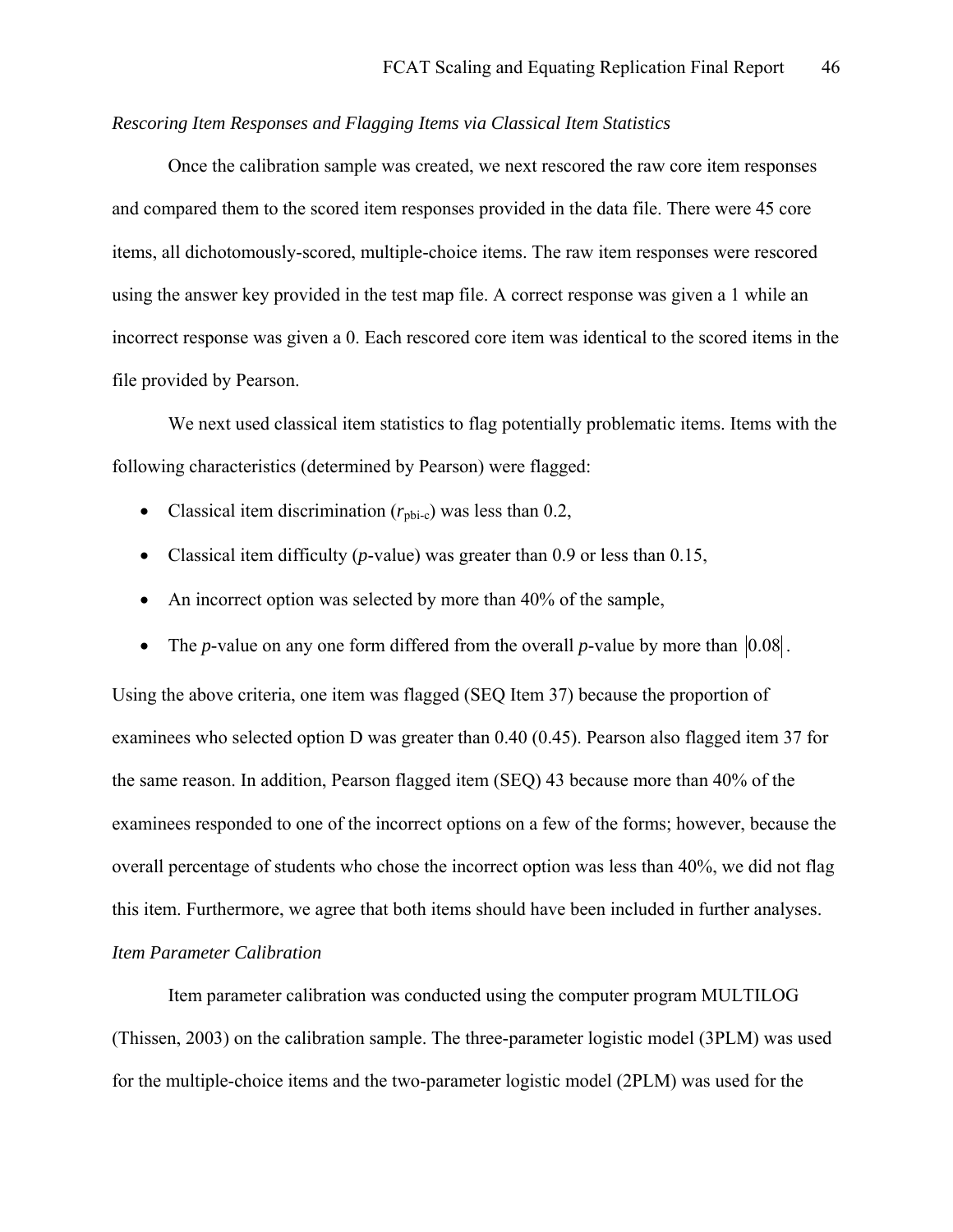*Rescoring Item Responses and Flagging Items via Classical Item Statistics*

Once the calibration sample was created, we next rescored the raw core item responses and compared them to the scored item responses provided in the data file. There were 45 core items, all dichotomously-scored, multiple-choice items. The raw item responses were rescored using the answer key provided in the test map file. A correct response was given a 1 while an incorrect response was given a 0. Each rescored core item was identical to the scored items in the file provided by Pearson.

We next used classical item statistics to flag potentially problematic items. Items with the following characteristics (determined by Pearson) were flagged:

- Classical item discrimination ($r_{\text{pbi-c}}$) was less than 0.2,
- Classical item difficulty (*p*-value) was greater than 0.9 or less than 0.15,
- An incorrect option was selected by more than 40% of the sample,
- The *p*-value on any one form differed from the overall *p*-value by more than $|0.08|$.

Using the above criteria, one item was flagged (SEQ Item 37) because the proportion of examinees who selected option D was greater than 0.40 (0.45). Pearson also flagged item 37 for the same reason. In addition, Pearson flagged item (SEQ) 43 because more than 40% of the examinees responded to one of the incorrect options on a few of the forms; however, because the overall percentage of students who chose the incorrect option was less than 40%, we did not flag this item. Furthermore, we agree that both items should have been included in further analyses.

*Item Parameter Calibration*

Item parameter calibration was conducted using the computer program MULTILOG (Thissen, 2003) on the calibration sample. The three-parameter logistic model (3PLM) was used for the multiple-choice items and the two-parameter logistic model (2PLM) was used for the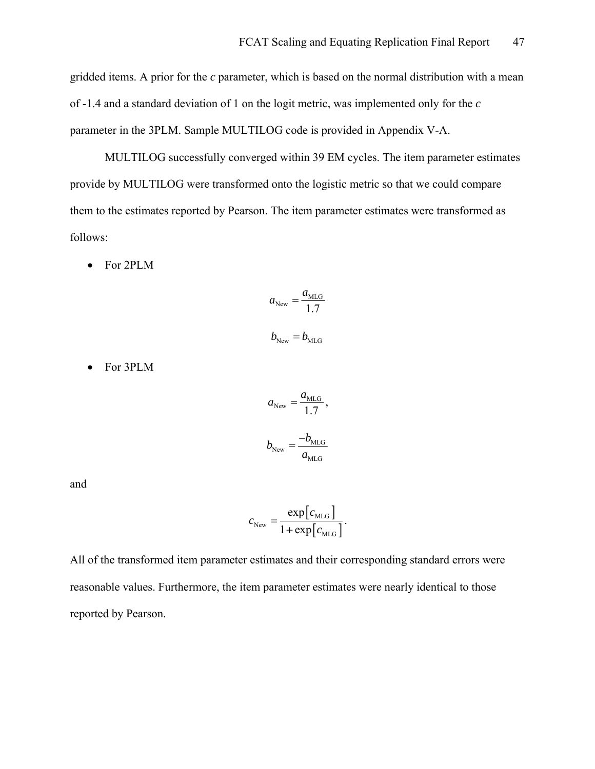gridded items. A prior for the *c* parameter, which is based on the normal distribution with a mean of -1.4 and a standard deviation of 1 on the logit metric, was implemented only for the *c* parameter in the 3PLM. Sample MULTILOG code is provided in Appendix V-A.

MULTILOG successfully converged within 39 EM cycles. The item parameter estimates provide by MULTILOG were transformed onto the logistic metric so that we could compare them to the estimates reported by Pearson. The item parameter estimates were transformed as follows:

- For 2PLM

$$a_{\text{New}} = \frac{a_{\text{MLG}}}{1.7}$$

$$b_{\text{New}} = b_{\text{MLG}}$$

- For 3PLM

$$a_{\text{New}} = \frac{a_{\text{MLG}}}{1.7},$$

$$b_{\text{New}} = \frac{-b_{\text{MLG}}}{a_{\text{MLG}}}$$

and

$$c_{\text{New}} = \frac{\exp\left[c_{\text{MLG}}\right]}{1 + \exp\left[c_{\text{MLG}}\right]}.$$

All of the transformed item parameter estimates and their corresponding standard errors were reasonable values. Furthermore, the item parameter estimates were nearly identical to those reported by Pearson.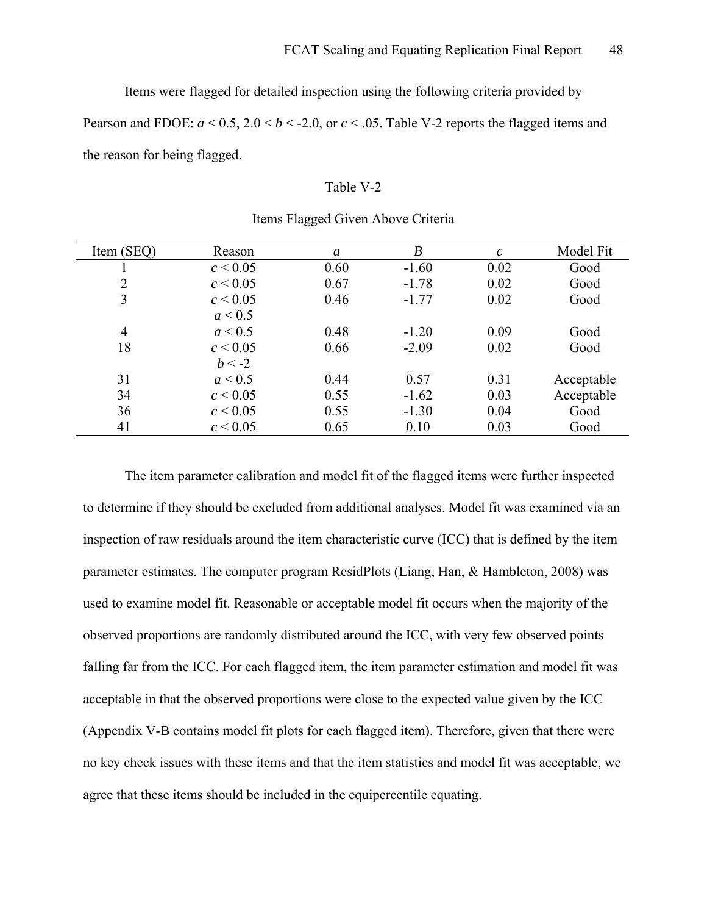Items were flagged for detailed inspection using the following criteria provided by Pearson and FDOE: $a < 0.5$, $2.0 < b < -2.0$, or $c < .05$. Table V-2 reports the flagged items and the reason for being flagged.

Table V-2

Items Flagged Given Above Criteria

| Item (SEQ) | Reason | $a$ | $B$ | $c$ | Model Fit |
|---|---|---|---|---|---|
| 1 | $c < 0.05$ | 0.60 | -1.60 | 0.02 | Good |
| 2 | $c < 0.05$ | 0.67 | -1.78 | 0.02 | Good |
| 3 | $c < 0.05$ <br> $a < 0.5$ | 0.46 | -1.77 | 0.02 | Good |
| 4 | $a < 0.5$ | 0.48 | -1.20 | 0.09 | Good |
| 18 | $c < 0.05$ <br> $b < -2$ | 0.66 | -2.09 | 0.02 | Good |
| 31 | $a < 0.5$ | 0.44 | 0.57 | 0.31 | Acceptable |
| 34 | $c < 0.05$ | 0.55 | -1.62 | 0.03 | Acceptable |
| 36 | $c < 0.05$ | 0.55 | -1.30 | 0.04 | Good |
| 41 | $c < 0.05$ | 0.65 | 0.10 | 0.03 | Good |

The item parameter calibration and model fit of the flagged items were further inspected to determine if they should be excluded from additional analyses. Model fit was examined via an inspection of raw residuals around the item characteristic curve (ICC) that is defined by the item parameter estimates. The computer program ResidPlots (Liang, Han, & Hambleton, 2008) was used to examine model fit. Reasonable or acceptable model fit occurs when the majority of the observed proportions are randomly distributed around the ICC, with very few observed points falling far from the ICC. For each flagged item, the item parameter estimation and model fit was acceptable in that the observed proportions were close to the expected value given by the ICC (Appendix V-B contains model fit plots for each flagged item). Therefore, given that there were no key check issues with these items and that the item statistics and model fit was acceptable, we agree that these items should be included in the equipercentile equating.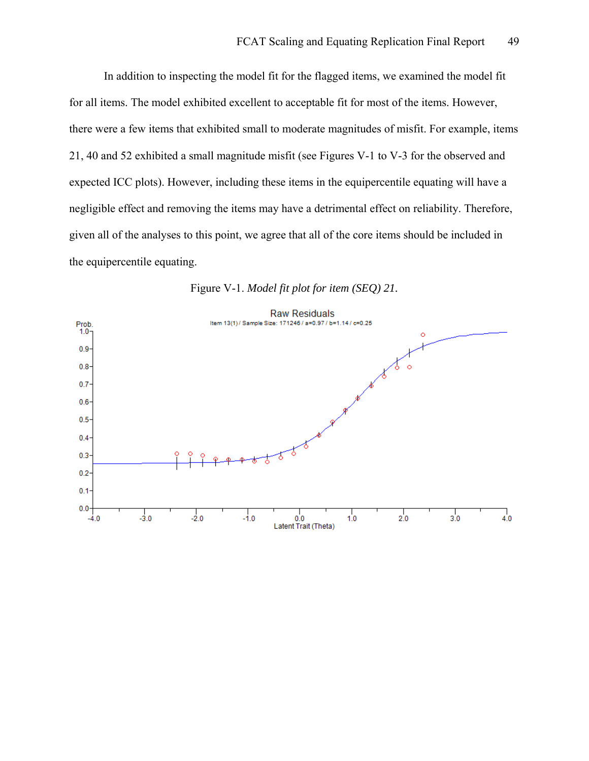In addition to inspecting the model fit for the flagged items, we examined the model fit for all items. The model exhibited excellent to acceptable fit for most of the items. However, there were a few items that exhibited small to moderate magnitudes of misfit. For example, items 21, 40 and 52 exhibited a small magnitude misfit (see Figures V-1 to V-3 for the observed and expected ICC plots). However, including these items in the equipercentile equating will have a negligible effect and removing the items may have a detrimental effect on reliability. Therefore, given all of the analyses to this point, we agree that all of the core items should be included in the equipercentile equating.

Figure V-1. *Model fit plot for item (SEQ) 21.*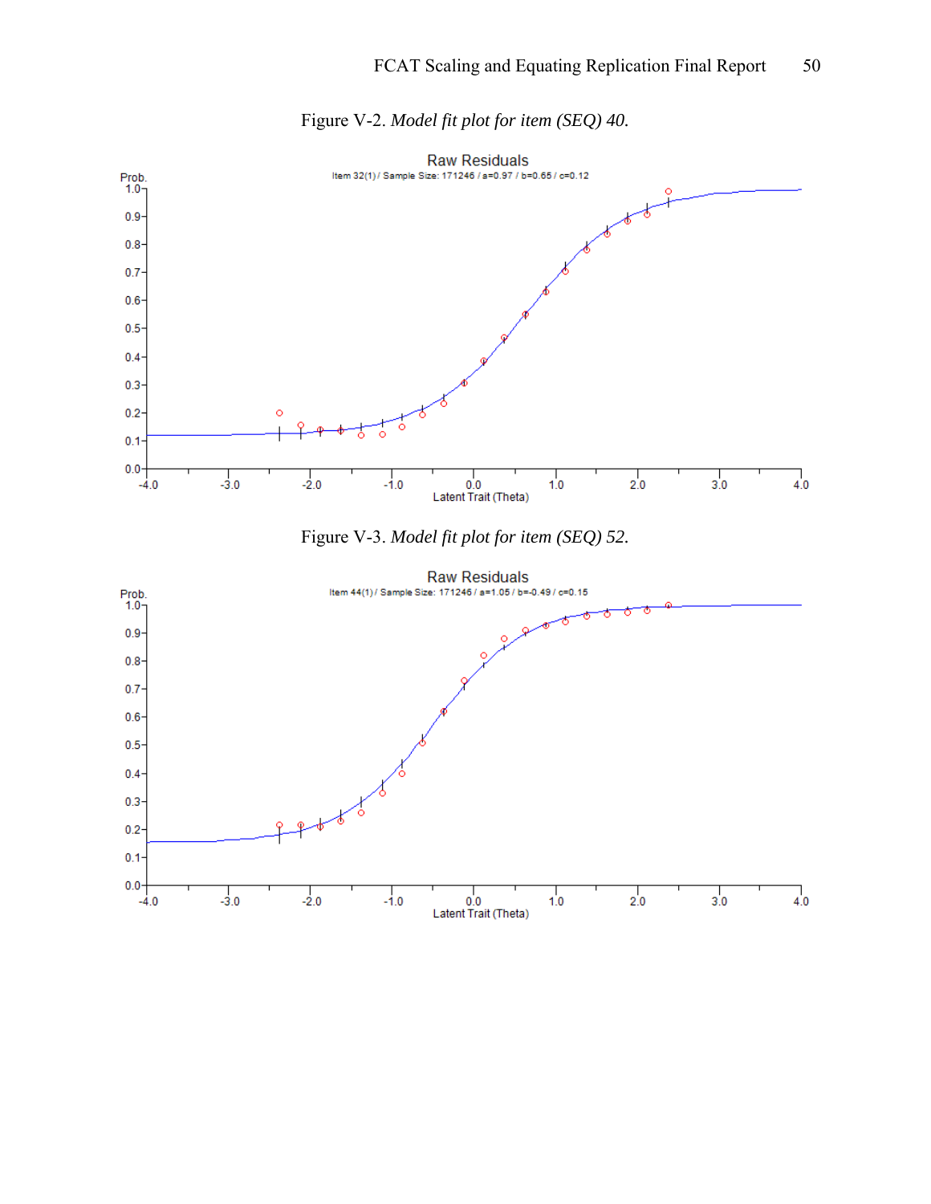Figure V-2. *Model fit plot for item (SEQ) 40.*

Raw Residuals

Item 32(1) / Sample Size: 171246 / a=0.97 / b=0.65 / c=0.12

Figure V-3. *Model fit plot for item (SEQ) 52.*

Raw Residuals

Item 44(1) / Sample Size: 171246 / a=1.05 / b=-0.49 / c=0.15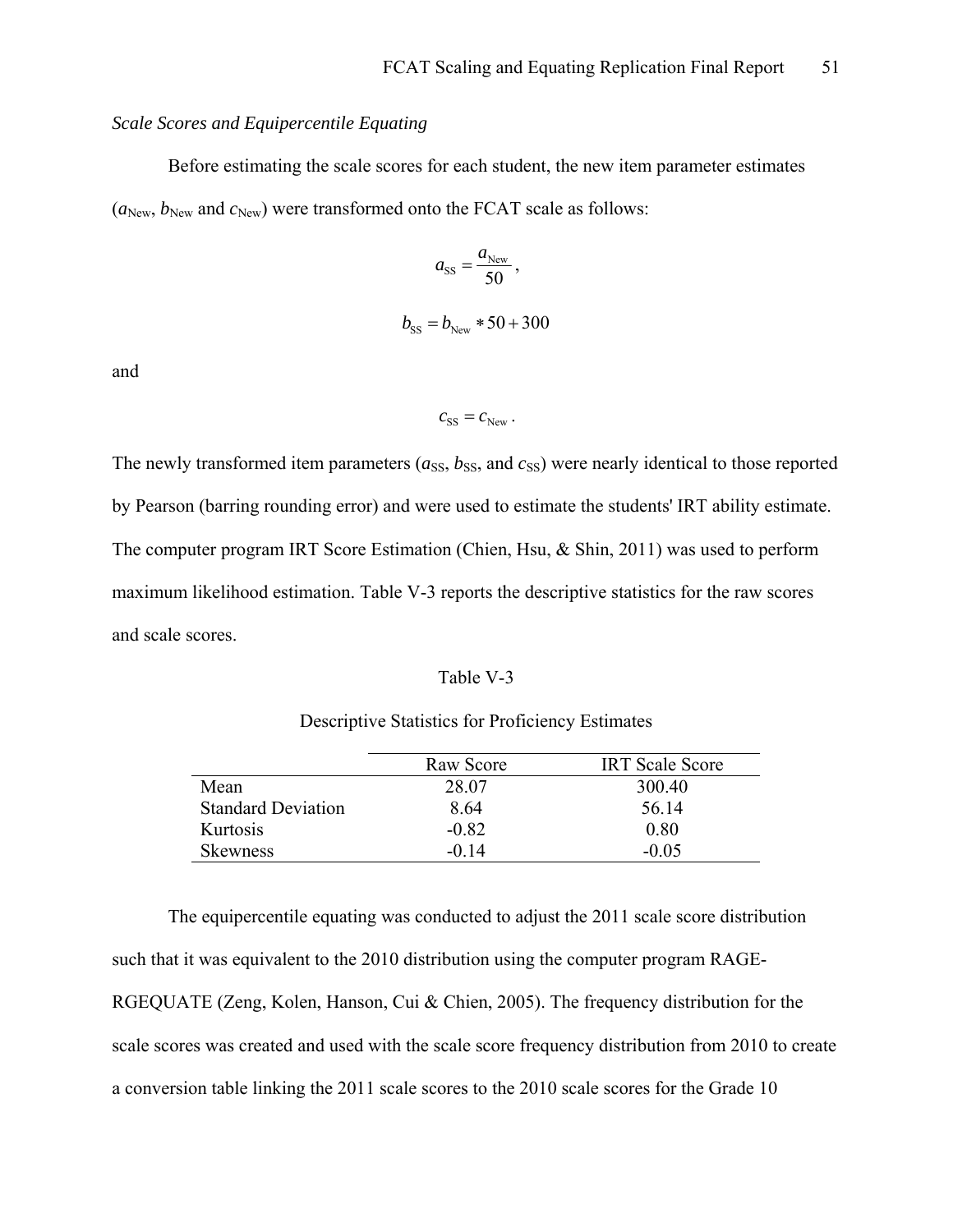*Scale Scores and Equipercentile Equating*

Before estimating the scale scores for each student, the new item parameter estimates ($a_{\text{New}}$, $b_{\text{New}}$ and $c_{\text{New}}$) were transformed onto the FCAT scale as follows:

$$a_{\text{SS}} = \frac{a_{\text{New}}}{50},$$

$$b_{\text{SS}} = b_{\text{New}} * 50 + 300$$

and

$$c_{\text{SS}} = c_{\text{New}}.$$

The newly transformed item parameters ($a_{\text{SS}}$, $b_{\text{SS}}$, and $c_{\text{SS}}$) were nearly identical to those reported by Pearson (barring rounding error) and were used to estimate the students' IRT ability estimate. The computer program IRT Score Estimation (Chien, Hsu, & Shin, 2011) was used to perform maximum likelihood estimation. Table V-3 reports the descriptive statistics for the raw scores and scale scores.

Table V-3

Descriptive Statistics for Proficiency Estimates

| | Raw Score | IRT Scale Score |
|---|---|---|
| Mean | 28.07 | 300.40 |
| Standard Deviation | 8.64 | 56.14 |
| Kurtosis | -0.82 | 0.80 |
| Skewness | -0.14 | -0.05 |

The equipercentile equating was conducted to adjust the 2011 scale score distribution such that it was equivalent to the 2010 distribution using the computer program RAGE-RGEQUATE (Zeng, Kolen, Hanson, Cui & Chien, 2005). The frequency distribution for the scale scores was created and used with the scale score frequency distribution from 2010 to create a conversion table linking the 2011 scale scores to the 2010 scale scores for the Grade 10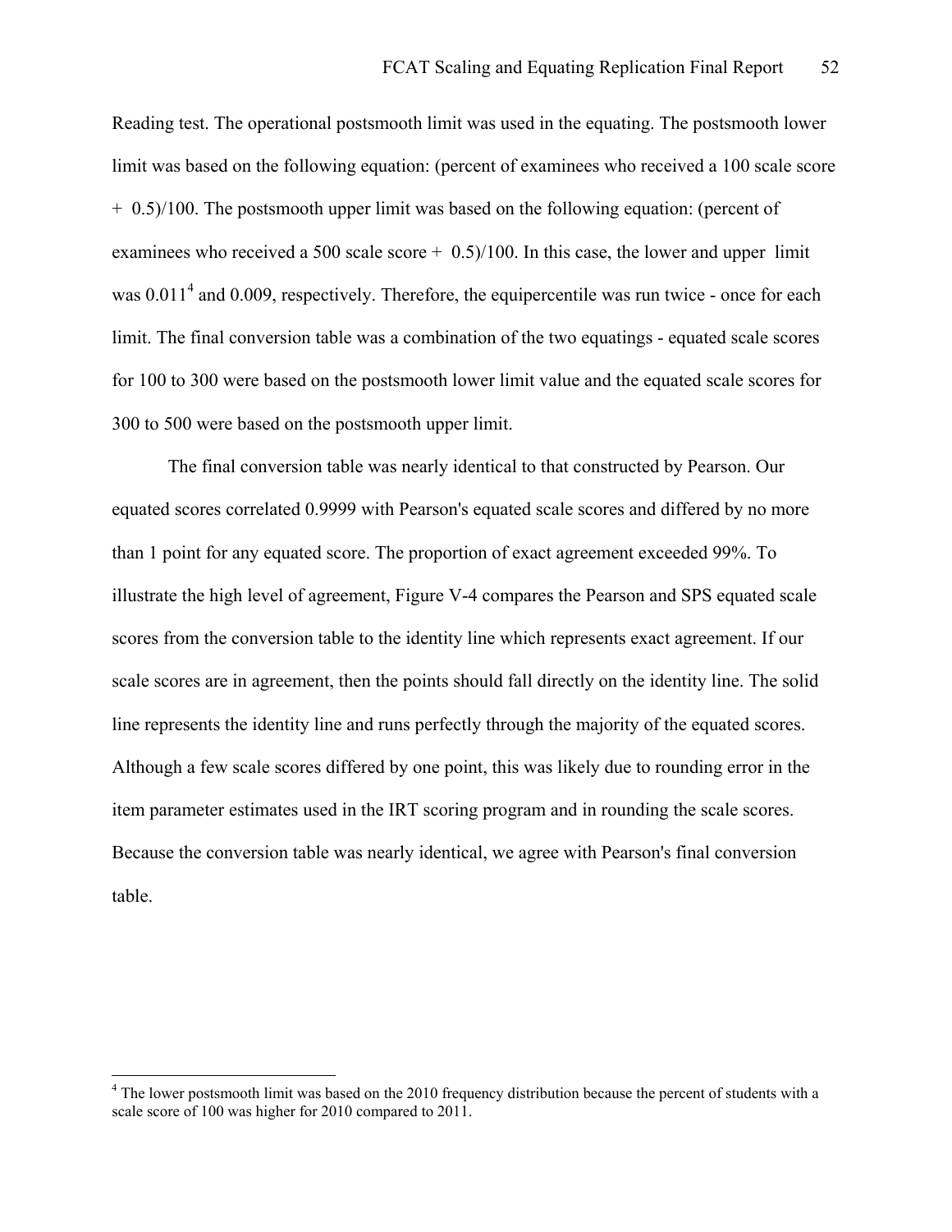Reading test. The operational postsmooth limit was used in the equating. The postsmooth lower limit was based on the following equation: (percent of examinees who received a 100 scale score + 0.5)/100. The postsmooth upper limit was based on the following equation: (percent of examinees who received a 500 scale score + 0.5)/100. In this case, the lower and upper limit was 0.011[4] and 0.009, respectively. Therefore, the equipercentile was run twice - once for each limit. The final conversion table was a combination of the two equatings - equated scale scores for 100 to 300 were based on the postsmooth lower limit value and the equated scale scores for 300 to 500 were based on the postsmooth upper limit.

The final conversion table was nearly identical to that constructed by Pearson. Our equated scores correlated 0.9999 with Pearson's equated scale scores and differed by no more than 1 point for any equated score. The proportion of exact agreement exceeded 99%. To illustrate the high level of agreement, Figure V-4 compares the Pearson and SPS equated scale scores from the conversion table to the identity line which represents exact agreement. If our scale scores are in agreement, then the points should fall directly on the identity line. The solid line represents the identity line and runs perfectly through the majority of the equated scores. Although a few scale scores differed by one point, this was likely due to rounding error in the item parameter estimates used in the IRT scoring program and in rounding the scale scores. Because the conversion table was nearly identical, we agree with Pearson's final conversion table.

---

[4] The lower postsmooth limit was based on the 2010 frequency distribution because the percent of students with a scale score of 100 was higher for 2010 compared to 2011.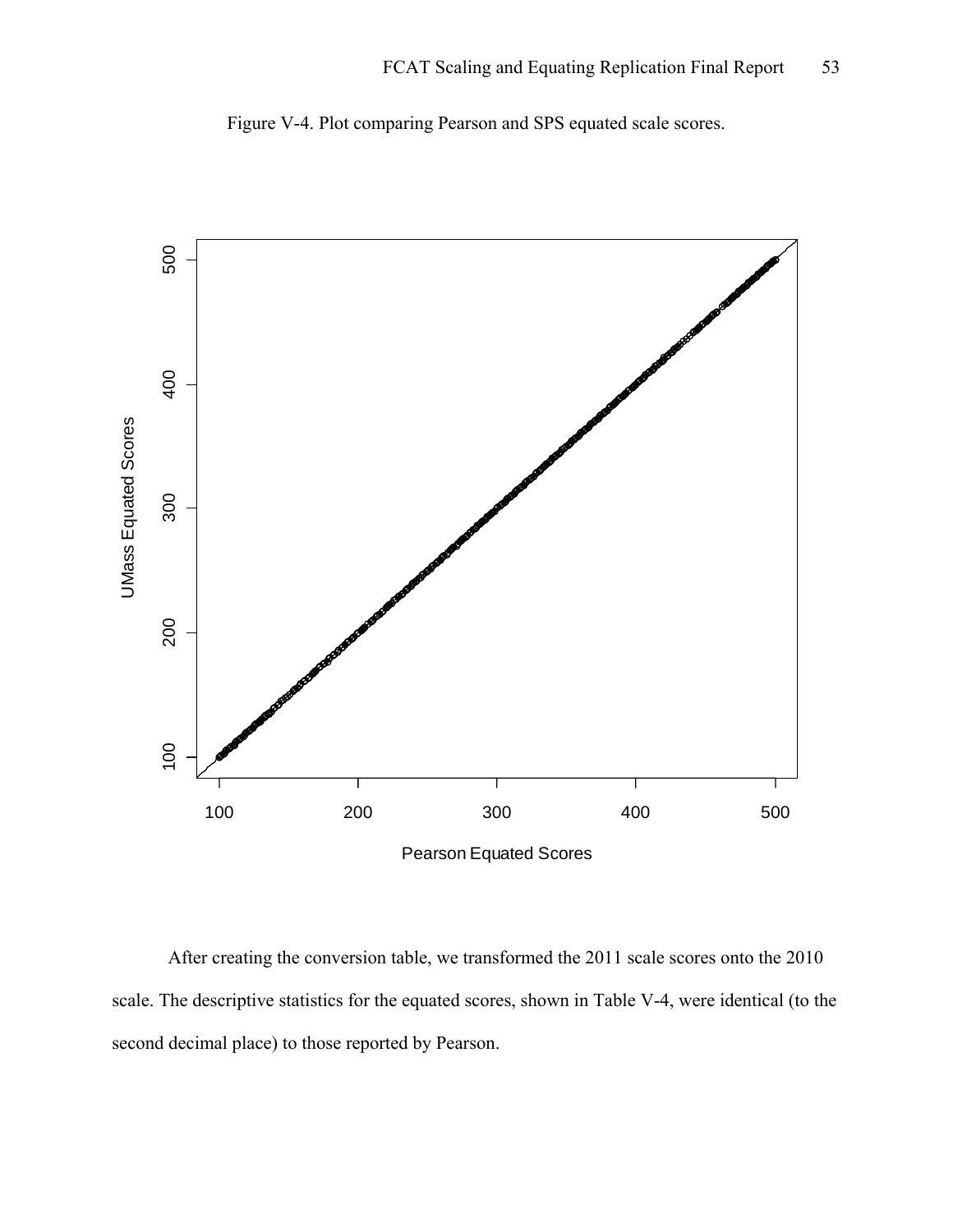Figure V-4. Plot comparing Pearson and SPS equated scale scores.

After creating the conversion table, we transformed the 2011 scale scores onto the 2010 scale. The descriptive statistics for the equated scores, shown in Table V-4, were identical (to the second decimal place) to those reported by Pearson.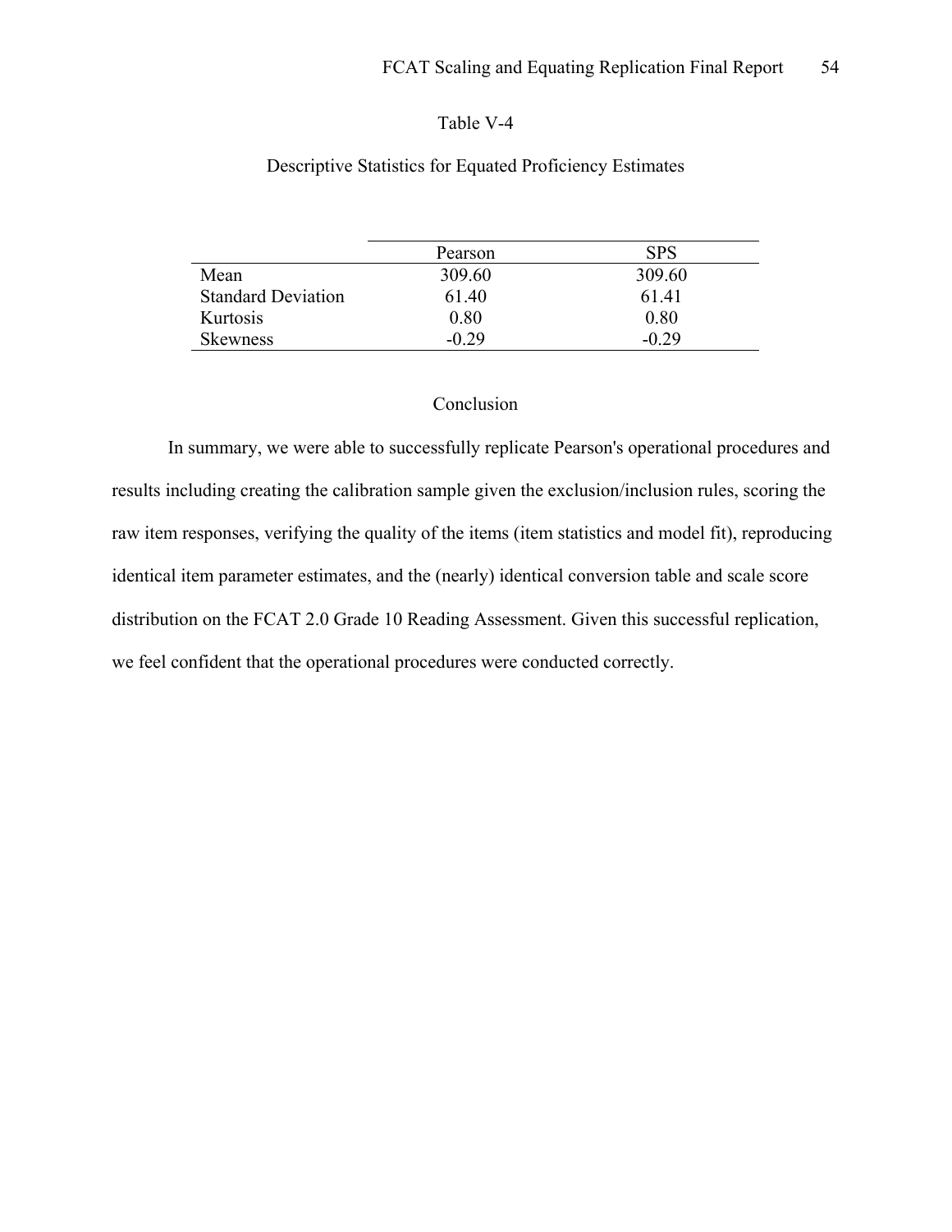Table V-4

Descriptive Statistics for Equated Proficiency Estimates

| | Pearson | SPS |
|---|---|---|
| Mean | 309.60 | 309.60 |
| Standard Deviation | 61.40 | 61.41 |
| Kurtosis | 0.80 | 0.80 |
| Skewness | -0.29 | -0.29 |

## Conclusion

In summary, we were able to successfully replicate Pearson's operational procedures and results including creating the calibration sample given the exclusion/inclusion rules, scoring the raw item responses, verifying the quality of the items (item statistics and model fit), reproducing identical item parameter estimates, and the (nearly) identical conversion table and scale score distribution on the FCAT 2.0 Grade 10 Reading Assessment. Given this successful replication, we feel confident that the operational procedures were conducted correctly.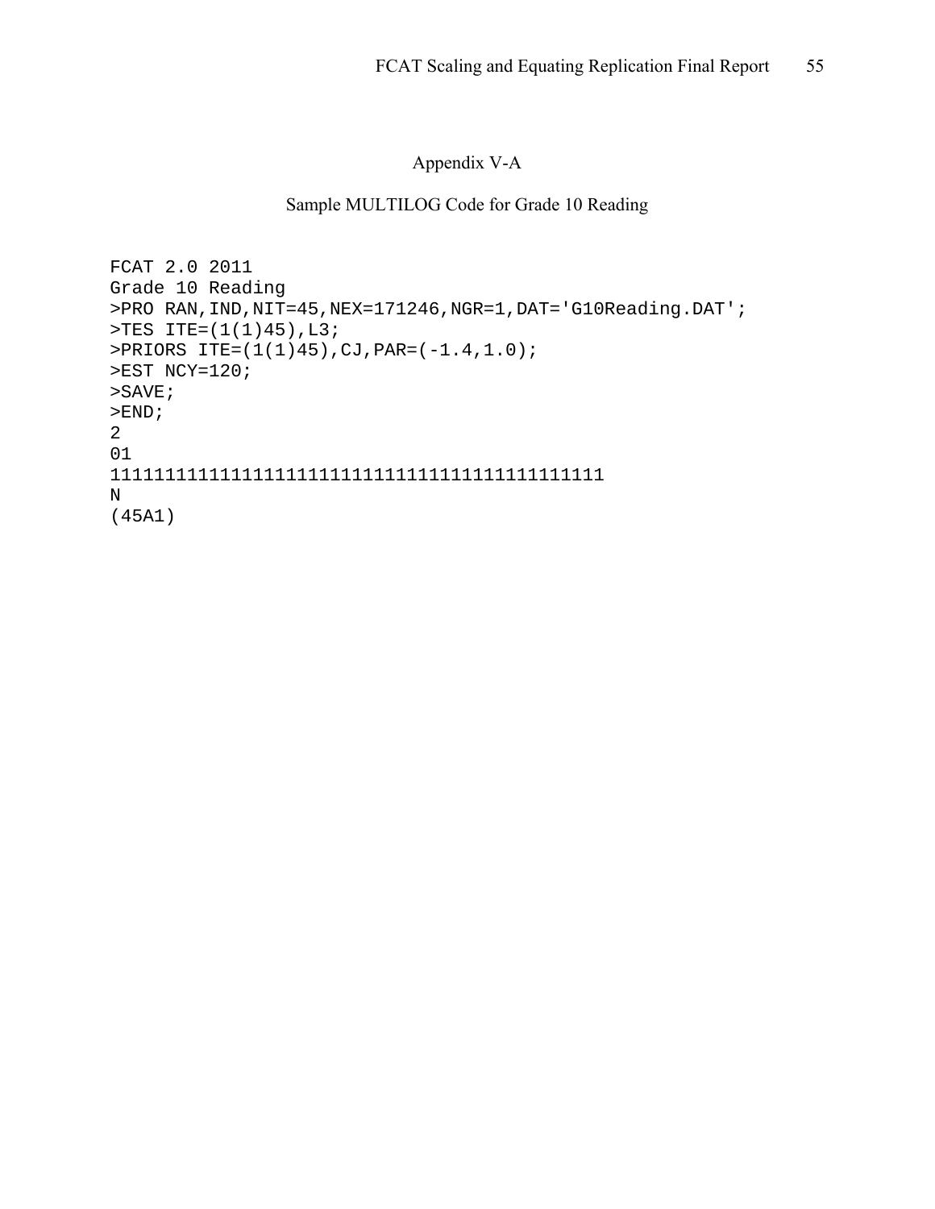## Appendix V-A

### Sample MULTILOG Code for Grade 10 Reading

```
FCAT 2.0 2011
Grade 10 Reading
>PRO RAN,IND,NIT=45,NEX=171246,NGR=1,DAT='G10Reading.DAT';
>TES ITE=(1(1)45),L3;
>PRIORS ITE=(1(1)45),CJ,PAR=(-1.4,1.0);
>EST NCY=120;
>SAVE;
>END;
2
01
111111111111111111111111111111111111111111111
N
(45A1)
```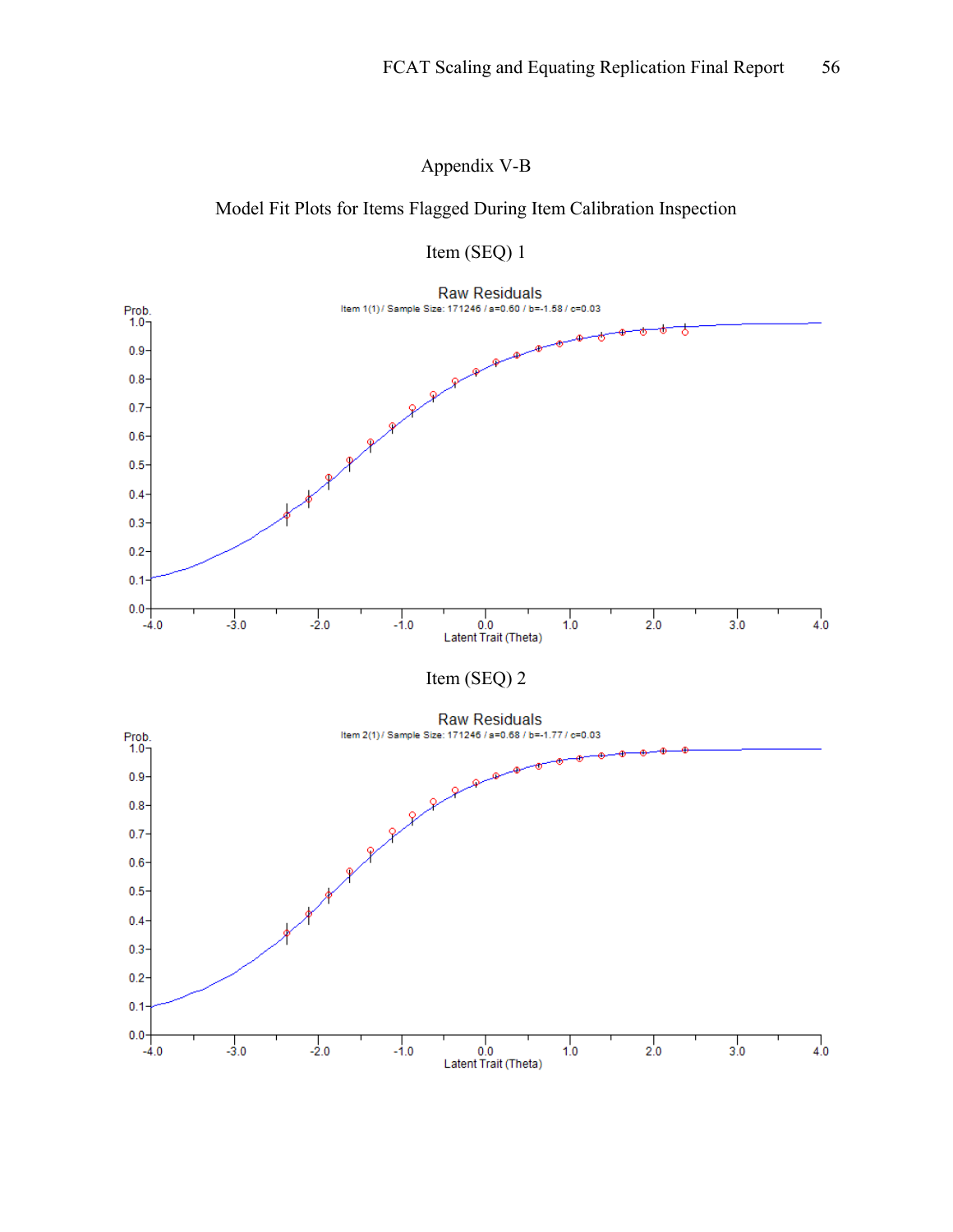# Appendix V-B

## Model Fit Plots for Items Flagged During Item Calibration Inspection

### Item (SEQ) 1

Raw Residuals

Item 1(1) / Sample Size: 171246 / a=0.60 / b=-1.58 / c=0.03

### Item (SEQ) 2

Raw Residuals

Item 2(1) / Sample Size: 171246 / a=0.68 / b=-1.77 / c=0.03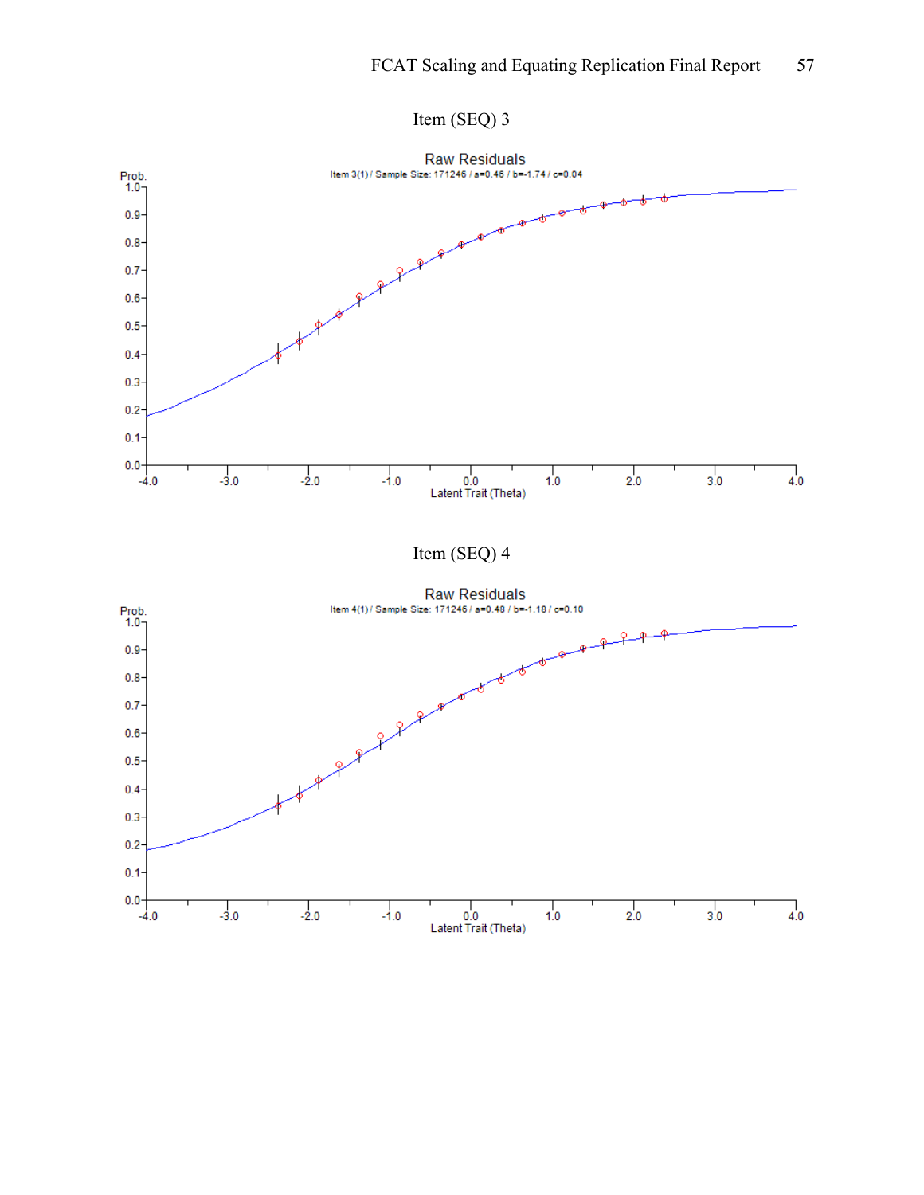Item (SEQ) 3

Raw Residuals

Item 3(1) / Sample Size: 171246 / a=0.46 / b=-1.74 / c=0.04

Item (SEQ) 4

Raw Residuals

Item 4(1) / Sample Size: 171246 / a=0.48 / b=-1.18 / c=0.10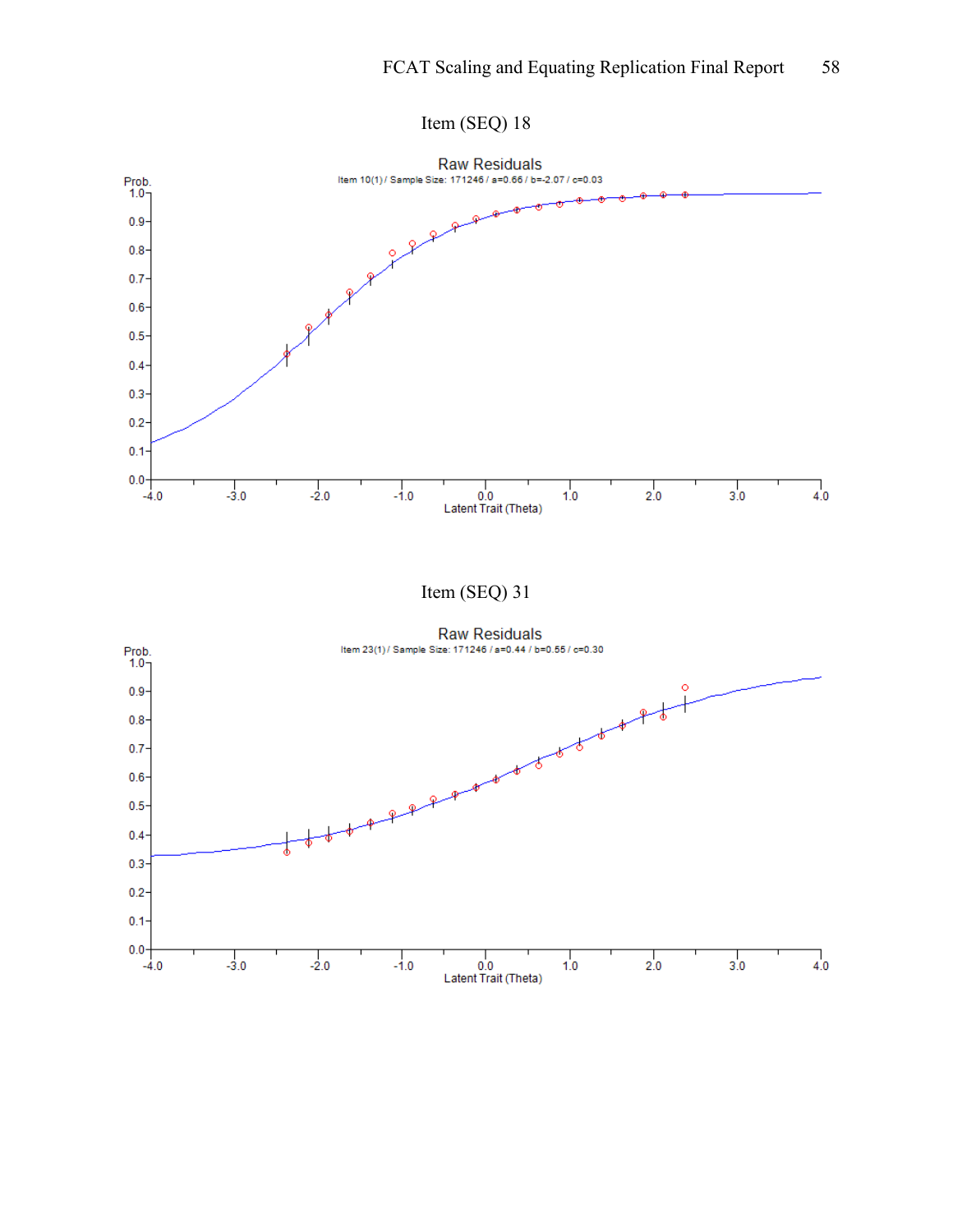Item (SEQ) 18

Raw Residuals

Item 10(1) / Sample Size: 171246 / a=0.66 / b=-2.07 / c=0.03

Item (SEQ) 31

Raw Residuals

Item 23(1) / Sample Size: 171246 / a=0.44 / b=0.55 / c=0.30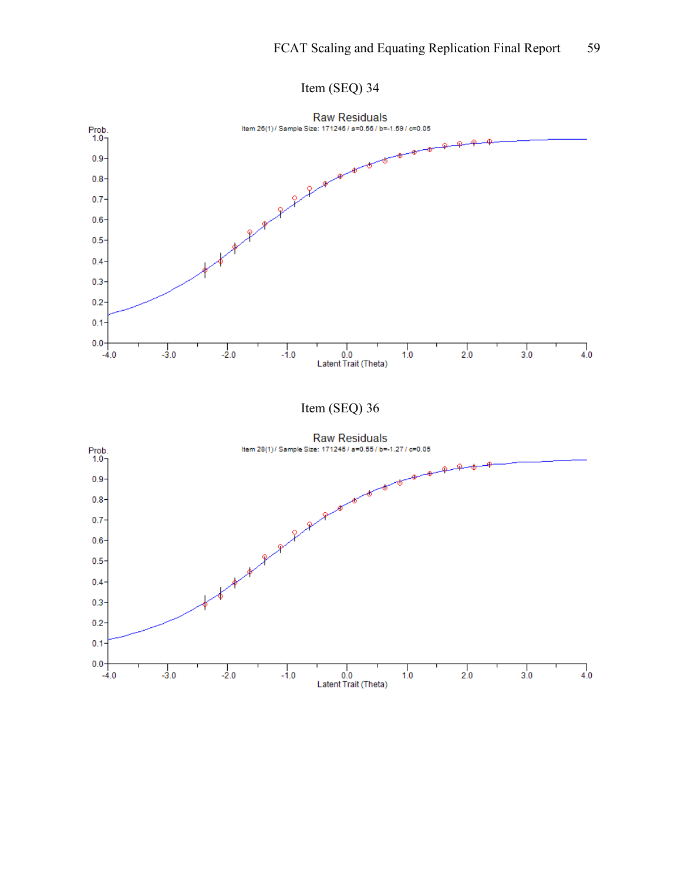Item (SEQ) 34

Raw Residuals

Item 26(1) / Sample Size: 171246 / a=0.56 / b=-1.59 / c=0.05

Item (SEQ) 36

Raw Residuals

Item 28(1) / Sample Size: 171246 / a=0.55 / b=-1.27 / c=0.05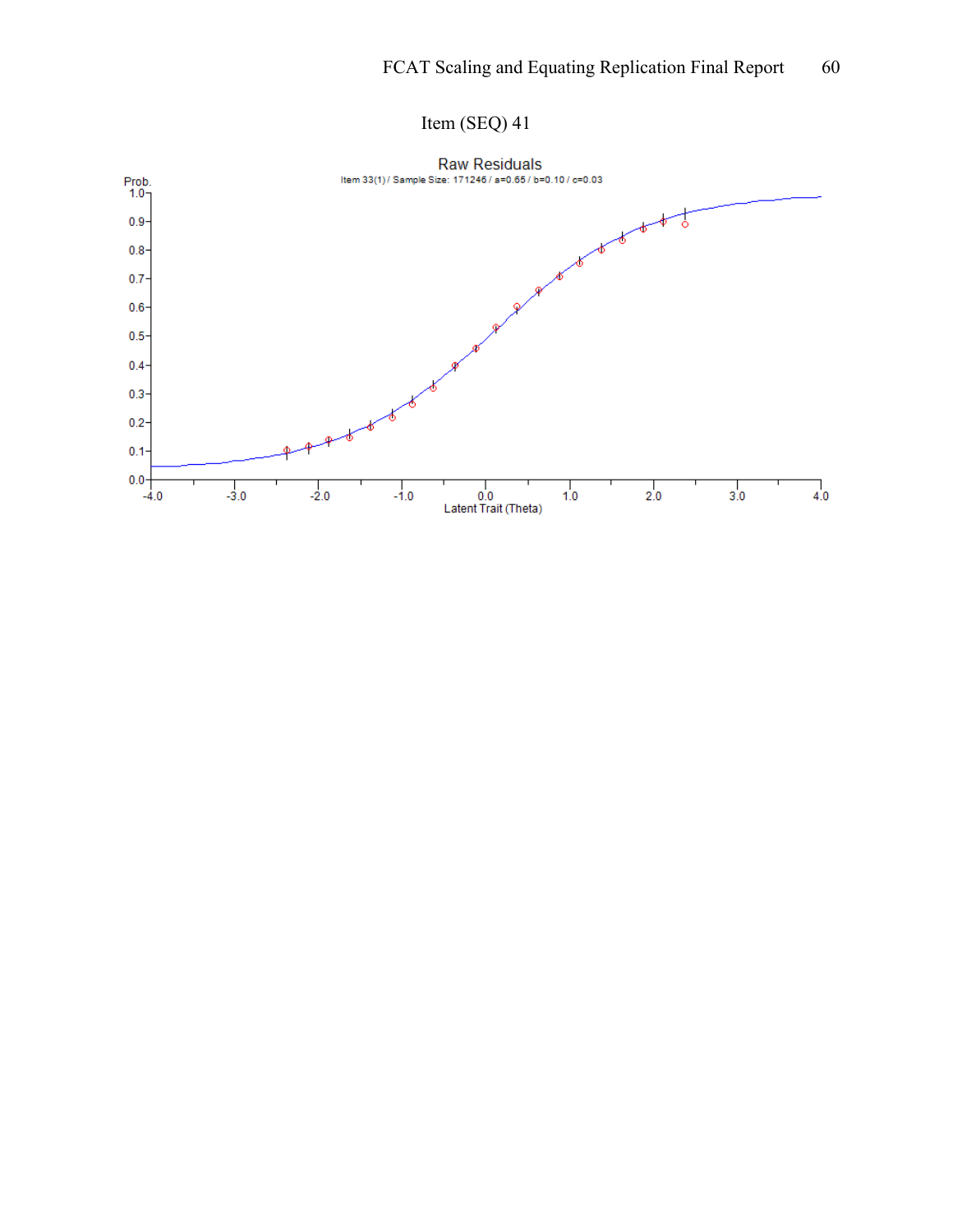Item (SEQ) 41

Raw Residuals

Item 33(1) / Sample Size: 171246 / a=0.65 / b=0.10 / c=0.03

Prob.

Latent Trait (Theta)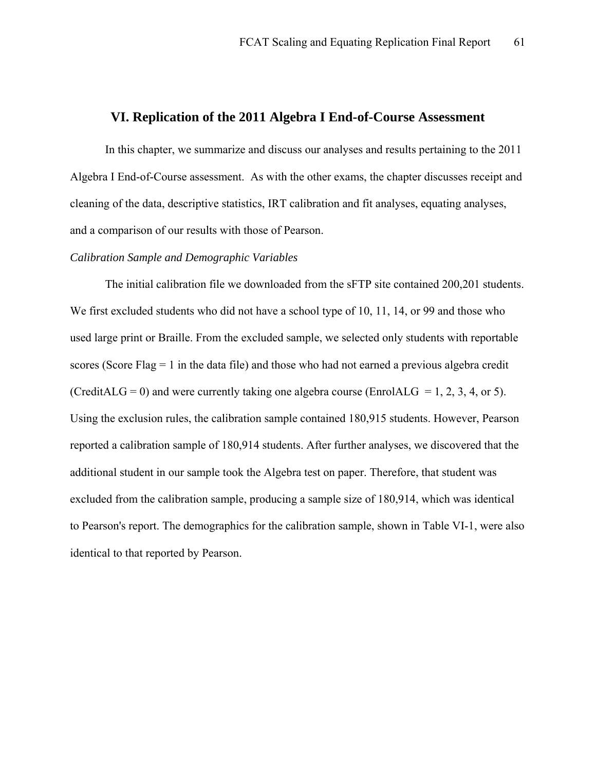## VI. Replication of the 2011 Algebra I End-of-Course Assessment

In this chapter, we summarize and discuss our analyses and results pertaining to the 2011 Algebra I End-of-Course assessment. As with the other exams, the chapter discusses receipt and cleaning of the data, descriptive statistics, IRT calibration and fit analyses, equating analyses, and a comparison of our results with those of Pearson.

*Calibration Sample and Demographic Variables*

The initial calibration file we downloaded from the sFTP site contained 200,201 students. We first excluded students who did not have a school type of 10, 11, 14, or 99 and those who used large print or Braille. From the excluded sample, we selected only students with reportable scores (Score Flag = 1 in the data file) and those who had not earned a previous algebra credit (CreditALG = 0) and were currently taking one algebra course (EnrolALG = 1, 2, 3, 4, or 5). Using the exclusion rules, the calibration sample contained 180,915 students. However, Pearson reported a calibration sample of 180,914 students. After further analyses, we discovered that the additional student in our sample took the Algebra test on paper. Therefore, that student was excluded from the calibration sample, producing a sample size of 180,914, which was identical to Pearson's report. The demographics for the calibration sample, shown in Table VI-1, were also identical to that reported by Pearson.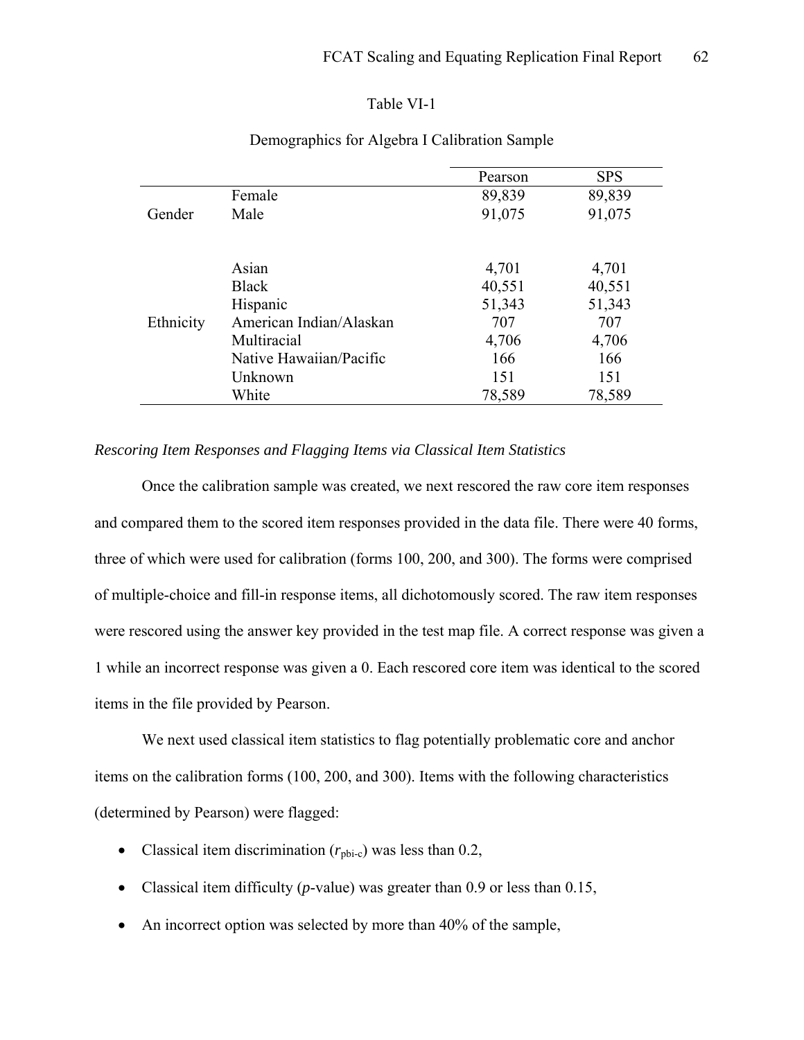Table VI-1

Demographics for Algebra I Calibration Sample

| | | Pearson | SPS |
|---|---|---|---|
| Gender | Female | 89,839 | 89,839 |
| | Male | 91,075 | 91,075 |
| Ethnicity | Asian | 4,701 | 4,701 |
| | Black | 40,551 | 40,551 |
| | Hispanic | 51,343 | 51,343 |
| | American Indian/Alaskan | 707 | 707 |
| | Multiracial | 4,706 | 4,706 |
| | Native Hawaiian/Pacific | 166 | 166 |
| | Unknown | 151 | 151 |
| | White | 78,589 | 78,589 |

*Rescoring Item Responses and Flagging Items via Classical Item Statistics*

Once the calibration sample was created, we next rescored the raw core item responses and compared them to the scored item responses provided in the data file. There were 40 forms, three of which were used for calibration (forms 100, 200, and 300). The forms were comprised of multiple-choice and fill-in response items, all dichotomously scored. The raw item responses were rescored using the answer key provided in the test map file. A correct response was given a 1 while an incorrect response was given a 0. Each rescored core item was identical to the scored items in the file provided by Pearson.

We next used classical item statistics to flag potentially problematic core and anchor items on the calibration forms (100, 200, and 300). Items with the following characteristics (determined by Pearson) were flagged:

- Classical item discrimination ($r_{pbi\text{-}c}$) was less than 0.2,
- Classical item difficulty (*p*-value) was greater than 0.9 or less than 0.15,
- An incorrect option was selected by more than 40% of the sample,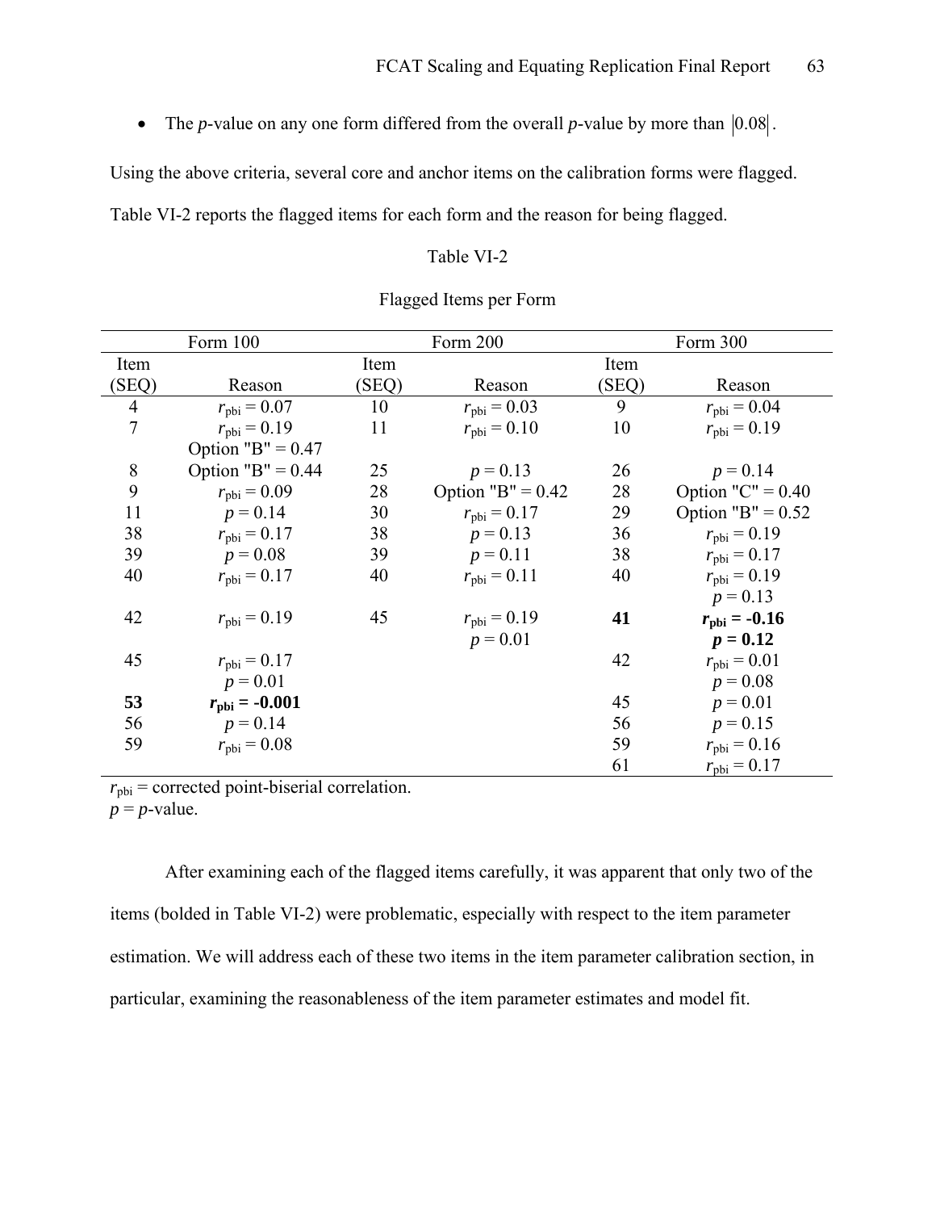- The $p$-value on any one form differed from the overall $p$-value by more than $|0.08|$.

Using the above criteria, several core and anchor items on the calibration forms were flagged. Table VI-2 reports the flagged items for each form and the reason for being flagged.

Table VI-2

Flagged Items per Form

| Form 100 | | Form 200 | | Form 300 | |
|---|---|---|---|---|---|
| Item (SEQ) | Reason | Item (SEQ) | Reason | Item (SEQ) | Reason |
| 4 | $r_{pbi} = 0.07$ | 10 | $r_{pbi} = 0.03$ | 9 | $r_{pbi} = 0.04$ |
| 7 | $r_{pbi} = 0.19$<br>Option "B" = 0.47 | 11 | $r_{pbi} = 0.10$ | 10 | $r_{pbi} = 0.19$ |
| 8 | Option "B" = 0.44 | 25 | $p = 0.13$ | 26 | $p = 0.14$ |
| 9 | $r_{pbi} = 0.09$ | 28 | Option "B" = 0.42 | 28 | Option "C" = 0.40 |
| 11 | $p = 0.14$ | 30 | $r_{pbi} = 0.17$ | 29 | Option "B" = 0.52 |
| 38 | $r_{pbi} = 0.17$ | 38 | $p = 0.13$ | 36 | $r_{pbi} = 0.19$ |
| 39 | $p = 0.08$ | 39 | $p = 0.11$ | 38 | $r_{pbi} = 0.17$ |
| 40 | $r_{pbi} = 0.17$ | 40 | $r_{pbi} = 0.11$ | 40 | $r_{pbi} = 0.19$<br>$p = 0.13$ |
| 42 | $r_{pbi} = 0.19$ | 45 | $r_{pbi} = 0.19$<br>$p = 0.01$ | **41** | **$r_{pbi} = -0.16$**<br>**$p = 0.12$** |
| 45 | $r_{pbi} = 0.17$<br>$p = 0.01$ | | | 42 | $r_{pbi} = 0.01$<br>$p = 0.08$ |
| **53** | **$r_{pbi} = -0.001$** | | | 45 | $p = 0.01$ |
| 56 | $p = 0.14$ | | | 56 | $p = 0.15$ |
| 59 | $r_{pbi} = 0.08$ | | | 59 | $r_{pbi} = 0.16$ |
| | | | | 61 | $r_{pbi} = 0.17$ |

$r_{pbi}$ = corrected point-biserial correlation.
$p$ = $p$-value.

After examining each of the flagged items carefully, it was apparent that only two of the items (bolded in Table VI-2) were problematic, especially with respect to the item parameter estimation. We will address each of these two items in the item parameter calibration section, in particular, examining the reasonableness of the item parameter estimates and model fit.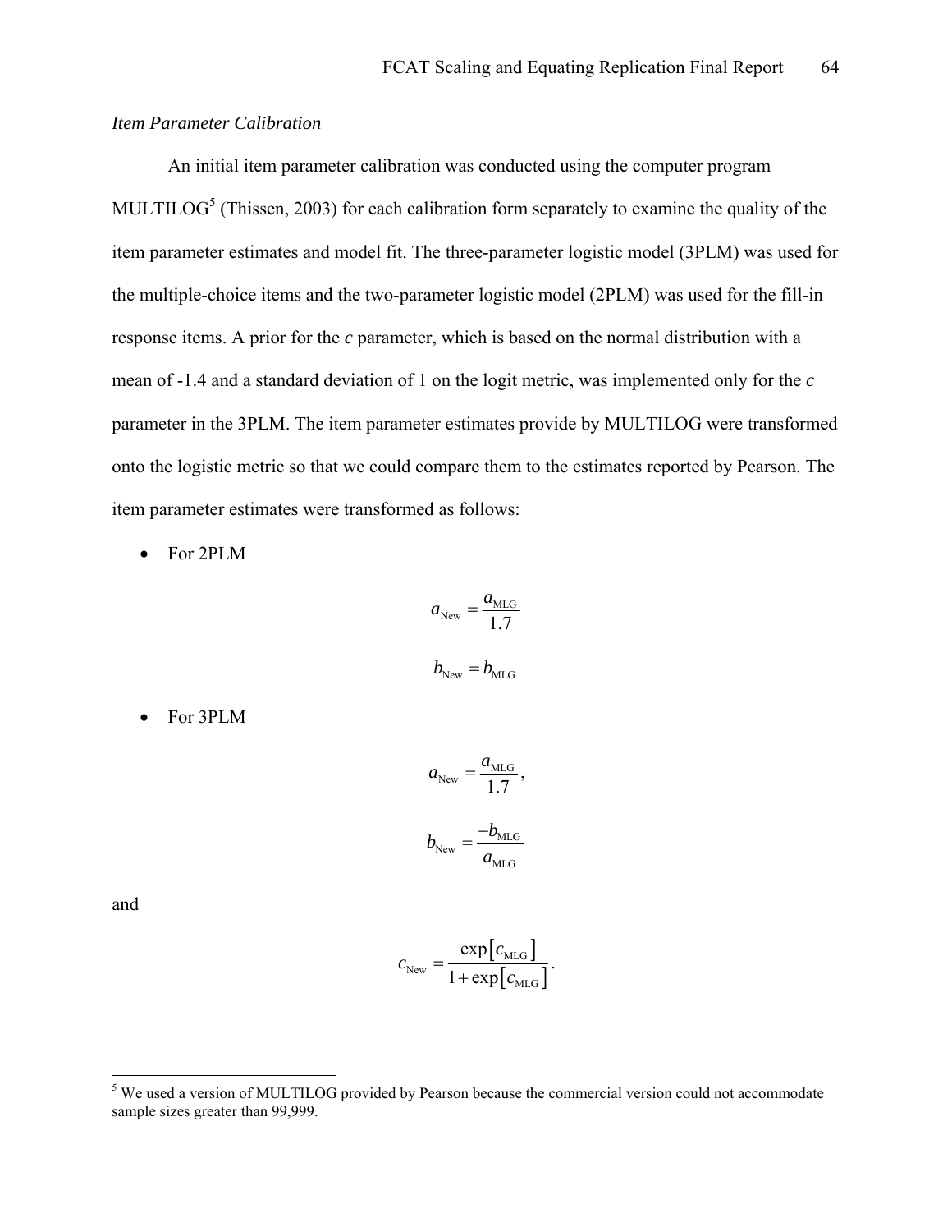*Item Parameter Calibration*

An initial item parameter calibration was conducted using the computer program MULTILOG[5] (Thissen, 2003) for each calibration form separately to examine the quality of the item parameter estimates and model fit. The three-parameter logistic model (3PLM) was used for the multiple-choice items and the two-parameter logistic model (2PLM) was used for the fill-in response items. A prior for the *c* parameter, which is based on the normal distribution with a mean of -1.4 and a standard deviation of 1 on the logit metric, was implemented only for the *c* parameter in the 3PLM. The item parameter estimates provide by MULTILOG were transformed onto the logistic metric so that we could compare them to the estimates reported by Pearson. The item parameter estimates were transformed as follows:

- For 2PLM

$$a_{\text{New}} = \frac{a_{\text{MLG}}}{1.7}$$

$$b_{\text{New}} = b_{\text{MLG}}$$

- For 3PLM

$$a_{\text{New}} = \frac{a_{\text{MLG}}}{1.7},$$

$$b_{\text{New}} = \frac{-b_{\text{MLG}}}{a_{\text{MLG}}}$$

and

$$c_{\text{New}} = \frac{\exp\left[c_{\text{MLG}}\right]}{1 + \exp\left[c_{\text{MLG}}\right]}.$$

---

[5] We used a version of MULTILOG provided by Pearson because the commercial version could not accommodate sample sizes greater than 99,999.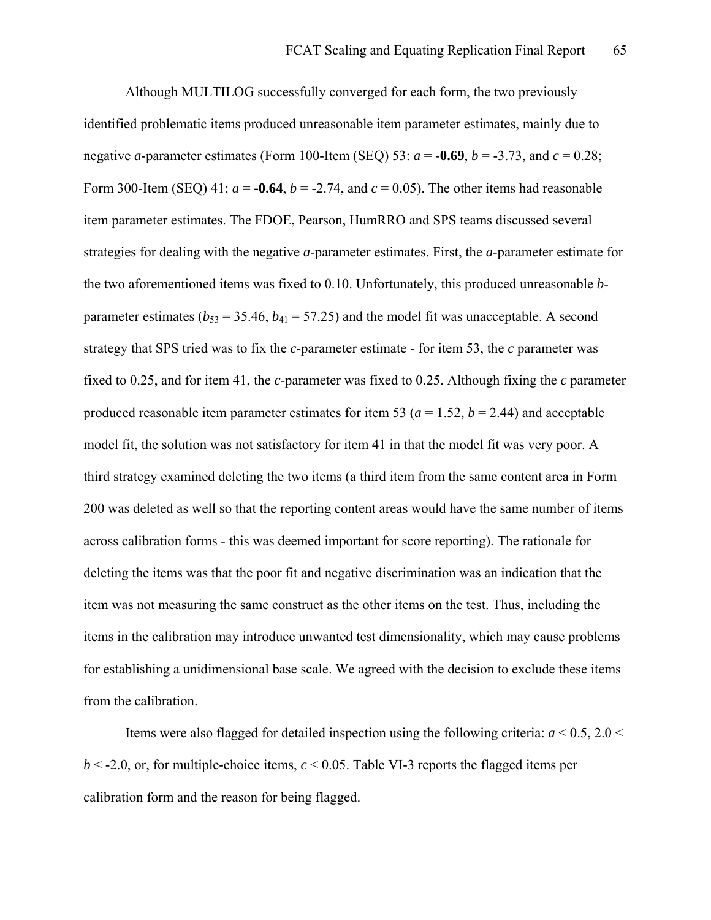Although MULTILOG successfully converged for each form, the two previously identified problematic items produced unreasonable item parameter estimates, mainly due to negative *a*-parameter estimates (Form 100-Item (SEQ) 53: $a$ = **-0.69**, $b$ = -3.73, and $c$ = 0.28; Form 300-Item (SEQ) 41: $a$ = **-0.64**, $b$ = -2.74, and $c$ = 0.05). The other items had reasonable item parameter estimates. The FDOE, Pearson, HumRRO and SPS teams discussed several strategies for dealing with the negative *a*-parameter estimates. First, the *a*-parameter estimate for the two aforementioned items was fixed to 0.10. Unfortunately, this produced unreasonable *b*-parameter estimates ($b_{53}$ = 35.46, $b_{41}$ = 57.25) and the model fit was unacceptable. A second strategy that SPS tried was to fix the *c*-parameter estimate - for item 53, the *c* parameter was fixed to 0.25, and for item 41, the *c*-parameter was fixed to 0.25. Although fixing the *c* parameter produced reasonable item parameter estimates for item 53 ($a$ = 1.52, $b$ = 2.44) and acceptable model fit, the solution was not satisfactory for item 41 in that the model fit was very poor. A third strategy examined deleting the two items (a third item from the same content area in Form 200 was deleted as well so that the reporting content areas would have the same number of items across calibration forms - this was deemed important for score reporting). The rationale for deleting the items was that the poor fit and negative discrimination was an indication that the item was not measuring the same construct as the other items on the test. Thus, including the items in the calibration may introduce unwanted test dimensionality, which may cause problems for establishing a unidimensional base scale. We agreed with the decision to exclude these items from the calibration.

Items were also flagged for detailed inspection using the following criteria: $a < 0.5$, $2.0 < b < -2.0$, or, for multiple-choice items, $c < 0.05$. Table VI-3 reports the flagged items per calibration form and the reason for being flagged.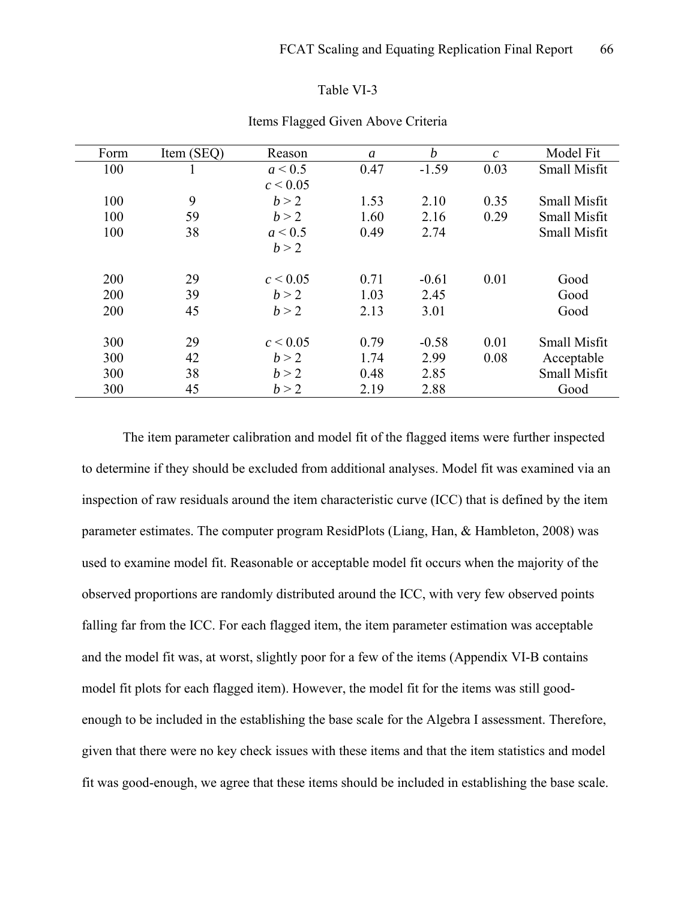Table VI-3

Items Flagged Given Above Criteria

| Form | Item (SEQ) | Reason | $a$ | $b$ | $c$ | Model Fit |
|---|---|---|---|---|---|---|
| 100 | 1 | $a < 0.5$ $c < 0.05$ | 0.47 | -1.59 | 0.03 | Small Misfit |
| 100 | 9 | $b > 2$ | 1.53 | 2.10 | 0.35 | Small Misfit |
| 100 | 59 | $b > 2$ | 1.60 | 2.16 | 0.29 | Small Misfit |
| 100 | 38 | $a < 0.5$ $b > 2$ | 0.49 | 2.74 | | Small Misfit |
| 200 | 29 | $c < 0.05$ | 0.71 | -0.61 | 0.01 | Good |
| 200 | 39 | $b > 2$ | 1.03 | 2.45 | | Good |
| 200 | 45 | $b > 2$ | 2.13 | 3.01 | | Good |
| 300 | 29 | $c < 0.05$ | 0.79 | -0.58 | 0.01 | Small Misfit |
| 300 | 42 | $b > 2$ | 1.74 | 2.99 | 0.08 | Acceptable |
| 300 | 38 | $b > 2$ | 0.48 | 2.85 | | Small Misfit |
| 300 | 45 | $b > 2$ | 2.19 | 2.88 | | Good |

The item parameter calibration and model fit of the flagged items were further inspected to determine if they should be excluded from additional analyses. Model fit was examined via an inspection of raw residuals around the item characteristic curve (ICC) that is defined by the item parameter estimates. The computer program ResidPlots (Liang, Han, & Hambleton, 2008) was used to examine model fit. Reasonable or acceptable model fit occurs when the majority of the observed proportions are randomly distributed around the ICC, with very few observed points falling far from the ICC. For each flagged item, the item parameter estimation was acceptable and the model fit was, at worst, slightly poor for a few of the items (Appendix VI-B contains model fit plots for each flagged item). However, the model fit for the items was still good-enough to be included in the establishing the base scale for the Algebra I assessment. Therefore, given that there were no key check issues with these items and that the item statistics and model fit was good-enough, we agree that these items should be included in establishing the base scale.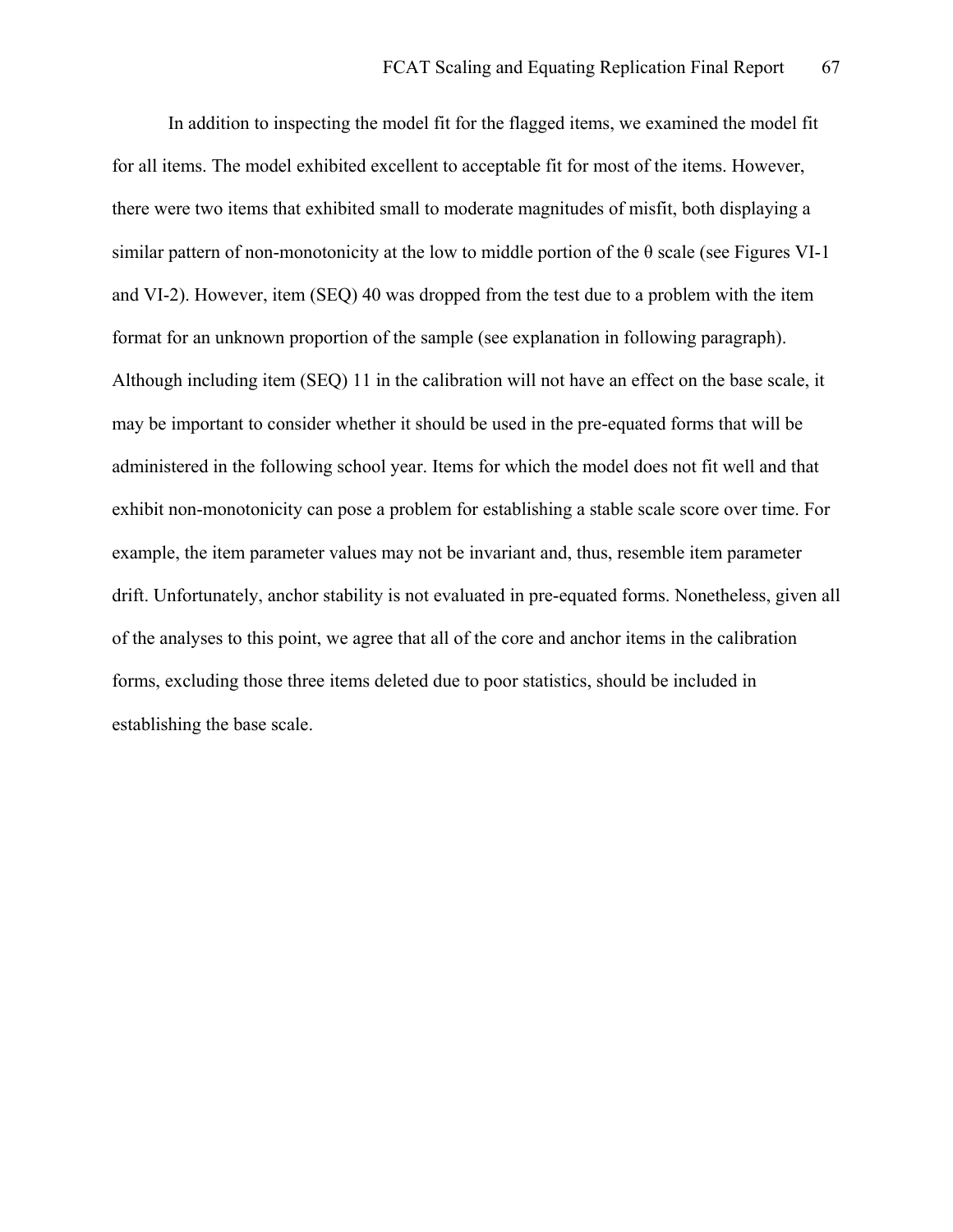In addition to inspecting the model fit for the flagged items, we examined the model fit for all items. The model exhibited excellent to acceptable fit for most of the items. However, there were two items that exhibited small to moderate magnitudes of misfit, both displaying a similar pattern of non-monotonicity at the low to middle portion of the θ scale (see Figures VI-1 and VI-2). However, item (SEQ) 40 was dropped from the test due to a problem with the item format for an unknown proportion of the sample (see explanation in following paragraph). Although including item (SEQ) 11 in the calibration will not have an effect on the base scale, it may be important to consider whether it should be used in the pre-equated forms that will be administered in the following school year. Items for which the model does not fit well and that exhibit non-monotonicity can pose a problem for establishing a stable scale score over time. For example, the item parameter values may not be invariant and, thus, resemble item parameter drift. Unfortunately, anchor stability is not evaluated in pre-equated forms. Nonetheless, given all of the analyses to this point, we agree that all of the core and anchor items in the calibration forms, excluding those three items deleted due to poor statistics, should be included in establishing the base scale.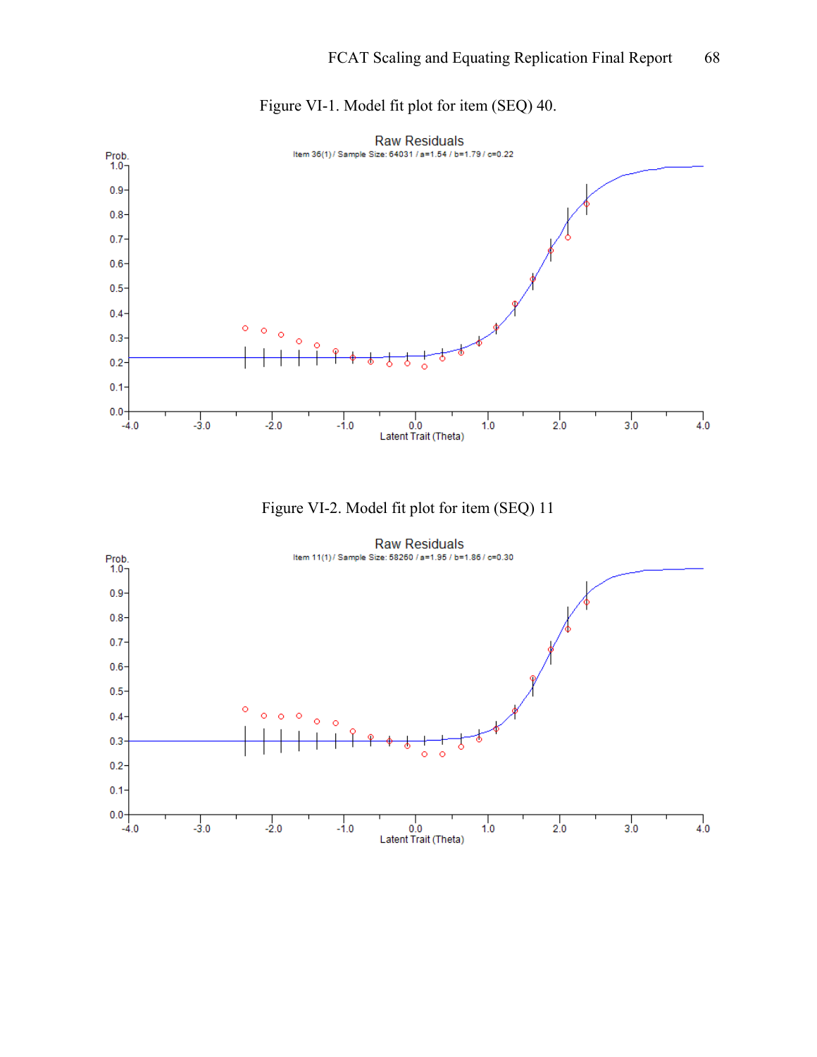Figure VI-1. Model fit plot for item (SEQ) 40.

Raw Residuals

Item 36(1) / Sample Size: 64031 / a=1.54 / b=1.79 / c=0.22

Figure VI-2. Model fit plot for item (SEQ) 11

Raw Residuals

Item 11(1) / Sample Size: 58260 / a=1.95 / b=1.86 / c=0.30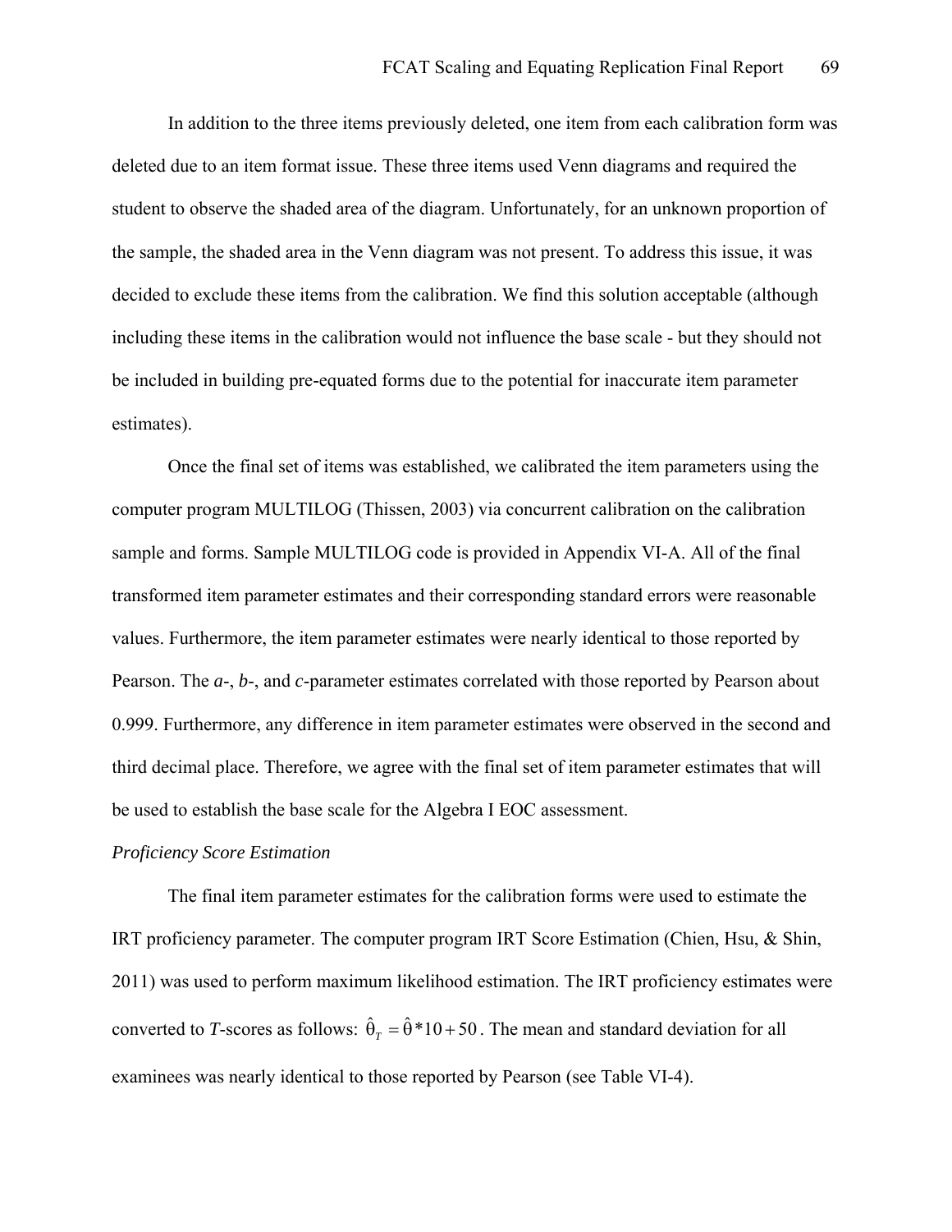In addition to the three items previously deleted, one item from each calibration form was deleted due to an item format issue. These three items used Venn diagrams and required the student to observe the shaded area of the diagram. Unfortunately, for an unknown proportion of the sample, the shaded area in the Venn diagram was not present. To address this issue, it was decided to exclude these items from the calibration. We find this solution acceptable (although including these items in the calibration would not influence the base scale - but they should not be included in building pre-equated forms due to the potential for inaccurate item parameter estimates).

Once the final set of items was established, we calibrated the item parameters using the computer program MULTILOG (Thissen, 2003) via concurrent calibration on the calibration sample and forms. Sample MULTILOG code is provided in Appendix VI-A. All of the final transformed item parameter estimates and their corresponding standard errors were reasonable values. Furthermore, the item parameter estimates were nearly identical to those reported by Pearson. The *a*-, *b*-, and *c*-parameter estimates correlated with those reported by Pearson about 0.999. Furthermore, any difference in item parameter estimates were observed in the second and third decimal place. Therefore, we agree with the final set of item parameter estimates that will be used to establish the base scale for the Algebra I EOC assessment.

*Proficiency Score Estimation*

The final item parameter estimates for the calibration forms were used to estimate the IRT proficiency parameter. The computer program IRT Score Estimation (Chien, Hsu, & Shin, 2011) was used to perform maximum likelihood estimation. The IRT proficiency estimates were converted to *T*-scores as follows: $\hat{\theta}_T = \hat{\theta} * 10 + 50$. The mean and standard deviation for all examinees was nearly identical to those reported by Pearson (see Table VI-4).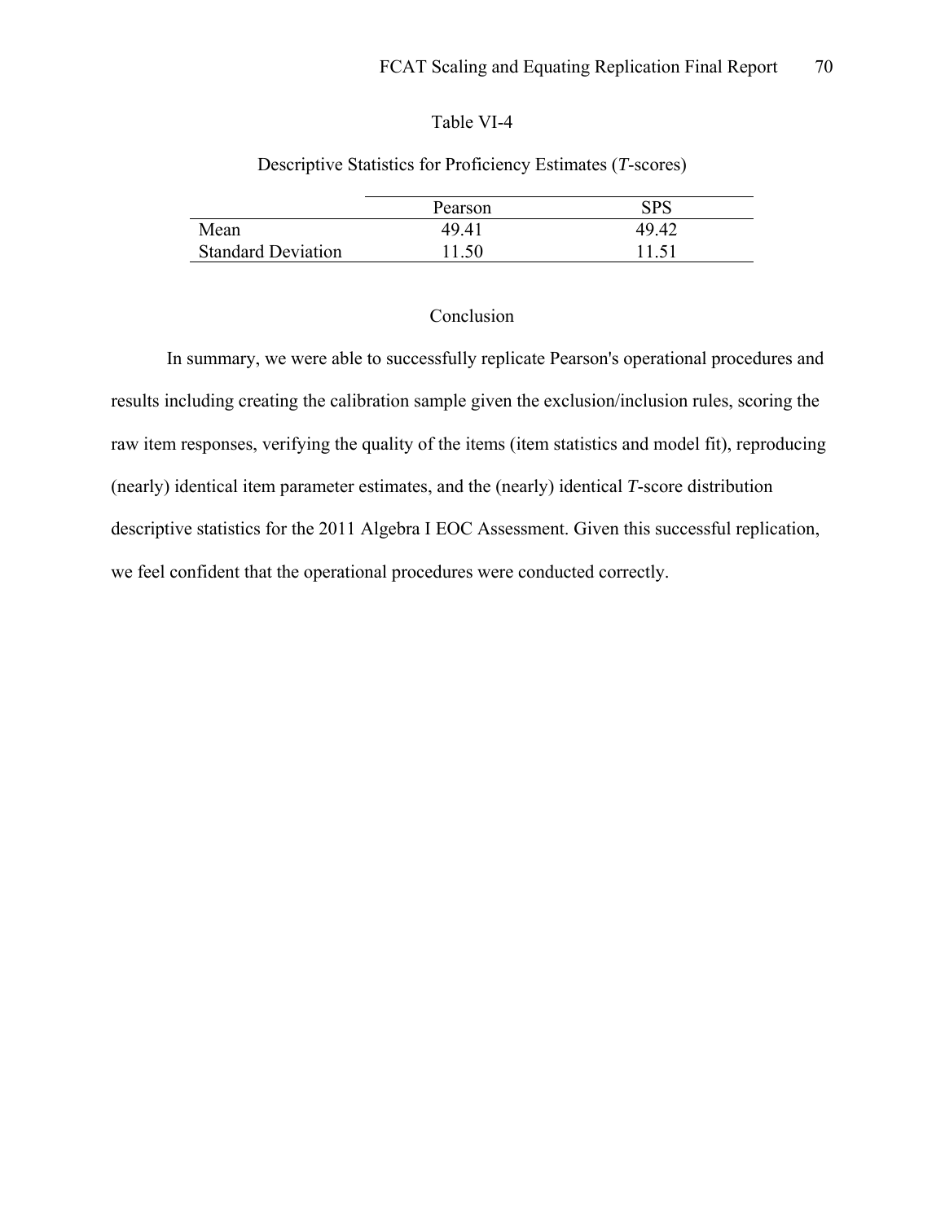Table VI-4

Descriptive Statistics for Proficiency Estimates (*T*-scores)

| | Pearson | SPS |
|---|---|---|
| Mean | 49.41 | 49.42 |
| Standard Deviation | 11.50 | 11.51 |

## Conclusion

In summary, we were able to successfully replicate Pearson's operational procedures and results including creating the calibration sample given the exclusion/inclusion rules, scoring the raw item responses, verifying the quality of the items (item statistics and model fit), reproducing (nearly) identical item parameter estimates, and the (nearly) identical *T*-score distribution descriptive statistics for the 2011 Algebra I EOC Assessment. Given this successful replication, we feel confident that the operational procedures were conducted correctly.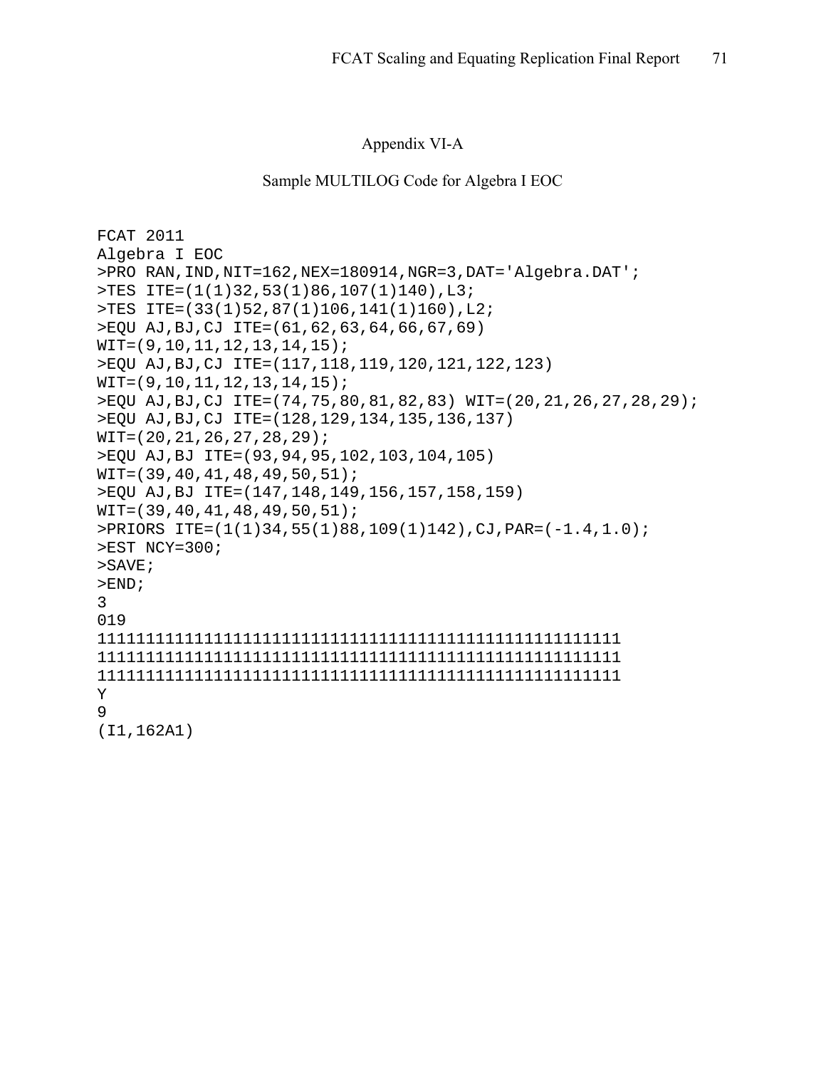Appendix VI-A

Sample MULTILOG Code for Algebra I EOC

```
FCAT 2011
Algebra I EOC
>PRO RAN,IND,NIT=162,NEX=180914,NGR=3,DAT='Algebra.DAT';
>TES ITE=(1(1)32,53(1)86,107(1)140),L3;
>TES ITE=(33(1)52,87(1)106,141(1)160),L2;
>EQU AJ,BJ,CJ ITE=(61,62,63,64,66,67,69)
WIT=(9,10,11,12,13,14,15);
>EQU AJ,BJ,CJ ITE=(117,118,119,120,121,122,123)
WIT=(9,10,11,12,13,14,15);
>EQU AJ,BJ,CJ ITE=(74,75,80,81,82,83) WIT=(20,21,26,27,28,29);
>EQU AJ,BJ,CJ ITE=(128,129,134,135,136,137)
WIT=(20,21,26,27,28,29);
>EQU AJ,BJ ITE=(93,94,95,102,103,104,105)
WIT=(39,40,41,48,49,50,51);
>EQU AJ,BJ ITE=(147,148,149,156,157,158,159)
WIT=(39,40,41,48,49,50,51);
>PRIORS ITE=(1(1)34,55(1)88,109(1)142),CJ,PAR=(-1.4,1.0);
>EST NCY=300;
>SAVE;
>END;
3
019
111111111111111111111111111111111111111111111111111111
111111111111111111111111111111111111111111111111111111
111111111111111111111111111111111111111111111111111111
Y
9
(I1,162A1)
```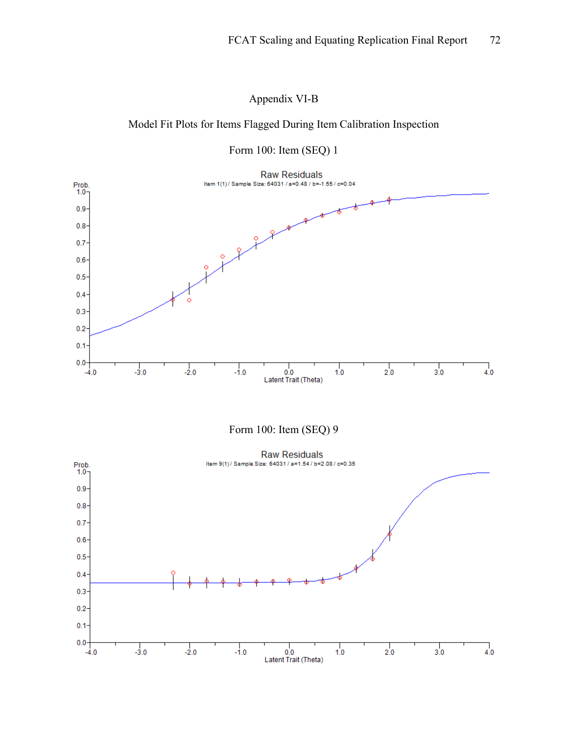# Appendix VI-B

## Model Fit Plots for Items Flagged During Item Calibration Inspection

### Form 100: Item (SEQ) 1

Raw Residuals

Item 1(1) / Sample Size: 64031 / a=0.48 / b=-1.55 / c=0.04

### Form 100: Item (SEQ) 9

Raw Residuals

Item 9(1) / Sample Size: 64031 / a=1.54 / b=2.08 / c=0.35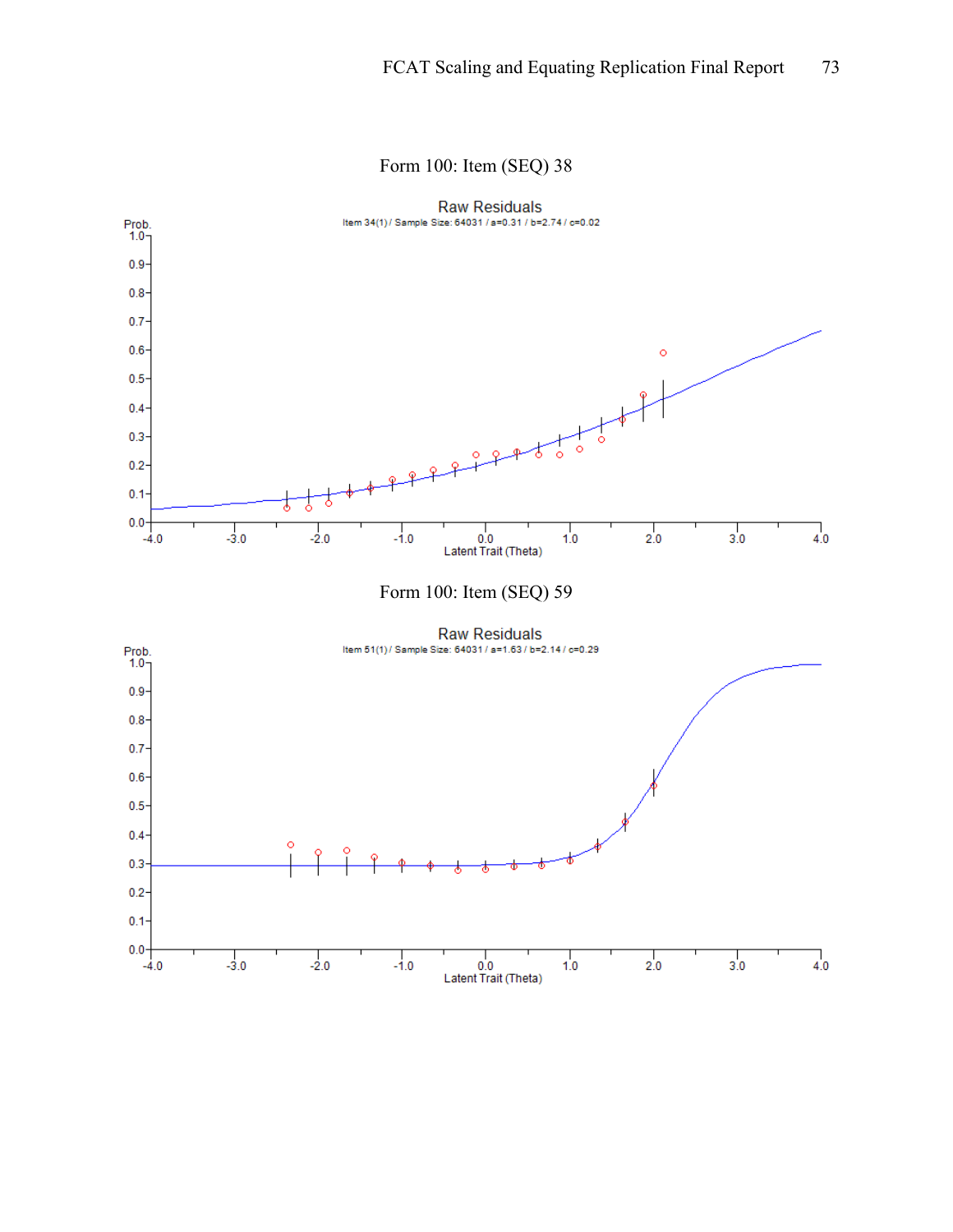Form 100: Item (SEQ) 38

Raw Residuals

Item 34(1) / Sample Size: 64031 / a=0.31 / b=2.74 / c=0.02

Form 100: Item (SEQ) 59

Raw Residuals

Item 51(1) / Sample Size: 64031 / a=1.63 / b=2.14 / c=0.29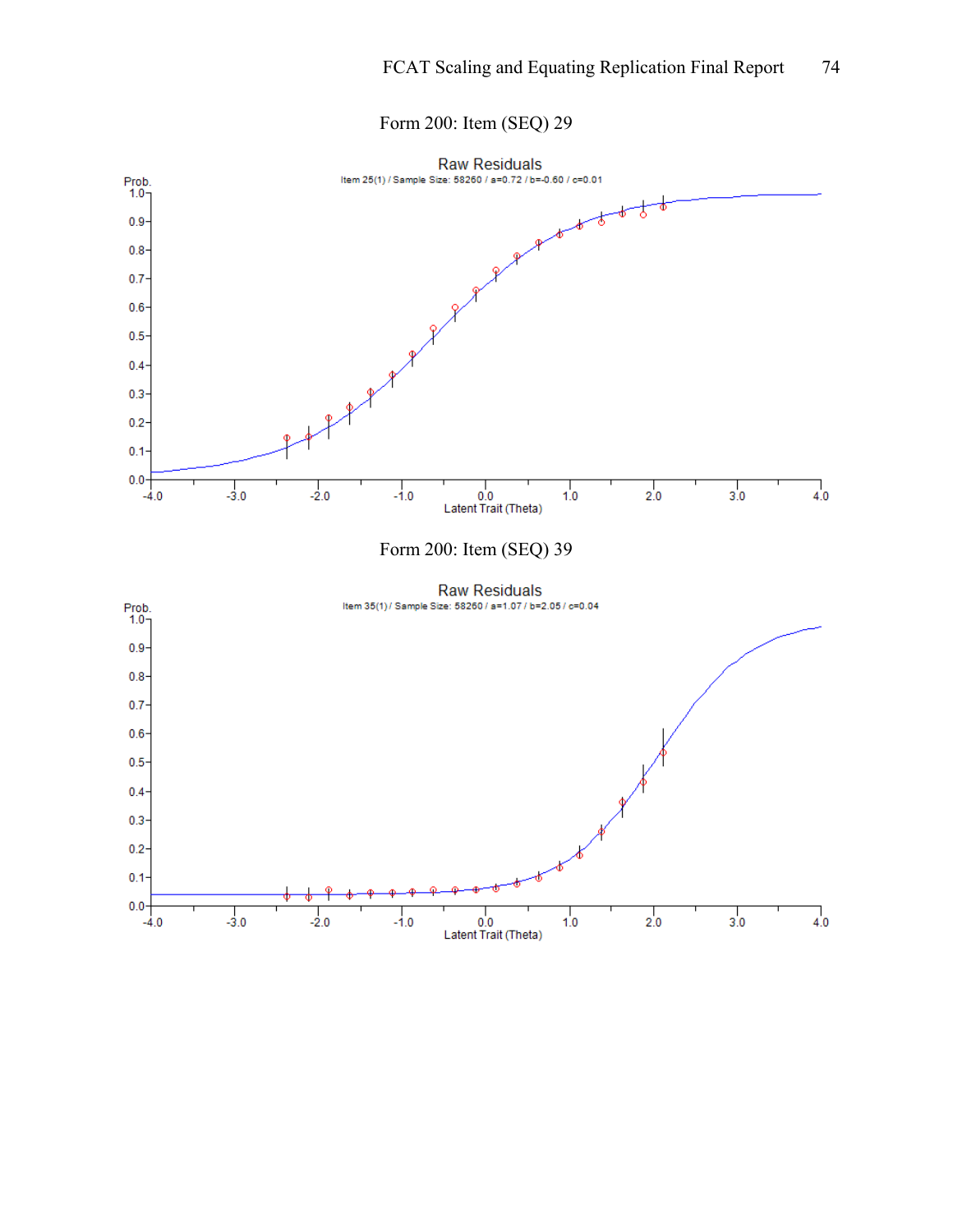Form 200: Item (SEQ) 29

Raw Residuals

Item 25(1) / Sample Size: 58260 / a=0.72 / b=-0.60 / c=0.01

Form 200: Item (SEQ) 39

Raw Residuals

Item 35(1) / Sample Size: 58260 / a=1.07 / b=2.05 / c=0.04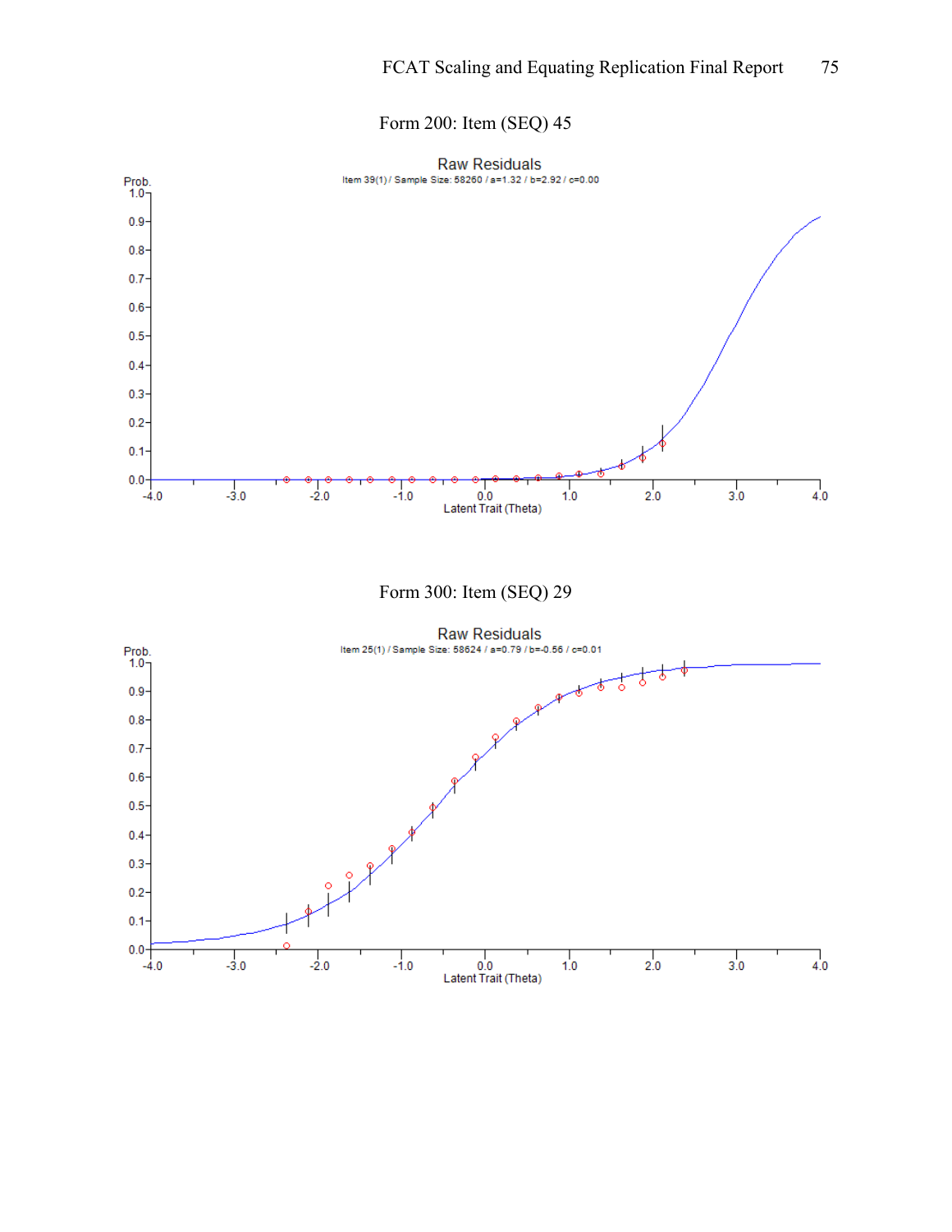Form 200: Item (SEQ) 45

Raw Residuals

Item 39(1) / Sample Size: 58260 / a=1.32 / b=2.92 / c=0.00

Form 300: Item (SEQ) 29

Raw Residuals

Item 25(1) / Sample Size: 58624 / a=0.79 / b=-0.56 / c=0.01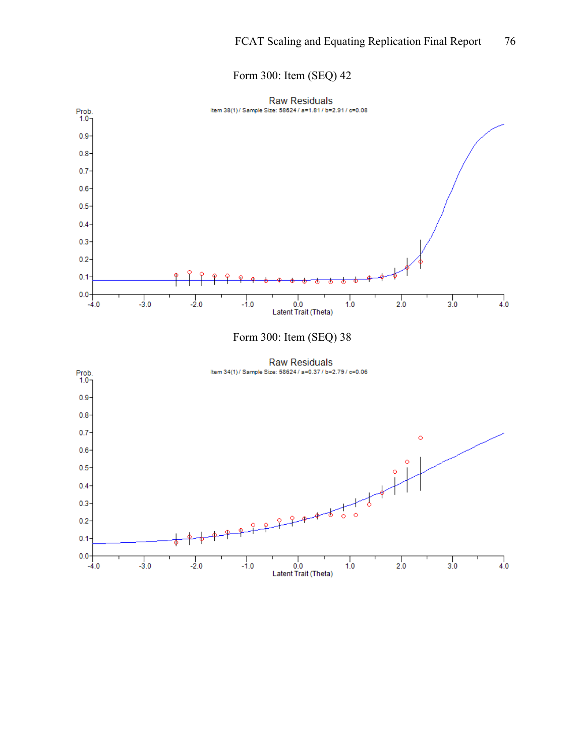Form 300: Item (SEQ) 42

Raw Residuals

Item 38(1) / Sample Size: 58624 / a=1.81 / b=2.91 / c=0.08

Form 300: Item (SEQ) 38

Raw Residuals

Item 34(1) / Sample Size: 58624 / a=0.37 / b=2.79 / c=0.06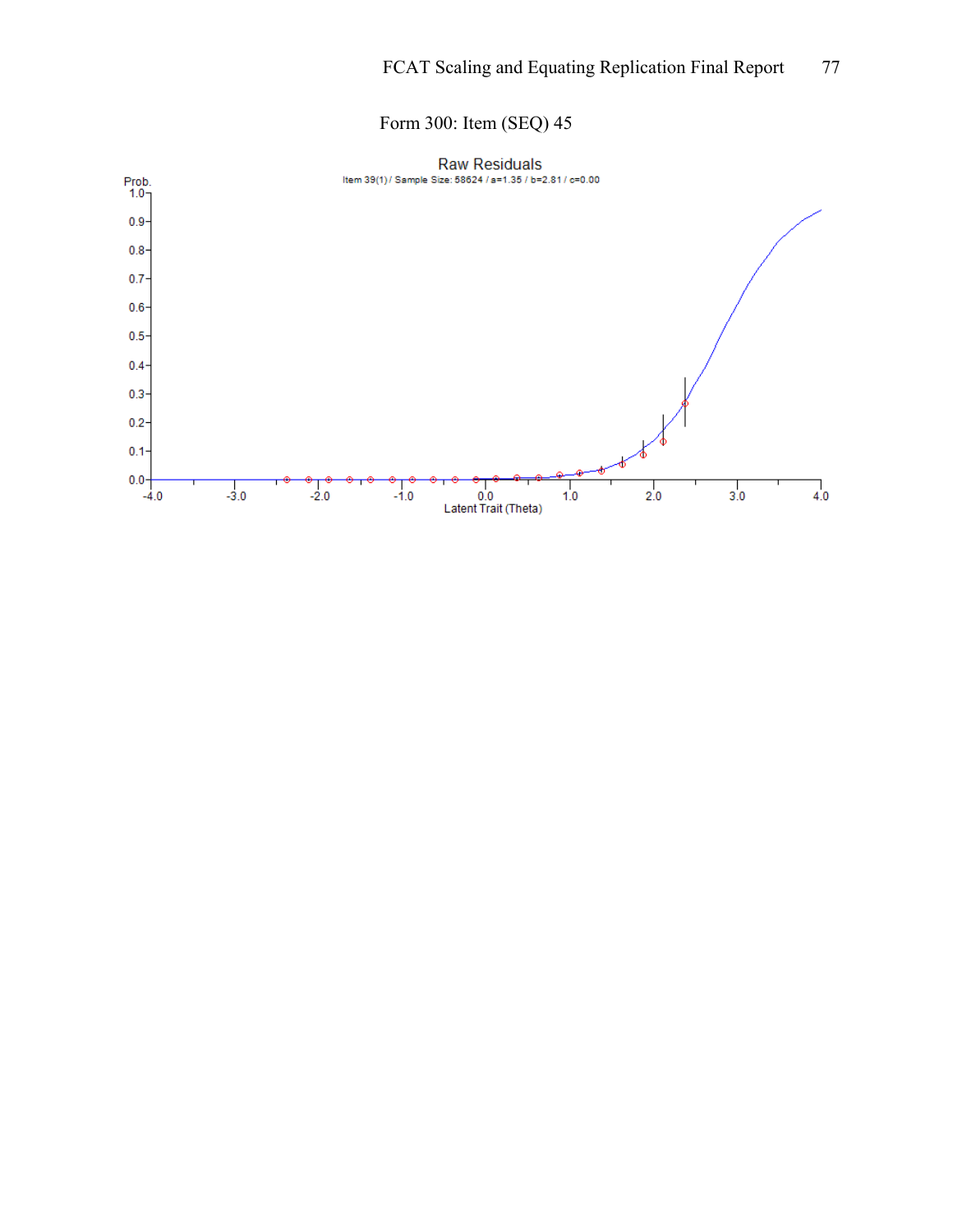Form 300: Item (SEQ) 45

Raw Residuals

Item 39(1) / Sample Size: 58624 / a=1.35 / b=2.81 / c=0.00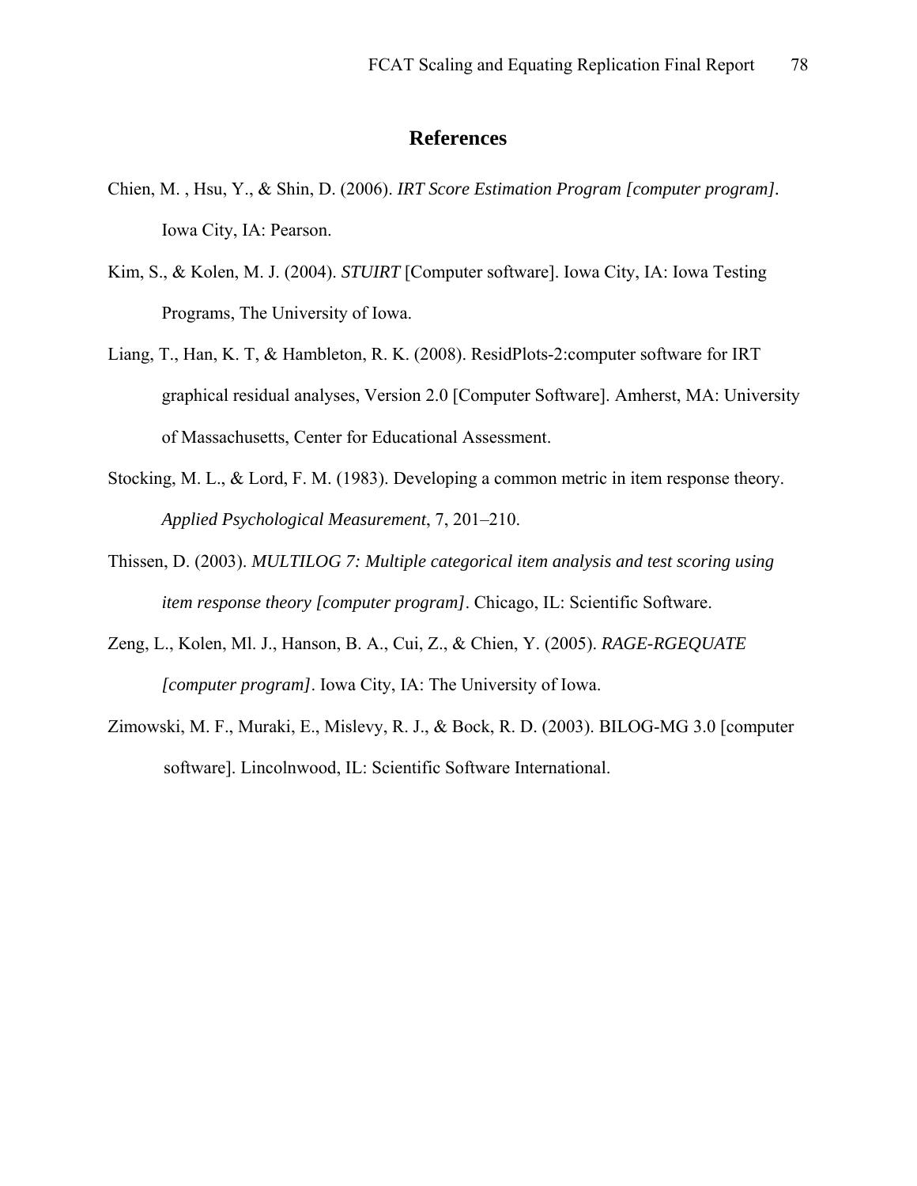# References

Chien, M. , Hsu, Y., & Shin, D. (2006). *IRT Score Estimation Program [computer program]*. Iowa City, IA: Pearson.

Kim, S., & Kolen, M. J. (2004). *STUIRT* [Computer software]. Iowa City, IA: Iowa Testing Programs, The University of Iowa.

Liang, T., Han, K. T, & Hambleton, R. K. (2008). ResidPlots-2:computer software for IRT graphical residual analyses, Version 2.0 [Computer Software]. Amherst, MA: University of Massachusetts, Center for Educational Assessment.

Stocking, M. L., & Lord, F. M. (1983). Developing a common metric in item response theory. *Applied Psychological Measurement*, 7, 201–210.

Thissen, D. (2003). *MULTILOG 7: Multiple categorical item analysis and test scoring using item response theory [computer program]*. Chicago, IL: Scientific Software.

Zeng, L., Kolen, Ml. J., Hanson, B. A., Cui, Z., & Chien, Y. (2005). *RAGE-RGEQUATE [computer program]*. Iowa City, IA: The University of Iowa.

Zimowski, M. F., Muraki, E., Mislevy, R. J., & Bock, R. D. (2003). BILOG-MG 3.0 [computer software]. Lincolnwood, IL: Scientific Software International.